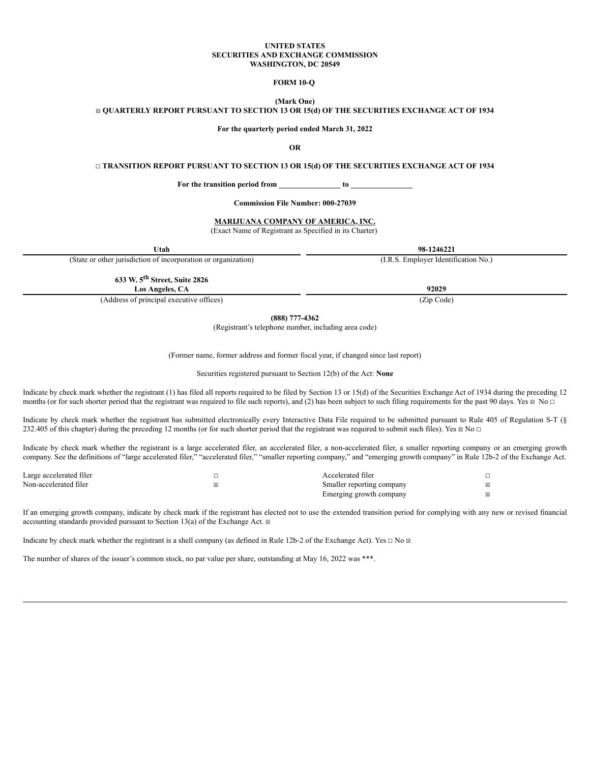**UNITED STATES**
**SECURITIES AND EXCHANGE COMMISSION**
**WASHINGTON, DC 20549**

**FORM 10-Q**

**(Mark One)**
☒ **QUARTERLY REPORT PURSUANT TO SECTION 13 OR 15(d) OF THE SECURITIES EXCHANGE ACT OF 1934**

**For the quarterly period ended March 31, 2022**

**OR**

☐ **TRANSITION REPORT PURSUANT TO SECTION 13 OR 15(d) OF THE SECURITIES EXCHANGE ACT OF 1934**

**For the transition period from ________________ to ________________**

**Commission File Number: 000-27039**

**MARIJUANA COMPANY OF AMERICA, INC.**
(Exact Name of Registrant as Specified in its Charter)

| **Utah** | **98-1246221** |
|---|---|
| (State or other jurisdiction of incorporation or organization) | (I.R.S. Employer Identification No.) |

| **633 W. 5th Street, Suite 2826 Los Angeles, CA** | **92029** |
|---|---|
| (Address of principal executive offices) | (Zip Code) |

**(888) 777-4362**
(Registrant's telephone number, including area code)

(Former name, former address and former fiscal year, if changed since last report)

Securities registered pursuant to Section 12(b) of the Act: **None**

Indicate by check mark whether the registrant (1) has filed all reports required to be filed by Section 13 or 15(d) of the Securities Exchange Act of 1934 during the preceding 12 months (or for such shorter period that the registrant was required to file such reports), and (2) has been subject to such filing requirements for the past 90 days. Yes ☒ No ☐

Indicate by check mark whether the registrant has submitted electronically every Interactive Data File required to be submitted pursuant to Rule 405 of Regulation S-T (§ 232.405 of this chapter) during the preceding 12 months (or for such shorter period that the registrant was required to submit such files). Yes ☒ No ☐

Indicate by check mark whether the registrant is a large accelerated filer, an accelerated filer, a non-accelerated filer, a smaller reporting company or an emerging growth company. See the definitions of "large accelerated filer," "accelerated filer," "smaller reporting company," and "emerging growth company" in Rule 12b-2 of the Exchange Act.

| | | | |
|---|---|---|---|
| Large accelerated filer | ☐ | Accelerated filer | ☐ |
| Non-accelerated filer | ☒ | Smaller reporting company | ☒ |
| | | Emerging growth company | ☒ |

If an emerging growth company, indicate by check mark if the registrant has elected not to use the extended transition period for complying with any new or revised financial accounting standards provided pursuant to Section 13(a) of the Exchange Act. ☒

Indicate by check mark whether the registrant is a shell company (as defined in Rule 12b-2 of the Exchange Act). Yes ☐ No ☒

The number of shares of the issuer's common stock, no par value per share, outstanding at May 16, 2022 was ***.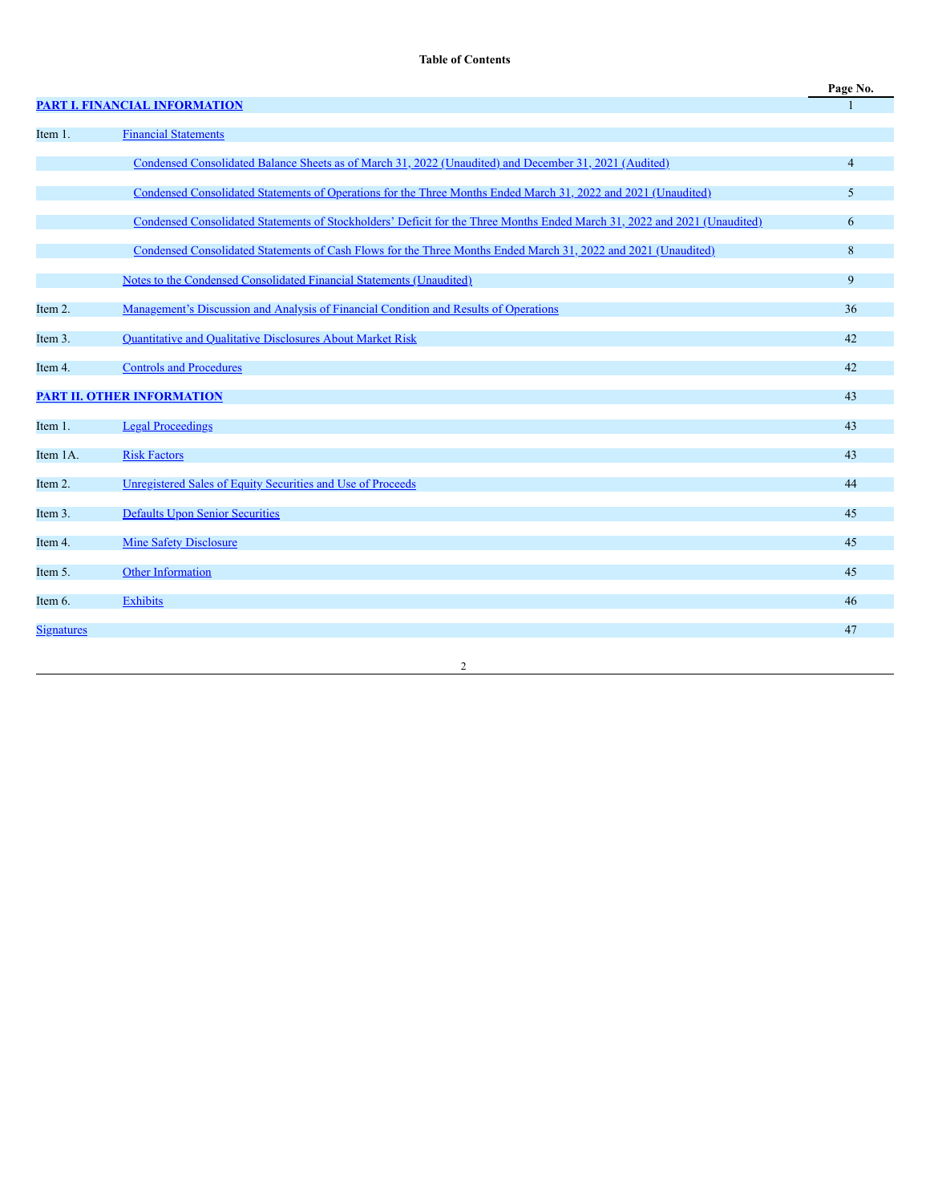**Table of Contents**

| | | Page No. |
|---|---|---|
| **PART I. FINANCIAL INFORMATION** | | 1 |
| Item 1. | Financial Statements | |
| | Condensed Consolidated Balance Sheets as of March 31, 2022 (Unaudited) and December 31, 2021 (Audited) | 4 |
| | Condensed Consolidated Statements of Operations for the Three Months Ended March 31, 2022 and 2021 (Unaudited) | 5 |
| | Condensed Consolidated Statements of Stockholders' Deficit for the Three Months Ended March 31, 2022 and 2021 (Unaudited) | 6 |
| | Condensed Consolidated Statements of Cash Flows for the Three Months Ended March 31, 2022 and 2021 (Unaudited) | 8 |
| | Notes to the Condensed Consolidated Financial Statements (Unaudited) | 9 |
| Item 2. | Management's Discussion and Analysis of Financial Condition and Results of Operations | 36 |
| Item 3. | Quantitative and Qualitative Disclosures About Market Risk | 42 |
| Item 4. | Controls and Procedures | 42 |
| **PART II. OTHER INFORMATION** | | 43 |
| Item 1. | Legal Proceedings | 43 |
| Item 1A. | Risk Factors | 43 |
| Item 2. | Unregistered Sales of Equity Securities and Use of Proceeds | 44 |
| Item 3. | Defaults Upon Senior Securities | 45 |
| Item 4. | Mine Safety Disclosure | 45 |
| Item 5. | Other Information | 45 |
| Item 6. | Exhibits | 46 |
| Signatures | | 47 |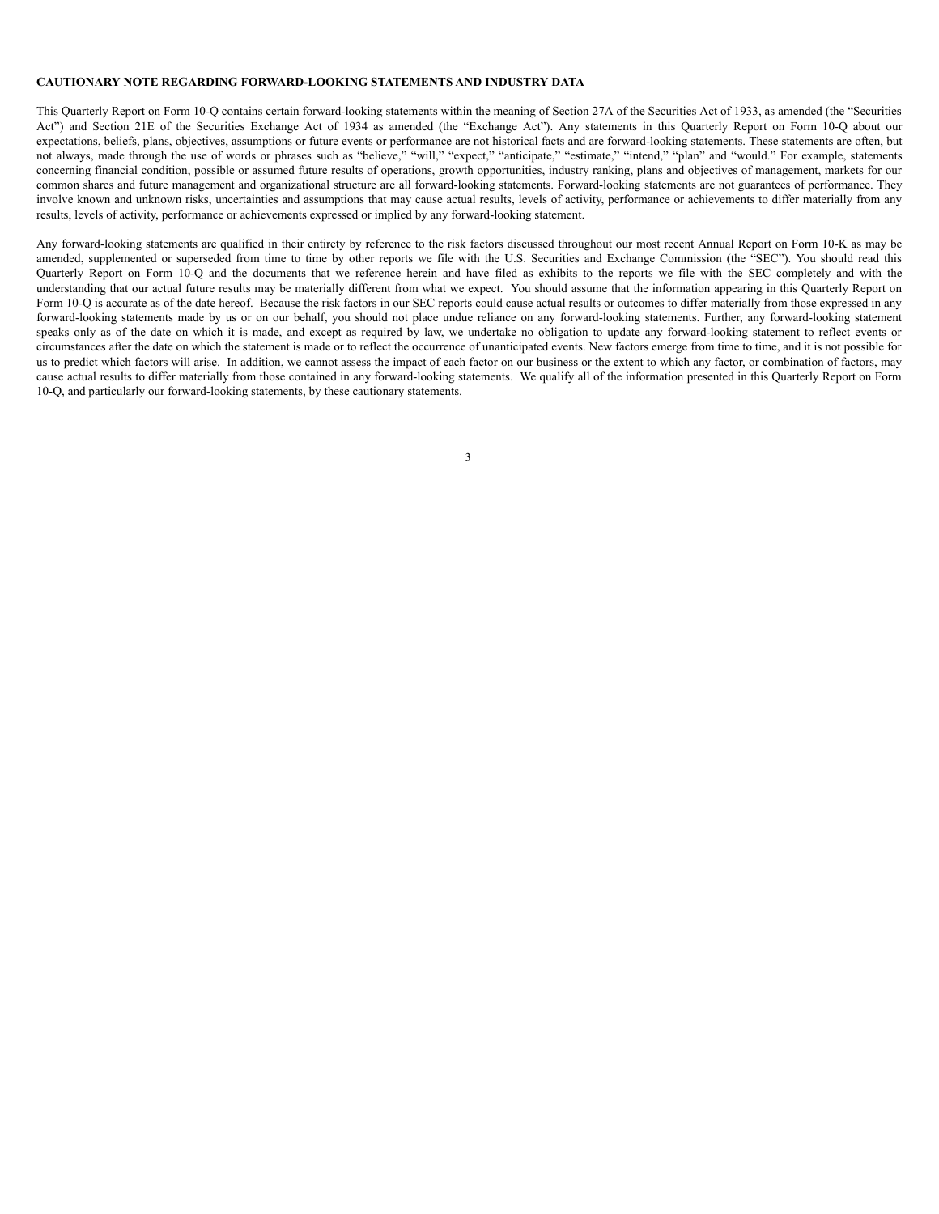**CAUTIONARY NOTE REGARDING FORWARD-LOOKING STATEMENTS AND INDUSTRY DATA**

This Quarterly Report on Form 10-Q contains certain forward-looking statements within the meaning of Section 27A of the Securities Act of 1933, as amended (the "Securities Act") and Section 21E of the Securities Exchange Act of 1934 as amended (the "Exchange Act"). Any statements in this Quarterly Report on Form 10-Q about our expectations, beliefs, plans, objectives, assumptions or future events or performance are not historical facts and are forward-looking statements. These statements are often, but not always, made through the use of words or phrases such as "believe," "will," "expect," "anticipate," "estimate," "intend," "plan" and "would." For example, statements concerning financial condition, possible or assumed future results of operations, growth opportunities, industry ranking, plans and objectives of management, markets for our common shares and future management and organizational structure are all forward-looking statements. Forward-looking statements are not guarantees of performance. They involve known and unknown risks, uncertainties and assumptions that may cause actual results, levels of activity, performance or achievements to differ materially from any results, levels of activity, performance or achievements expressed or implied by any forward-looking statement.

Any forward-looking statements are qualified in their entirety by reference to the risk factors discussed throughout our most recent Annual Report on Form 10-K as may be amended, supplemented or superseded from time to time by other reports we file with the U.S. Securities and Exchange Commission (the "SEC"). You should read this Quarterly Report on Form 10-Q and the documents that we reference herein and have filed as exhibits to the reports we file with the SEC completely and with the understanding that our actual future results may be materially different from what we expect. You should assume that the information appearing in this Quarterly Report on Form 10-Q is accurate as of the date hereof. Because the risk factors in our SEC reports could cause actual results or outcomes to differ materially from those expressed in any forward-looking statements made by us or on our behalf, you should not place undue reliance on any forward-looking statements. Further, any forward-looking statement speaks only as of the date on which it is made, and except as required by law, we undertake no obligation to update any forward-looking statement to reflect events or circumstances after the date on which the statement is made or to reflect the occurrence of unanticipated events. New factors emerge from time to time, and it is not possible for us to predict which factors will arise. In addition, we cannot assess the impact of each factor on our business or the extent to which any factor, or combination of factors, may cause actual results to differ materially from those contained in any forward-looking statements. We qualify all of the information presented in this Quarterly Report on Form 10-Q, and particularly our forward-looking statements, by these cautionary statements.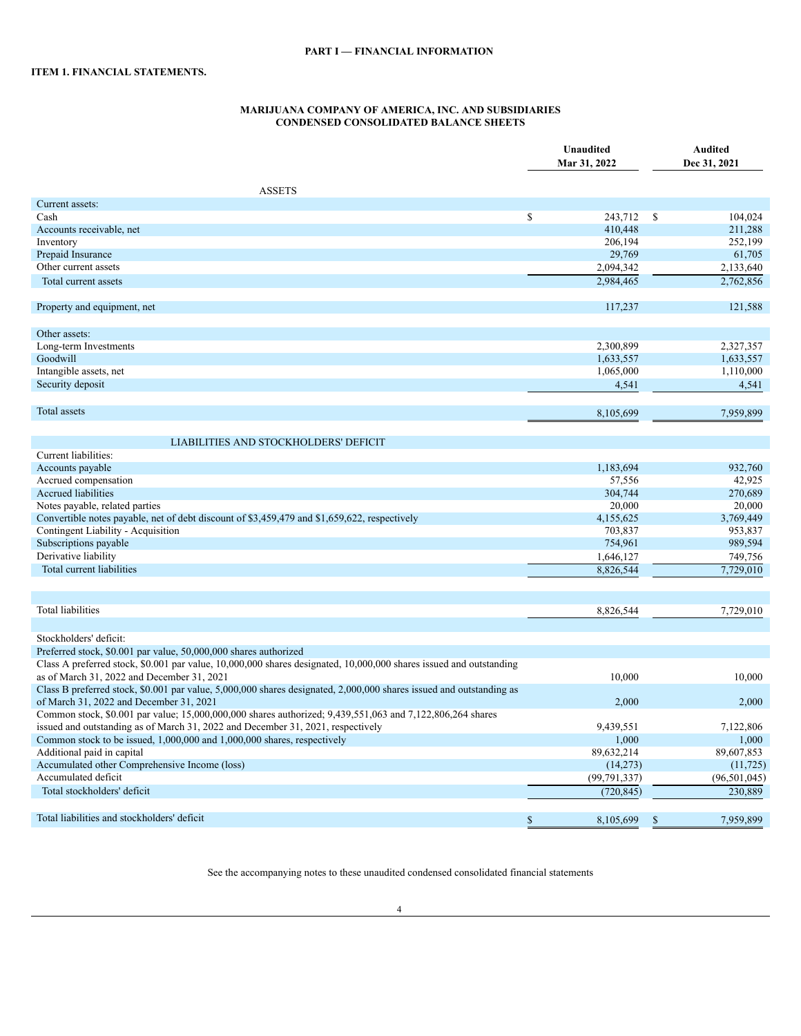**PART I — FINANCIAL INFORMATION**

**ITEM 1. FINANCIAL STATEMENTS.**

**MARIJUANA COMPANY OF AMERICA, INC. AND SUBSIDIARIES**
**CONDENSED CONSOLIDATED BALANCE SHEETS**

| | Unaudited Mar 31, 2022 | Audited Dec 31, 2021 |
|---|---|---|
| ASSETS | | |
| Current assets: | | |
| Cash | $ 243,712 | $ 104,024 |
| Accounts receivable, net | 410,448 | 211,288 |
| Inventory | 206,194 | 252,199 |
| Prepaid Insurance | 29,769 | 61,705 |
| Other current assets | 2,094,342 | 2,133,640 |
| Total current assets | 2,984,465 | 2,762,856 |
| | | |
| Property and equipment, net | 117,237 | 121,588 |
| | | |
| Other assets: | | |
| Long-term Investments | 2,300,899 | 2,327,357 |
| Goodwill | 1,633,557 | 1,633,557 |
| Intangible assets, net | 1,065,000 | 1,110,000 |
| Security deposit | 4,541 | 4,541 |
| | | |
| Total assets | 8,105,699 | 7,959,899 |
| | | |
| LIABILITIES AND STOCKHOLDERS' DEFICIT | | |
| Current liabilities: | | |
| Accounts payable | 1,183,694 | 932,760 |
| Accrued compensation | 57,556 | 42,925 |
| Accrued liabilities | 304,744 | 270,689 |
| Notes payable, related parties | 20,000 | 20,000 |
| Convertible notes payable, net of debt discount of $3,459,479 and $1,659,622, respectively | 4,155,625 | 3,769,449 |
| Contingent Liability - Acquisition | 703,837 | 953,837 |
| Subscriptions payable | 754,961 | 989,594 |
| Derivative liability | 1,646,127 | 749,756 |
| Total current liabilities | 8,826,544 | 7,729,010 |
| | | |
| Total liabilities | 8,826,544 | 7,729,010 |
| | | |
| Stockholders' deficit: | | |
| Preferred stock, $0.001 par value, 50,000,000 shares authorized | | |
| Class A preferred stock, $0.001 par value, 10,000,000 shares designated, 10,000,000 shares issued and outstanding as of March 31, 2022 and December 31, 2021 | 10,000 | 10,000 |
| Class B preferred stock, $0.001 par value, 5,000,000 shares designated, 2,000,000 shares issued and outstanding as of March 31, 2022 and December 31, 2021 | 2,000 | 2,000 |
| Common stock, $0.001 par value; 15,000,000,000 shares authorized; 9,439,551,063 and 7,122,806,264 shares issued and outstanding as of March 31, 2022 and December 31, 2021, respectively | 9,439,551 | 7,122,806 |
| Common stock to be issued, 1,000,000 and 1,000,000 shares, respectively | 1,000 | 1,000 |
| Additional paid in capital | 89,632,214 | 89,607,853 |
| Accumulated other Comprehensive Income (loss) | (14,273) | (11,725) |
| Accumulated deficit | (99,791,337) | (96,501,045) |
| Total stockholders' deficit | (720,845) | 230,889 |
| | | |
| Total liabilities and stockholders' deficit | $ 8,105,699 | $ 7,959,899 |

See the accompanying notes to these unaudited condensed consolidated financial statements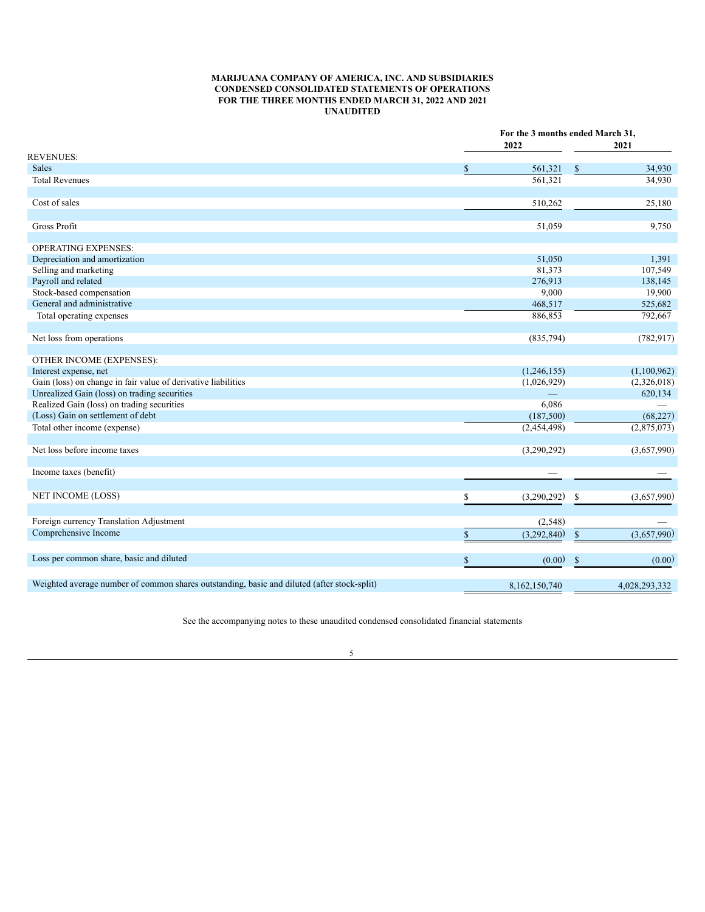**MARIJUANA COMPANY OF AMERICA, INC. AND SUBSIDIARIES**
**CONDENSED CONSOLIDATED STATEMENTS OF OPERATIONS**
**FOR THE THREE MONTHS ENDED MARCH 31, 2022 AND 2021**
**UNAUDITED**

| | For the 3 months ended March 31, | |
|---|---|---|
| | **2022** | **2021** |
| REVENUES: | | |
| Sales | $ 561,321 | $ 34,930 |
| Total Revenues | 561,321 | 34,930 |
| | | |
| Cost of sales | 510,262 | 25,180 |
| | | |
| Gross Profit | 51,059 | 9,750 |
| | | |
| OPERATING EXPENSES: | | |
| Depreciation and amortization | 51,050 | 1,391 |
| Selling and marketing | 81,373 | 107,549 |
| Payroll and related | 276,913 | 138,145 |
| Stock-based compensation | 9,000 | 19,900 |
| General and administrative | 468,517 | 525,682 |
| Total operating expenses | 886,853 | 792,667 |
| | | |
| Net loss from operations | (835,794) | (782,917) |
| | | |
| OTHER INCOME (EXPENSES): | | |
| Interest expense, net | (1,246,155) | (1,100,962) |
| Gain (loss) on change in fair value of derivative liabilities | (1,026,929) | (2,326,018) |
| Unrealized Gain (loss) on trading securities | — | 620,134 |
| Realized Gain (loss) on trading securities | 6,086 | — |
| (Loss) Gain on settlement of debt | (187,500) | (68,227) |
| Total other income (expense) | (2,454,498) | (2,875,073) |
| | | |
| Net loss before income taxes | (3,290,292) | (3,657,990) |
| | | |
| Income taxes (benefit) | — | — |
| | | |
| NET INCOME (LOSS) | $ (3,290,292) | $ (3,657,990) |
| | | |
| Foreign currency Translation Adjustment | (2,548) | — |
| Comprehensive Income | $ (3,292,840) | $ (3,657,990) |
| | | |
| Loss per common share, basic and diluted | $ (0.00) | $ (0.00) |
| | | |
| Weighted average number of common shares outstanding, basic and diluted (after stock-split) | 8,162,150,740 | 4,028,293,332 |

See the accompanying notes to these unaudited condensed consolidated financial statements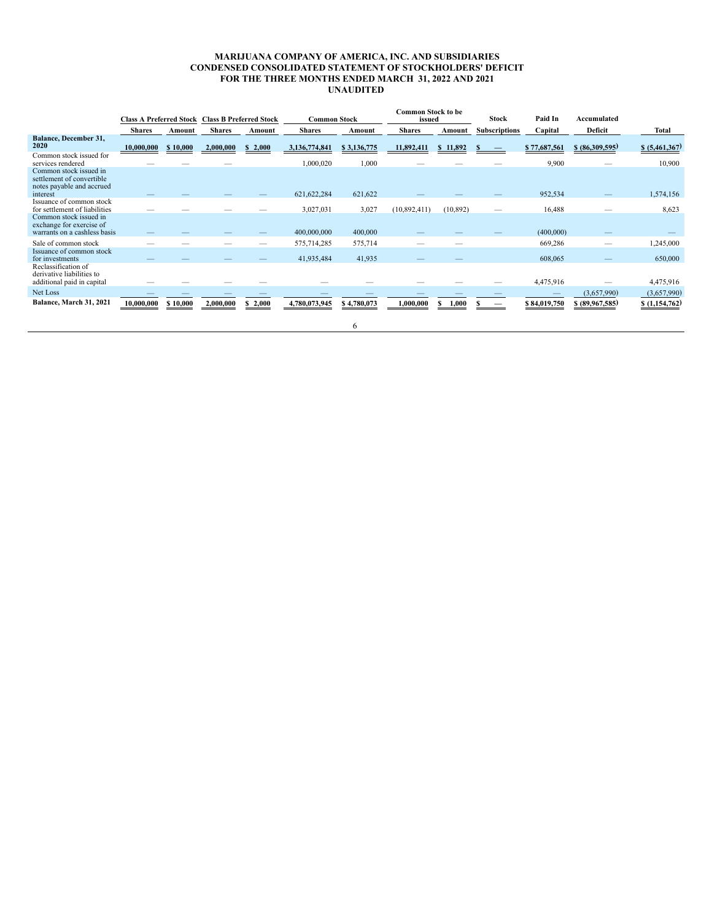**MARIJUANA COMPANY OF AMERICA, INC. AND SUBSIDIARIES**
**CONDENSED CONSOLIDATED STATEMENT OF STOCKHOLDERS' DEFICIT**
**FOR THE THREE MONTHS ENDED MARCH 31, 2022 AND 2021**
**UNAUDITED**

| | Class A Preferred Stock | | Class B Preferred Stock | | Common Stock | | Common Stock to be issued | | Stock | Paid In | Accumulated | |
|---|---|---|---|---|---|---|---|---|---|---|---|---|
| | Shares | Amount | Shares | Amount | Shares | Amount | Shares | Amount | Subscriptions | Capital | Deficit | Total |
| **Balance, December 31, 2020** | 10,000,000 | $ 10,000 | 2,000,000 | $ 2,000 | 3,136,774,841 | $ 3,136,775 | 11,892,411 | $ 11,892 | $ — | $ 77,687,561 | $ (86,309,595) | $ (5,461,367) |
| Common stock issued for services rendered | — | — | — | | 1,000,020 | 1,000 | — | — | — | 9,900 | — | 10,900 |
| Common stock issued in settlement of convertible notes payable and accrued interest | — | — | — | — | 621,622,284 | 621,622 | — | — | — | 952,534 | — | 1,574,156 |
| Issuance of common stock for settlement of liabilities | — | — | — | — | 3,027,031 | 3,027 | (10,892,411) | (10,892) | — | 16,488 | — | 8,623 |
| Common stock issued in exchange for exercise of warrants on a cashless basis | — | — | — | — | 400,000,000 | 400,000 | — | — | — | (400,000) | — | — |
| Sale of common stock | — | — | — | — | 575,714,285 | 575,714 | — | — | | 669,286 | — | 1,245,000 |
| Issuance of common stock for investments | — | — | — | — | 41,935,484 | 41,935 | — | — | | 608,065 | — | 650,000 |
| Reclassification of derivative liabilities to additional paid in capital | — | — | — | — | — | — | — | — | — | 4,475,916 | — | 4,475,916 |
| Net Loss | — | — | — | — | — | — | — | — | — | — | (3,657,990) | (3,657,990) |
| **Balance, March 31, 2021** | 10,000,000 | $ 10,000 | 2,000,000 | $ 2,000 | 4,780,073,945 | $ 4,780,073 | 1,000,000 | $ 1,000 | $ — | $ 84,019,750 | $ (89,967,585) | $ (1,154,762) |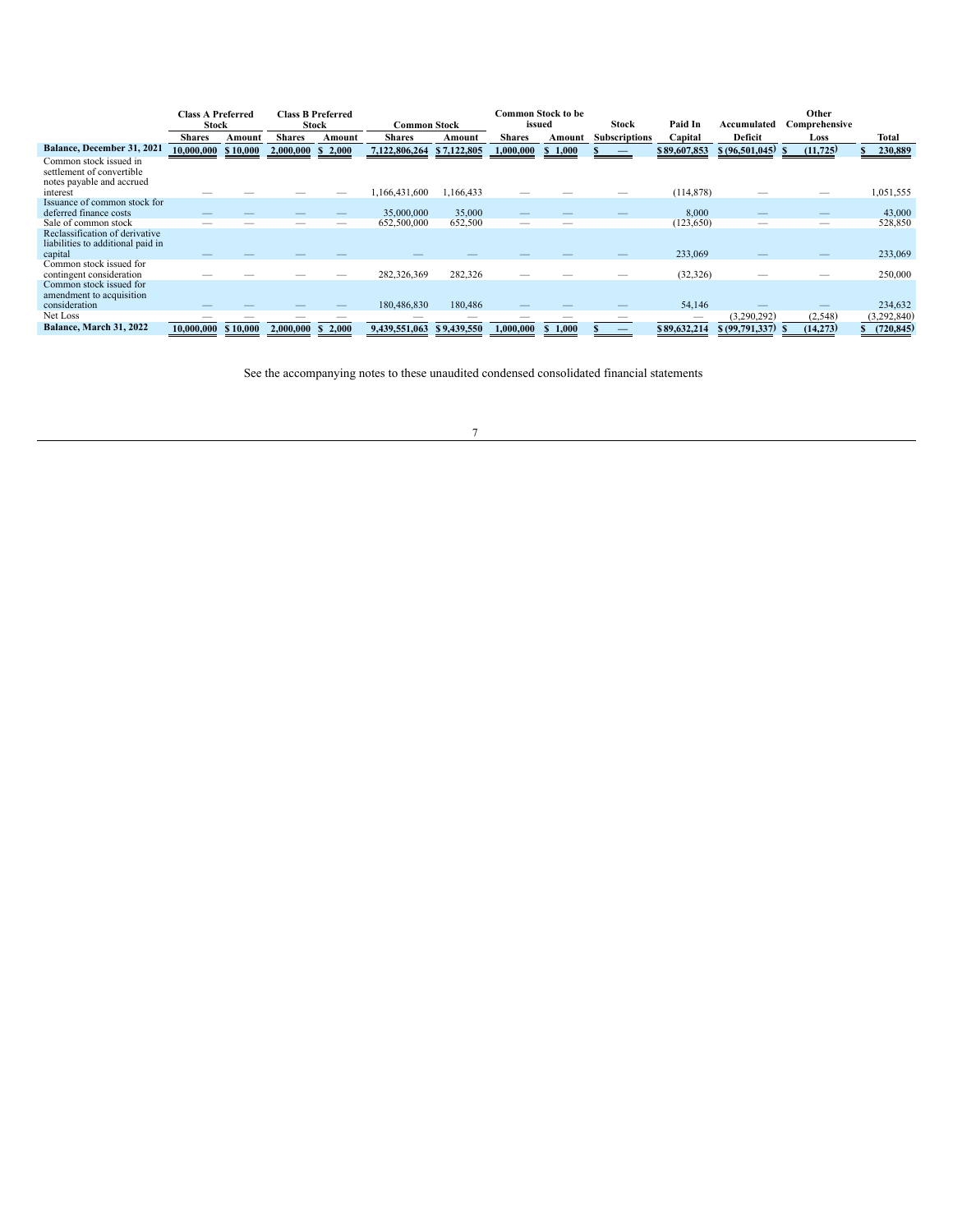| | Class A Preferred Stock | | Class B Preferred Stock | | Common Stock | | Common Stock to be issued | | Stock | Paid In | Accumulated | Other Comprehensive | |
|---|---|---|---|---|---|---|---|---|---|---|---|---|---|
| | Shares | Amount | Shares | Amount | Shares | Amount | Shares | Amount | Subscriptions | Capital | Deficit | Loss | Total |
| **Balance, December 31, 2021** | 10,000,000 | $ 10,000 | 2,000,000 | $ 2,000 | 7,122,806,264 | $ 7,122,805 | 1,000,000 | $ 1,000 | $ — | $ 89,607,853 | $ (96,501,045) | $ (11,725) | $ 230,889 |
| Common stock issued in settlement of convertible notes payable and accrued interest | — | — | — | — | 1,166,431,600 | 1,166,433 | — | — | — | (114,878) | — | — | 1,051,555 |
| Issuance of common stock for deferred finance costs | — | — | — | — | 35,000,000 | 35,000 | — | — | — | 8,000 | — | — | 43,000 |
| Sale of common stock | — | — | — | — | 652,500,000 | 652,500 | — | — | — | (123,650) | — | — | 528,850 |
| Reclassification of derivative liabilities to additional paid in capital | — | — | — | — | — | — | — | — | — | 233,069 | — | — | 233,069 |
| Common stock issued for contingent consideration | — | — | — | — | 282,326,369 | 282,326 | — | — | — | (32,326) | — | — | 250,000 |
| Common stock issued for amendment to acquisition consideration | — | — | — | — | 180,486,830 | 180,486 | — | — | — | 54,146 | — | — | 234,632 |
| Net Loss | — | — | — | — | — | — | — | — | — | — | (3,290,292) | (2,548) | (3,292,840) |
| **Balance, March 31, 2022** | 10,000,000 | $ 10,000 | 2,000,000 | $ 2,000 | 9,439,551,063 | $ 9,439,550 | 1,000,000 | $ 1,000 | $ — | $ 89,632,214 | $ (99,791,337) | $ (14,273) | $ (720,845) |

See the accompanying notes to these unaudited condensed consolidated financial statements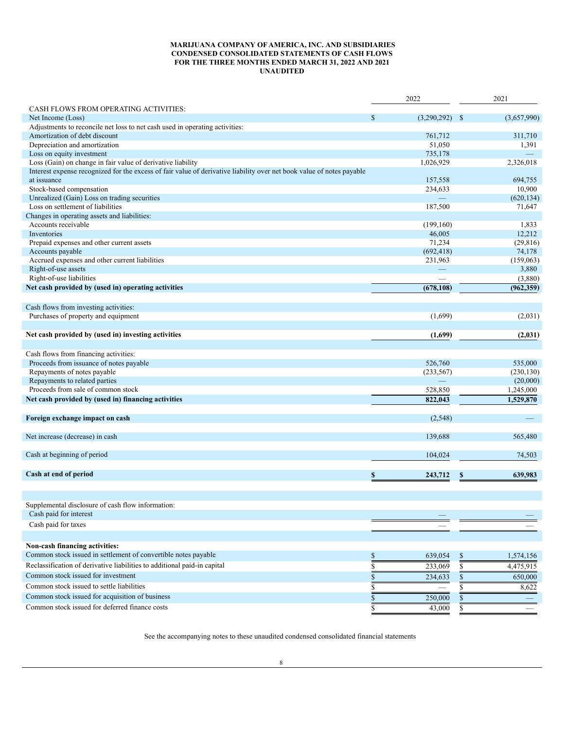**MARIJUANA COMPANY OF AMERICA, INC. AND SUBSIDIARIES**
**CONDENSED CONSOLIDATED STATEMENTS OF CASH FLOWS**
**FOR THE THREE MONTHS ENDED MARCH 31, 2022 AND 2021**
**UNAUDITED**

| | 2022 | 2021 |
|---|---|---|
| CASH FLOWS FROM OPERATING ACTIVITIES: | | |
| Net Income (Loss) | $ (3,290,292) | $ (3,657,990) |
| Adjustments to reconcile net loss to net cash used in operating activities: | | |
| Amortization of debt discount | 761,712 | 311,710 |
| Depreciation and amortization | 51,050 | 1,391 |
| Loss on equity investment | 735,178 | — |
| Loss (Gain) on change in fair value of derivative liability | 1,026,929 | 2,326,018 |
| Interest expense recognized for the excess of fair value of derivative liability over net book value of notes payable at issuance | 157,558 | 694,755 |
| Stock-based compensation | 234,633 | 10,900 |
| Unrealized (Gain) Loss on trading securities | — | (620,134) |
| Loss on settlement of liabilities | 187,500 | 71,647 |
| Changes in operating assets and liabilities: | | |
| Accounts receivable | (199,160) | 1,833 |
| Inventories | 46,005 | 12,212 |
| Prepaid expenses and other current assets | 71,234 | (29,816) |
| Accounts payable | (692,418) | 74,178 |
| Accrued expenses and other current liabilities | 231,963 | (159,063) |
| Right-of-use assets | — | 3,880 |
| Right-of-use liabilities | — | (3,880) |
| **Net cash provided by (used in) operating activities** | **(678,108)** | **(962,359)** |
| | | |
| Cash flows from investing activities: | | |
| Purchases of property and equipment | (1,699) | (2,031) |
| | | |
| **Net cash provided by (used in) investing activities** | **(1,699)** | **(2,031)** |
| | | |
| Cash flows from financing activities: | | |
| Proceeds from issuance of notes payable | 526,760 | 535,000 |
| Repayments of notes payable | (233,567) | (230,130) |
| Repayments to related parties | — | (20,000) |
| Proceeds from sale of common stock | 528,850 | 1,245,000 |
| **Net cash provided by (used in) financing activities** | **822,043** | **1,529,870** |
| | | |
| **Foreign exchange impact on cash** | (2,548) | — |
| | | |
| Net increase (decrease) in cash | 139,688 | 565,480 |
| | | |
| Cash at beginning of period | 104,024 | 74,503 |
| | | |
| **Cash at end of period** | **$ 243,712** | **$ 639,983** |
| | | |
| Supplemental disclosure of cash flow information: | | |
| Cash paid for interest | — | — |
| Cash paid for taxes | — | — |
| | | |
| **Non-cash financing activities:** | | |
| Common stock issued in settlement of convertible notes payable | $ 639,054 | $ 1,574,156 |
| Reclassification of derivative liabilities to additional paid-in capital | $ 233,069 | $ 4,475,915 |
| Common stock issued for investment | $ 234,633 | $ 650,000 |
| Common stock issued to settle liabilities | $ — | $ 8,622 |
| Common stock issued for acquisition of business | $ 250,000 | $ — |
| Common stock issued for deferred finance costs | $ 43,000 | $ — |

See the accompanying notes to these unaudited condensed consolidated financial statements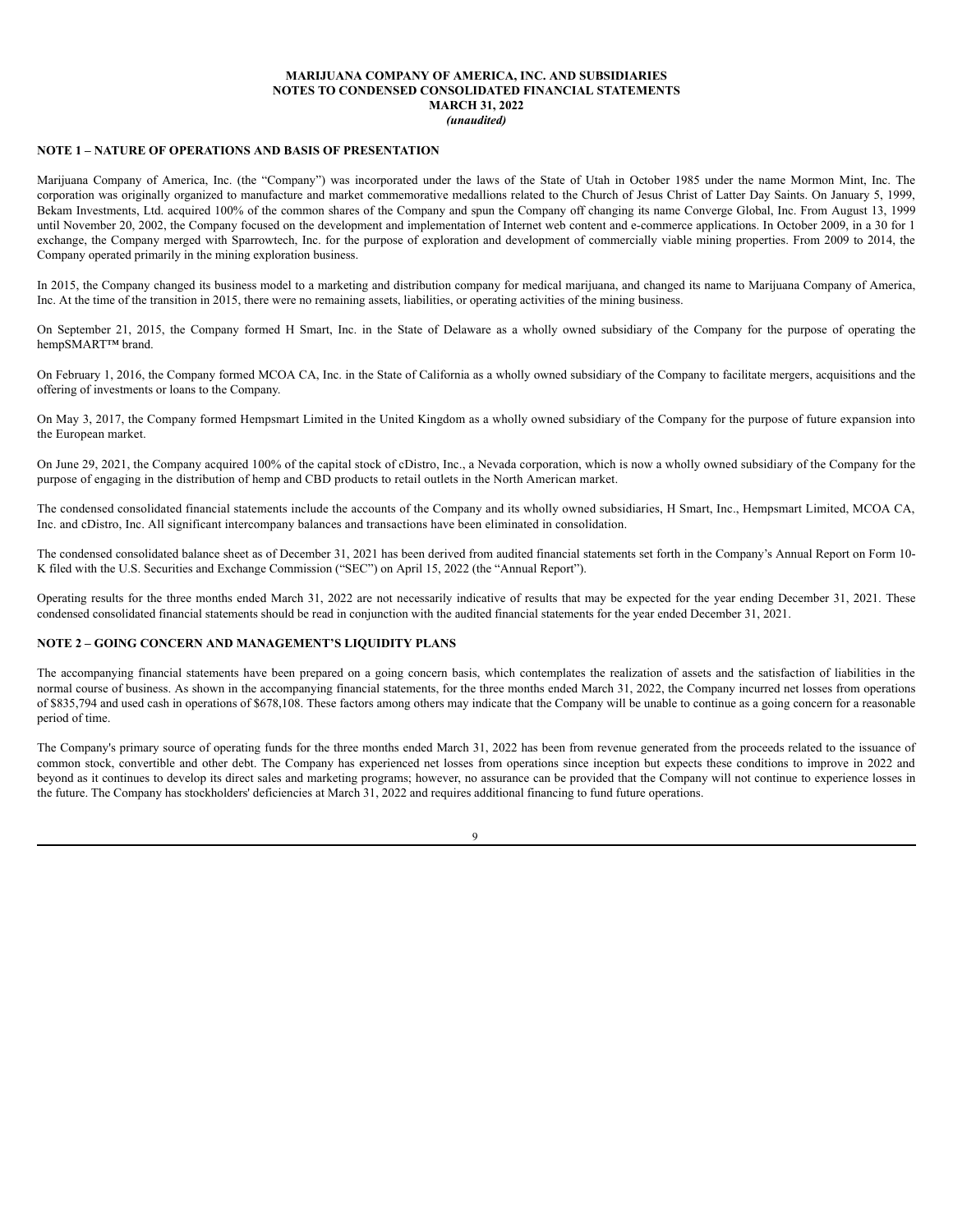**MARIJUANA COMPANY OF AMERICA, INC. AND SUBSIDIARIES**
**NOTES TO CONDENSED CONSOLIDATED FINANCIAL STATEMENTS**
**MARCH 31, 2022**
***(unaudited)***

## NOTE 1 – NATURE OF OPERATIONS AND BASIS OF PRESENTATION

Marijuana Company of America, Inc. (the "Company") was incorporated under the laws of the State of Utah in October 1985 under the name Mormon Mint, Inc. The corporation was originally organized to manufacture and market commemorative medallions related to the Church of Jesus Christ of Latter Day Saints. On January 5, 1999, Bekam Investments, Ltd. acquired 100% of the common shares of the Company and spun the Company off changing its name Converge Global, Inc. From August 13, 1999 until November 20, 2002, the Company focused on the development and implementation of Internet web content and e-commerce applications. In October 2009, in a 30 for 1 exchange, the Company merged with Sparrowtech, Inc. for the purpose of exploration and development of commercially viable mining properties. From 2009 to 2014, the Company operated primarily in the mining exploration business.

In 2015, the Company changed its business model to a marketing and distribution company for medical marijuana, and changed its name to Marijuana Company of America, Inc. At the time of the transition in 2015, there were no remaining assets, liabilities, or operating activities of the mining business.

On September 21, 2015, the Company formed H Smart, Inc. in the State of Delaware as a wholly owned subsidiary of the Company for the purpose of operating the hempSMART™ brand.

On February 1, 2016, the Company formed MCOA CA, Inc. in the State of California as a wholly owned subsidiary of the Company to facilitate mergers, acquisitions and the offering of investments or loans to the Company.

On May 3, 2017, the Company formed Hempsmart Limited in the United Kingdom as a wholly owned subsidiary of the Company for the purpose of future expansion into the European market.

On June 29, 2021, the Company acquired 100% of the capital stock of cDistro, Inc., a Nevada corporation, which is now a wholly owned subsidiary of the Company for the purpose of engaging in the distribution of hemp and CBD products to retail outlets in the North American market.

The condensed consolidated financial statements include the accounts of the Company and its wholly owned subsidiaries, H Smart, Inc., Hempsmart Limited, MCOA CA, Inc. and cDistro, Inc. All significant intercompany balances and transactions have been eliminated in consolidation.

The condensed consolidated balance sheet as of December 31, 2021 has been derived from audited financial statements set forth in the Company's Annual Report on Form 10-K filed with the U.S. Securities and Exchange Commission ("SEC") on April 15, 2022 (the "Annual Report").

Operating results for the three months ended March 31, 2022 are not necessarily indicative of results that may be expected for the year ending December 31, 2021. These condensed consolidated financial statements should be read in conjunction with the audited financial statements for the year ended December 31, 2021.

## NOTE 2 – GOING CONCERN AND MANAGEMENT'S LIQUIDITY PLANS

The accompanying financial statements have been prepared on a going concern basis, which contemplates the realization of assets and the satisfaction of liabilities in the normal course of business. As shown in the accompanying financial statements, for the three months ended March 31, 2022, the Company incurred net losses from operations of $835,794 and used cash in operations of $678,108. These factors among others may indicate that the Company will be unable to continue as a going concern for a reasonable period of time.

The Company's primary source of operating funds for the three months ended March 31, 2022 has been from revenue generated from the proceeds related to the issuance of common stock, convertible and other debt. The Company has experienced net losses from operations since inception but expects these conditions to improve in 2022 and beyond as it continues to develop its direct sales and marketing programs; however, no assurance can be provided that the Company will not continue to experience losses in the future. The Company has stockholders' deficiencies at March 31, 2022 and requires additional financing to fund future operations.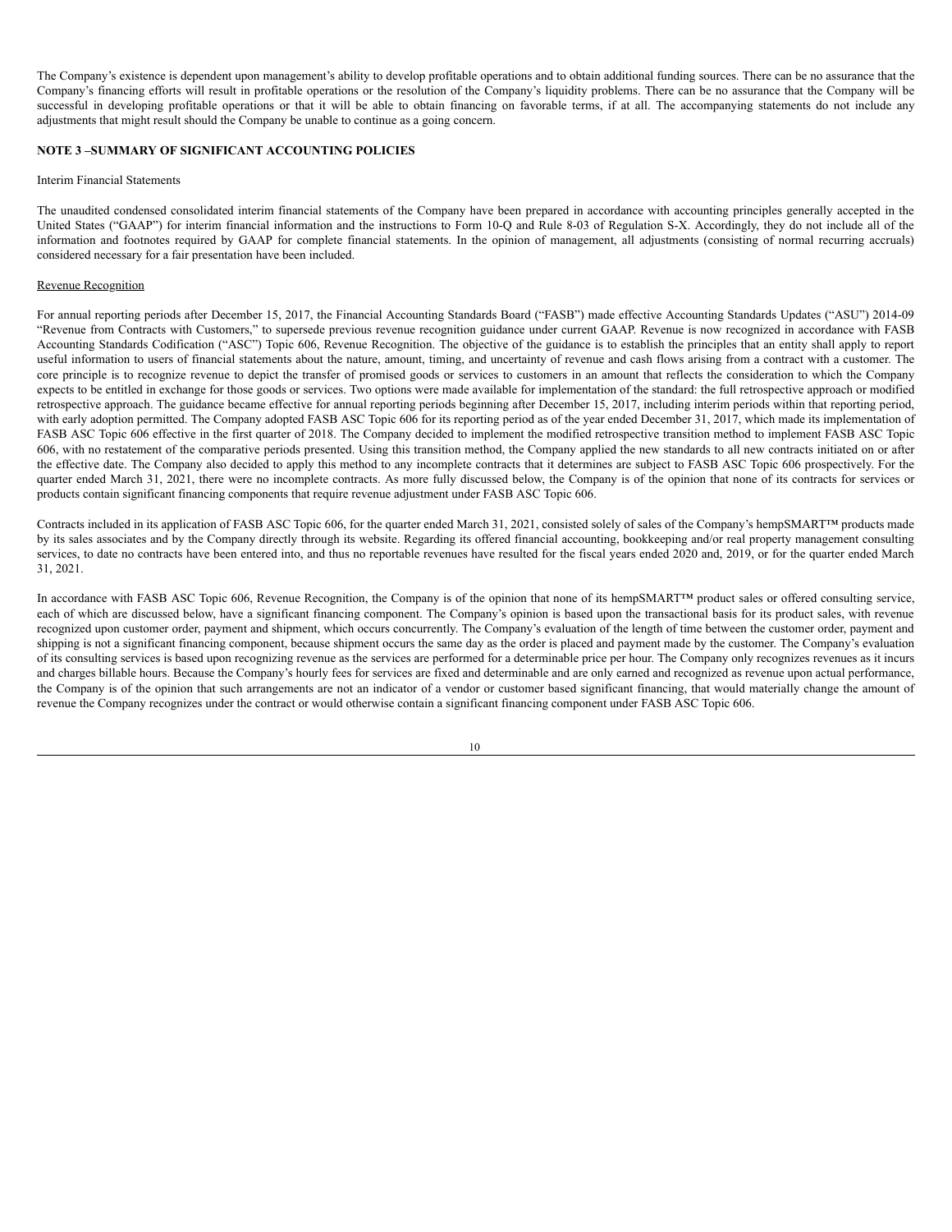The Company's existence is dependent upon management's ability to develop profitable operations and to obtain additional funding sources. There can be no assurance that the Company's financing efforts will result in profitable operations or the resolution of the Company's liquidity problems. There can be no assurance that the Company will be successful in developing profitable operations or that it will be able to obtain financing on favorable terms, if at all. The accompanying statements do not include any adjustments that might result should the Company be unable to continue as a going concern.

**NOTE 3 –SUMMARY OF SIGNIFICANT ACCOUNTING POLICIES**

Interim Financial Statements

The unaudited condensed consolidated interim financial statements of the Company have been prepared in accordance with accounting principles generally accepted in the United States ("GAAP") for interim financial information and the instructions to Form 10-Q and Rule 8-03 of Regulation S-X. Accordingly, they do not include all of the information and footnotes required by GAAP for complete financial statements. In the opinion of management, all adjustments (consisting of normal recurring accruals) considered necessary for a fair presentation have been included.

Revenue Recognition

For annual reporting periods after December 15, 2017, the Financial Accounting Standards Board ("FASB") made effective Accounting Standards Updates ("ASU") 2014-09 "Revenue from Contracts with Customers," to supersede previous revenue recognition guidance under current GAAP. Revenue is now recognized in accordance with FASB Accounting Standards Codification ("ASC") Topic 606, Revenue Recognition. The objective of the guidance is to establish the principles that an entity shall apply to report useful information to users of financial statements about the nature, amount, timing, and uncertainty of revenue and cash flows arising from a contract with a customer. The core principle is to recognize revenue to depict the transfer of promised goods or services to customers in an amount that reflects the consideration to which the Company expects to be entitled in exchange for those goods or services. Two options were made available for implementation of the standard: the full retrospective approach or modified retrospective approach. The guidance became effective for annual reporting periods beginning after December 15, 2017, including interim periods within that reporting period, with early adoption permitted. The Company adopted FASB ASC Topic 606 for its reporting period as of the year ended December 31, 2017, which made its implementation of FASB ASC Topic 606 effective in the first quarter of 2018. The Company decided to implement the modified retrospective transition method to implement FASB ASC Topic 606, with no restatement of the comparative periods presented. Using this transition method, the Company applied the new standards to all new contracts initiated on or after the effective date. The Company also decided to apply this method to any incomplete contracts that it determines are subject to FASB ASC Topic 606 prospectively. For the quarter ended March 31, 2021, there were no incomplete contracts. As more fully discussed below, the Company is of the opinion that none of its contracts for services or products contain significant financing components that require revenue adjustment under FASB ASC Topic 606.

Contracts included in its application of FASB ASC Topic 606, for the quarter ended March 31, 2021, consisted solely of sales of the Company's hempSMART™ products made by its sales associates and by the Company directly through its website. Regarding its offered financial accounting, bookkeeping and/or real property management consulting services, to date no contracts have been entered into, and thus no reportable revenues have resulted for the fiscal years ended 2020 and, 2019, or for the quarter ended March 31, 2021.

In accordance with FASB ASC Topic 606, Revenue Recognition, the Company is of the opinion that none of its hempSMART™ product sales or offered consulting service, each of which are discussed below, have a significant financing component. The Company's opinion is based upon the transactional basis for its product sales, with revenue recognized upon customer order, payment and shipment, which occurs concurrently. The Company's evaluation of the length of time between the customer order, payment and shipping is not a significant financing component, because shipment occurs the same day as the order is placed and payment made by the customer. The Company's evaluation of its consulting services is based upon recognizing revenue as the services are performed for a determinable price per hour. The Company only recognizes revenues as it incurs and charges billable hours. Because the Company's hourly fees for services are fixed and determinable and are only earned and recognized as revenue upon actual performance, the Company is of the opinion that such arrangements are not an indicator of a vendor or customer based significant financing, that would materially change the amount of revenue the Company recognizes under the contract or would otherwise contain a significant financing component under FASB ASC Topic 606.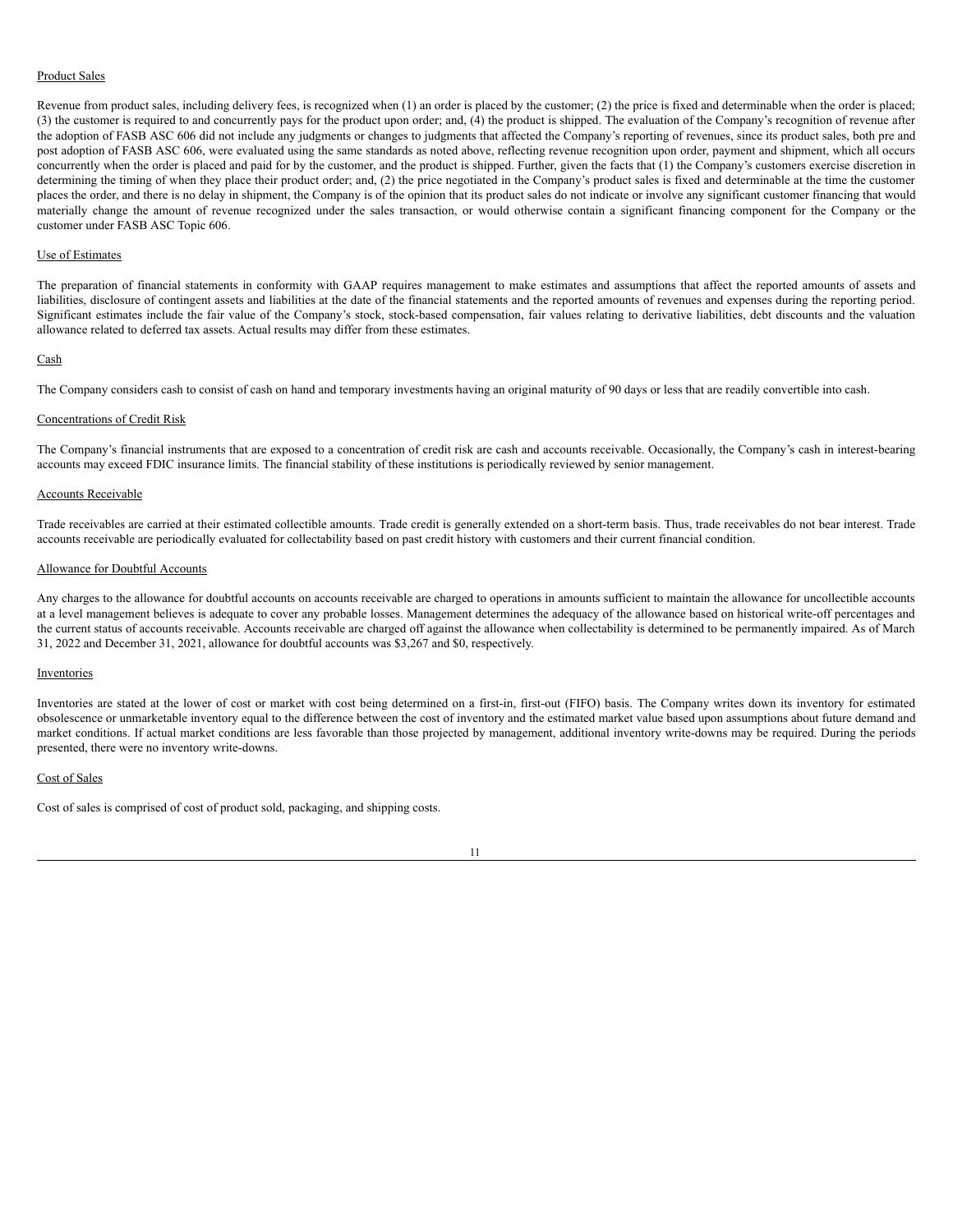Product Sales

Revenue from product sales, including delivery fees, is recognized when (1) an order is placed by the customer; (2) the price is fixed and determinable when the order is placed; (3) the customer is required to and concurrently pays for the product upon order; and, (4) the product is shipped. The evaluation of the Company's recognition of revenue after the adoption of FASB ASC 606 did not include any judgments or changes to judgments that affected the Company's reporting of revenues, since its product sales, both pre and post adoption of FASB ASC 606, were evaluated using the same standards as noted above, reflecting revenue recognition upon order, payment and shipment, which all occurs concurrently when the order is placed and paid for by the customer, and the product is shipped. Further, given the facts that (1) the Company's customers exercise discretion in determining the timing of when they place their product order; and, (2) the price negotiated in the Company's product sales is fixed and determinable at the time the customer places the order, and there is no delay in shipment, the Company is of the opinion that its product sales do not indicate or involve any significant customer financing that would materially change the amount of revenue recognized under the sales transaction, or would otherwise contain a significant financing component for the Company or the customer under FASB ASC Topic 606.

Use of Estimates

The preparation of financial statements in conformity with GAAP requires management to make estimates and assumptions that affect the reported amounts of assets and liabilities, disclosure of contingent assets and liabilities at the date of the financial statements and the reported amounts of revenues and expenses during the reporting period. Significant estimates include the fair value of the Company's stock, stock-based compensation, fair values relating to derivative liabilities, debt discounts and the valuation allowance related to deferred tax assets. Actual results may differ from these estimates.

Cash

The Company considers cash to consist of cash on hand and temporary investments having an original maturity of 90 days or less that are readily convertible into cash.

Concentrations of Credit Risk

The Company's financial instruments that are exposed to a concentration of credit risk are cash and accounts receivable. Occasionally, the Company's cash in interest-bearing accounts may exceed FDIC insurance limits. The financial stability of these institutions is periodically reviewed by senior management.

Accounts Receivable

Trade receivables are carried at their estimated collectible amounts. Trade credit is generally extended on a short-term basis. Thus, trade receivables do not bear interest. Trade accounts receivable are periodically evaluated for collectability based on past credit history with customers and their current financial condition.

Allowance for Doubtful Accounts

Any charges to the allowance for doubtful accounts on accounts receivable are charged to operations in amounts sufficient to maintain the allowance for uncollectible accounts at a level management believes is adequate to cover any probable losses. Management determines the adequacy of the allowance based on historical write-off percentages and the current status of accounts receivable. Accounts receivable are charged off against the allowance when collectability is determined to be permanently impaired. As of March 31, 2022 and December 31, 2021, allowance for doubtful accounts was $3,267 and $0, respectively.

Inventories

Inventories are stated at the lower of cost or market with cost being determined on a first-in, first-out (FIFO) basis. The Company writes down its inventory for estimated obsolescence or unmarketable inventory equal to the difference between the cost of inventory and the estimated market value based upon assumptions about future demand and market conditions. If actual market conditions are less favorable than those projected by management, additional inventory write-downs may be required. During the periods presented, there were no inventory write-downs.

Cost of Sales

Cost of sales is comprised of cost of product sold, packaging, and shipping costs.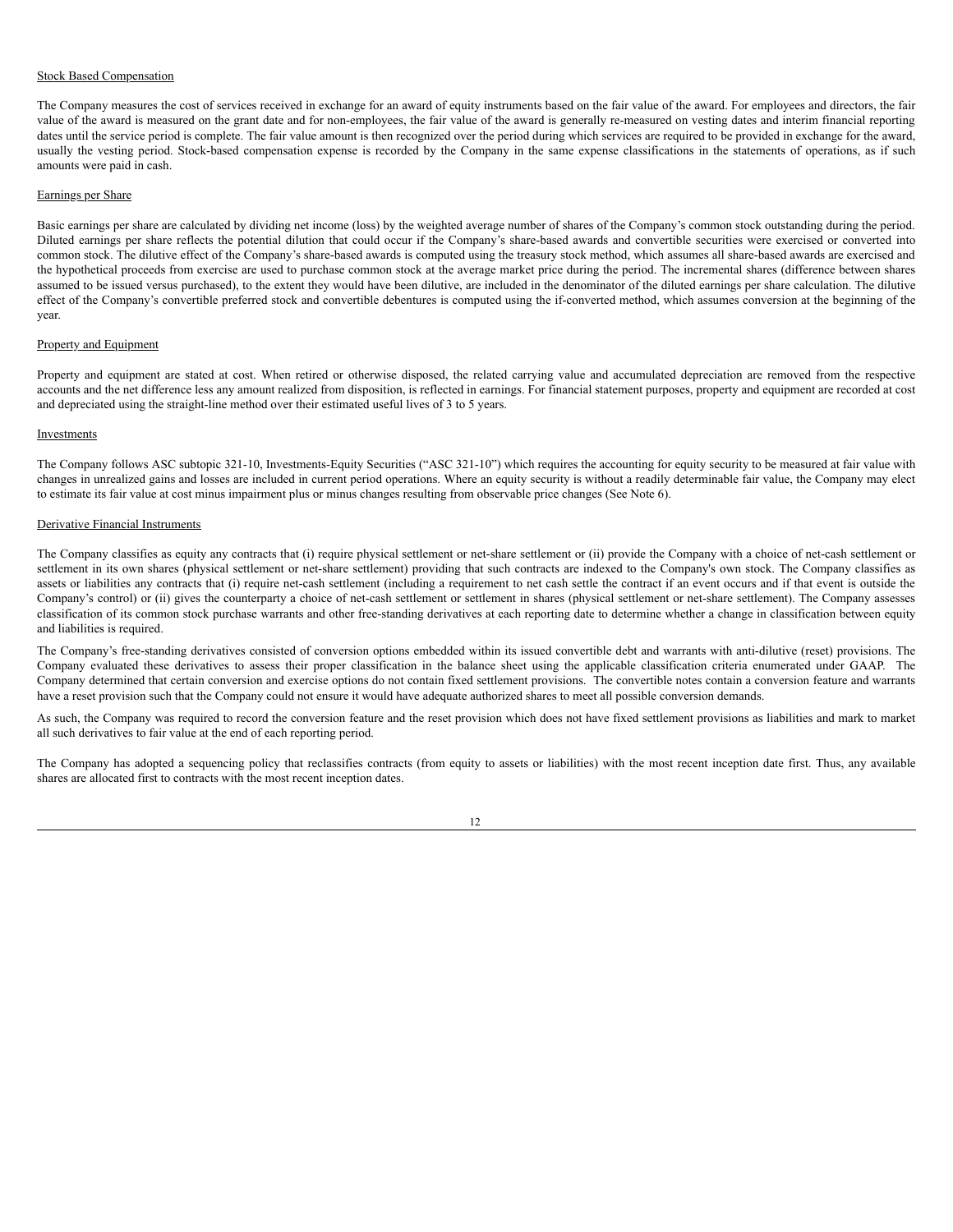Stock Based Compensation

The Company measures the cost of services received in exchange for an award of equity instruments based on the fair value of the award. For employees and directors, the fair value of the award is measured on the grant date and for non-employees, the fair value of the award is generally re-measured on vesting dates and interim financial reporting dates until the service period is complete. The fair value amount is then recognized over the period during which services are required to be provided in exchange for the award, usually the vesting period. Stock-based compensation expense is recorded by the Company in the same expense classifications in the statements of operations, as if such amounts were paid in cash.

Earnings per Share

Basic earnings per share are calculated by dividing net income (loss) by the weighted average number of shares of the Company's common stock outstanding during the period. Diluted earnings per share reflects the potential dilution that could occur if the Company's share-based awards and convertible securities were exercised or converted into common stock. The dilutive effect of the Company's share-based awards is computed using the treasury stock method, which assumes all share-based awards are exercised and the hypothetical proceeds from exercise are used to purchase common stock at the average market price during the period. The incremental shares (difference between shares assumed to be issued versus purchased), to the extent they would have been dilutive, are included in the denominator of the diluted earnings per share calculation. The dilutive effect of the Company's convertible preferred stock and convertible debentures is computed using the if-converted method, which assumes conversion at the beginning of the year.

Property and Equipment

Property and equipment are stated at cost. When retired or otherwise disposed, the related carrying value and accumulated depreciation are removed from the respective accounts and the net difference less any amount realized from disposition, is reflected in earnings. For financial statement purposes, property and equipment are recorded at cost and depreciated using the straight-line method over their estimated useful lives of 3 to 5 years.

Investments

The Company follows ASC subtopic 321-10, Investments-Equity Securities ("ASC 321-10") which requires the accounting for equity security to be measured at fair value with changes in unrealized gains and losses are included in current period operations. Where an equity security is without a readily determinable fair value, the Company may elect to estimate its fair value at cost minus impairment plus or minus changes resulting from observable price changes (See Note 6).

Derivative Financial Instruments

The Company classifies as equity any contracts that (i) require physical settlement or net-share settlement or (ii) provide the Company with a choice of net-cash settlement or settlement in its own shares (physical settlement or net-share settlement) providing that such contracts are indexed to the Company's own stock. The Company classifies as assets or liabilities any contracts that (i) require net-cash settlement (including a requirement to net cash settle the contract if an event occurs and if that event is outside the Company's control) or (ii) gives the counterparty a choice of net-cash settlement or settlement in shares (physical settlement or net-share settlement). The Company assesses classification of its common stock purchase warrants and other free-standing derivatives at each reporting date to determine whether a change in classification between equity and liabilities is required.

The Company's free-standing derivatives consisted of conversion options embedded within its issued convertible debt and warrants with anti-dilutive (reset) provisions. The Company evaluated these derivatives to assess their proper classification in the balance sheet using the applicable classification criteria enumerated under GAAP. The Company determined that certain conversion and exercise options do not contain fixed settlement provisions. The convertible notes contain a conversion feature and warrants have a reset provision such that the Company could not ensure it would have adequate authorized shares to meet all possible conversion demands.

As such, the Company was required to record the conversion feature and the reset provision which does not have fixed settlement provisions as liabilities and mark to market all such derivatives to fair value at the end of each reporting period.

The Company has adopted a sequencing policy that reclassifies contracts (from equity to assets or liabilities) with the most recent inception date first. Thus, any available shares are allocated first to contracts with the most recent inception dates.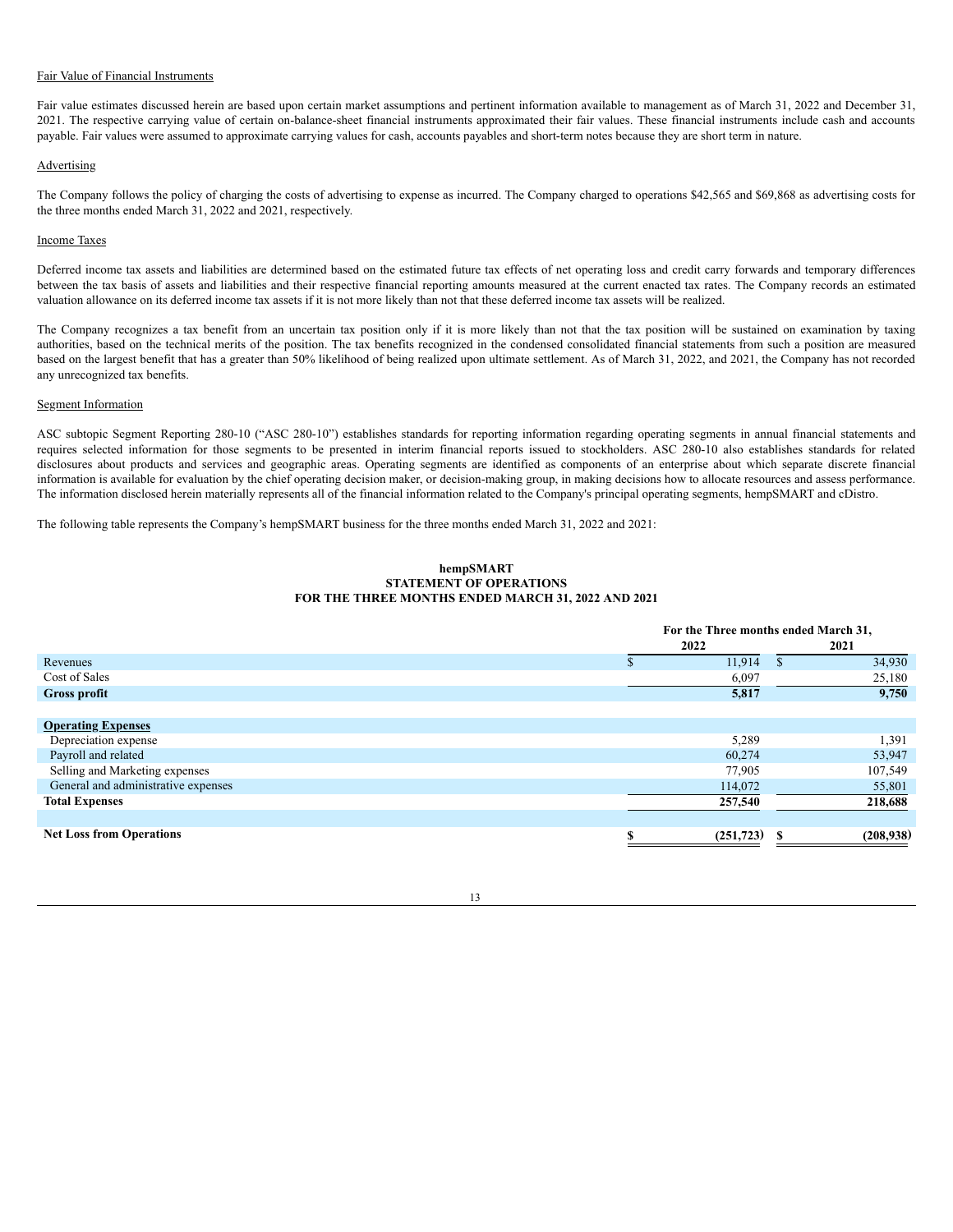Fair Value of Financial Instruments

Fair value estimates discussed herein are based upon certain market assumptions and pertinent information available to management as of March 31, 2022 and December 31, 2021. The respective carrying value of certain on-balance-sheet financial instruments approximated their fair values. These financial instruments include cash and accounts payable. Fair values were assumed to approximate carrying values for cash, accounts payables and short-term notes because they are short term in nature.

Advertising

The Company follows the policy of charging the costs of advertising to expense as incurred. The Company charged to operations $42,565 and $69,868 as advertising costs for the three months ended March 31, 2022 and 2021, respectively.

Income Taxes

Deferred income tax assets and liabilities are determined based on the estimated future tax effects of net operating loss and credit carry forwards and temporary differences between the tax basis of assets and liabilities and their respective financial reporting amounts measured at the current enacted tax rates. The Company records an estimated valuation allowance on its deferred income tax assets if it is not more likely than not that these deferred income tax assets will be realized.

The Company recognizes a tax benefit from an uncertain tax position only if it is more likely than not that the tax position will be sustained on examination by taxing authorities, based on the technical merits of the position. The tax benefits recognized in the condensed consolidated financial statements from such a position are measured based on the largest benefit that has a greater than 50% likelihood of being realized upon ultimate settlement. As of March 31, 2022, and 2021, the Company has not recorded any unrecognized tax benefits.

Segment Information

ASC subtopic Segment Reporting 280-10 ("ASC 280-10") establishes standards for reporting information regarding operating segments in annual financial statements and requires selected information for those segments to be presented in interim financial reports issued to stockholders. ASC 280-10 also establishes standards for related disclosures about products and services and geographic areas. Operating segments are identified as components of an enterprise about which separate discrete financial information is available for evaluation by the chief operating decision maker, or decision-making group, in making decisions how to allocate resources and assess performance. The information disclosed herein materially represents all of the financial information related to the Company's principal operating segments, hempSMART and cDistro.

The following table represents the Company's hempSMART business for the three months ended March 31, 2022 and 2021:

**hempSMART**
**STATEMENT OF OPERATIONS**
**FOR THE THREE MONTHS ENDED MARCH 31, 2022 AND 2021**

| | For the Three months ended March 31, | |
|---|---|---|
| | 2022 | 2021 |
| Revenues | $ 11,914 | $ 34,930 |
| Cost of Sales | 6,097 | 25,180 |
| **Gross profit** | **5,817** | **9,750** |
| | | |
| **Operating Expenses** | | |
| Depreciation expense | 5,289 | 1,391 |
| Payroll and related | 60,274 | 53,947 |
| Selling and Marketing expenses | 77,905 | 107,549 |
| General and administrative expenses | 114,072 | 55,801 |
| **Total Expenses** | **257,540** | **218,688** |
| | | |
| **Net Loss from Operations** | **$ (251,723)** | **$ (208,938)** |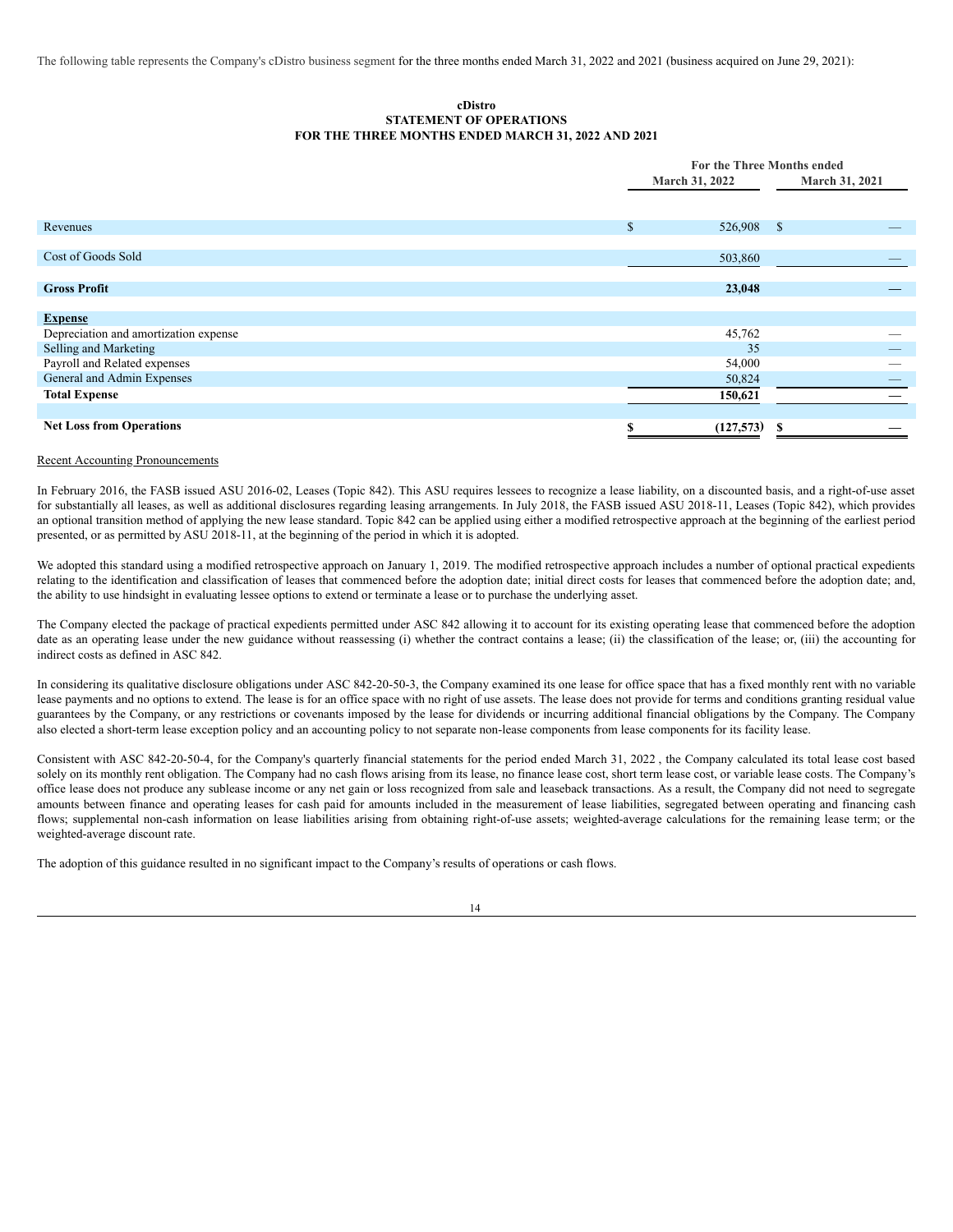The following table represents the Company's cDistro business segment for the three months ended March 31, 2022 and 2021 (business acquired on June 29, 2021):

**cDistro**
**STATEMENT OF OPERATIONS**
**FOR THE THREE MONTHS ENDED MARCH 31, 2022 AND 2021**

| | For the Three Months ended | |
|---|---|---|
| | March 31, 2022 | March 31, 2021 |
| Revenues | $ 526,908 | $ — |
| Cost of Goods Sold | 503,860 | — |
| **Gross Profit** | **23,048** | **—** |
| **Expense** | | |
| Depreciation and amortization expense | 45,762 | — |
| Selling and Marketing | 35 | — |
| Payroll and Related expenses | 54,000 | — |
| General and Admin Expenses | 50,824 | — |
| **Total Expense** | **150,621** | **—** |
| **Net Loss from Operations** | **$ (127,573)** | **$ —** |

Recent Accounting Pronouncements

In February 2016, the FASB issued ASU 2016-02, Leases (Topic 842). This ASU requires lessees to recognize a lease liability, on a discounted basis, and a right-of-use asset for substantially all leases, as well as additional disclosures regarding leasing arrangements. In July 2018, the FASB issued ASU 2018-11, Leases (Topic 842), which provides an optional transition method of applying the new lease standard. Topic 842 can be applied using either a modified retrospective approach at the beginning of the earliest period presented, or as permitted by ASU 2018-11, at the beginning of the period in which it is adopted.

We adopted this standard using a modified retrospective approach on January 1, 2019. The modified retrospective approach includes a number of optional practical expedients relating to the identification and classification of leases that commenced before the adoption date; initial direct costs for leases that commenced before the adoption date; and, the ability to use hindsight in evaluating lessee options to extend or terminate a lease or to purchase the underlying asset.

The Company elected the package of practical expedients permitted under ASC 842 allowing it to account for its existing operating lease that commenced before the adoption date as an operating lease under the new guidance without reassessing (i) whether the contract contains a lease; (ii) the classification of the lease; or, (iii) the accounting for indirect costs as defined in ASC 842.

In considering its qualitative disclosure obligations under ASC 842-20-50-3, the Company examined its one lease for office space that has a fixed monthly rent with no variable lease payments and no options to extend. The lease is for an office space with no right of use assets. The lease does not provide for terms and conditions granting residual value guarantees by the Company, or any restrictions or covenants imposed by the lease for dividends or incurring additional financial obligations by the Company. The Company also elected a short-term lease exception policy and an accounting policy to not separate non-lease components from lease components for its facility lease.

Consistent with ASC 842-20-50-4, for the Company's quarterly financial statements for the period ended March 31, 2022 , the Company calculated its total lease cost based solely on its monthly rent obligation. The Company had no cash flows arising from its lease, no finance lease cost, short term lease cost, or variable lease costs. The Company's office lease does not produce any sublease income or any net gain or loss recognized from sale and leaseback transactions. As a result, the Company did not need to segregate amounts between finance and operating leases for cash paid for amounts included in the measurement of lease liabilities, segregated between operating and financing cash flows; supplemental non-cash information on lease liabilities arising from obtaining right-of-use assets; weighted-average calculations for the remaining lease term; or the weighted-average discount rate.

The adoption of this guidance resulted in no significant impact to the Company's results of operations or cash flows.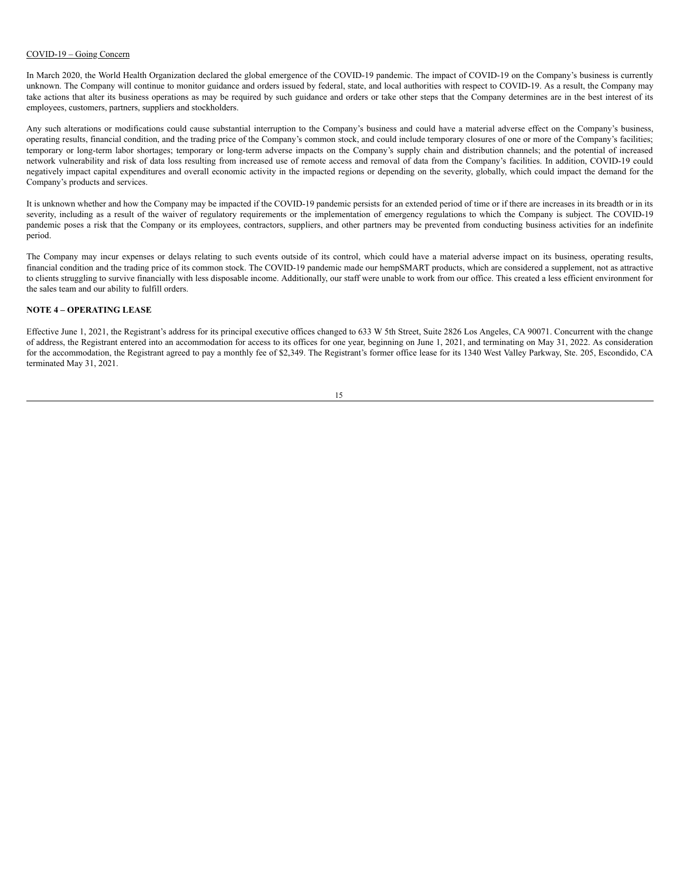COVID-19 – Going Concern

In March 2020, the World Health Organization declared the global emergence of the COVID-19 pandemic. The impact of COVID-19 on the Company's business is currently unknown. The Company will continue to monitor guidance and orders issued by federal, state, and local authorities with respect to COVID-19. As a result, the Company may take actions that alter its business operations as may be required by such guidance and orders or take other steps that the Company determines are in the best interest of its employees, customers, partners, suppliers and stockholders.

Any such alterations or modifications could cause substantial interruption to the Company's business and could have a material adverse effect on the Company's business, operating results, financial condition, and the trading price of the Company's common stock, and could include temporary closures of one or more of the Company's facilities; temporary or long-term labor shortages; temporary or long-term adverse impacts on the Company's supply chain and distribution channels; and the potential of increased network vulnerability and risk of data loss resulting from increased use of remote access and removal of data from the Company's facilities. In addition, COVID-19 could negatively impact capital expenditures and overall economic activity in the impacted regions or depending on the severity, globally, which could impact the demand for the Company's products and services.

It is unknown whether and how the Company may be impacted if the COVID-19 pandemic persists for an extended period of time or if there are increases in its breadth or in its severity, including as a result of the waiver of regulatory requirements or the implementation of emergency regulations to which the Company is subject. The COVID-19 pandemic poses a risk that the Company or its employees, contractors, suppliers, and other partners may be prevented from conducting business activities for an indefinite period.

The Company may incur expenses or delays relating to such events outside of its control, which could have a material adverse impact on its business, operating results, financial condition and the trading price of its common stock. The COVID-19 pandemic made our hempSMART products, which are considered a supplement, not as attractive to clients struggling to survive financially with less disposable income. Additionally, our staff were unable to work from our office. This created a less efficient environment for the sales team and our ability to fulfill orders.

**NOTE 4 – OPERATING LEASE**

Effective June 1, 2021, the Registrant's address for its principal executive offices changed to 633 W 5th Street, Suite 2826 Los Angeles, CA 90071. Concurrent with the change of address, the Registrant entered into an accommodation for access to its offices for one year, beginning on June 1, 2021, and terminating on May 31, 2022. As consideration for the accommodation, the Registrant agreed to pay a monthly fee of $2,349. The Registrant's former office lease for its 1340 West Valley Parkway, Ste. 205, Escondido, CA terminated May 31, 2021.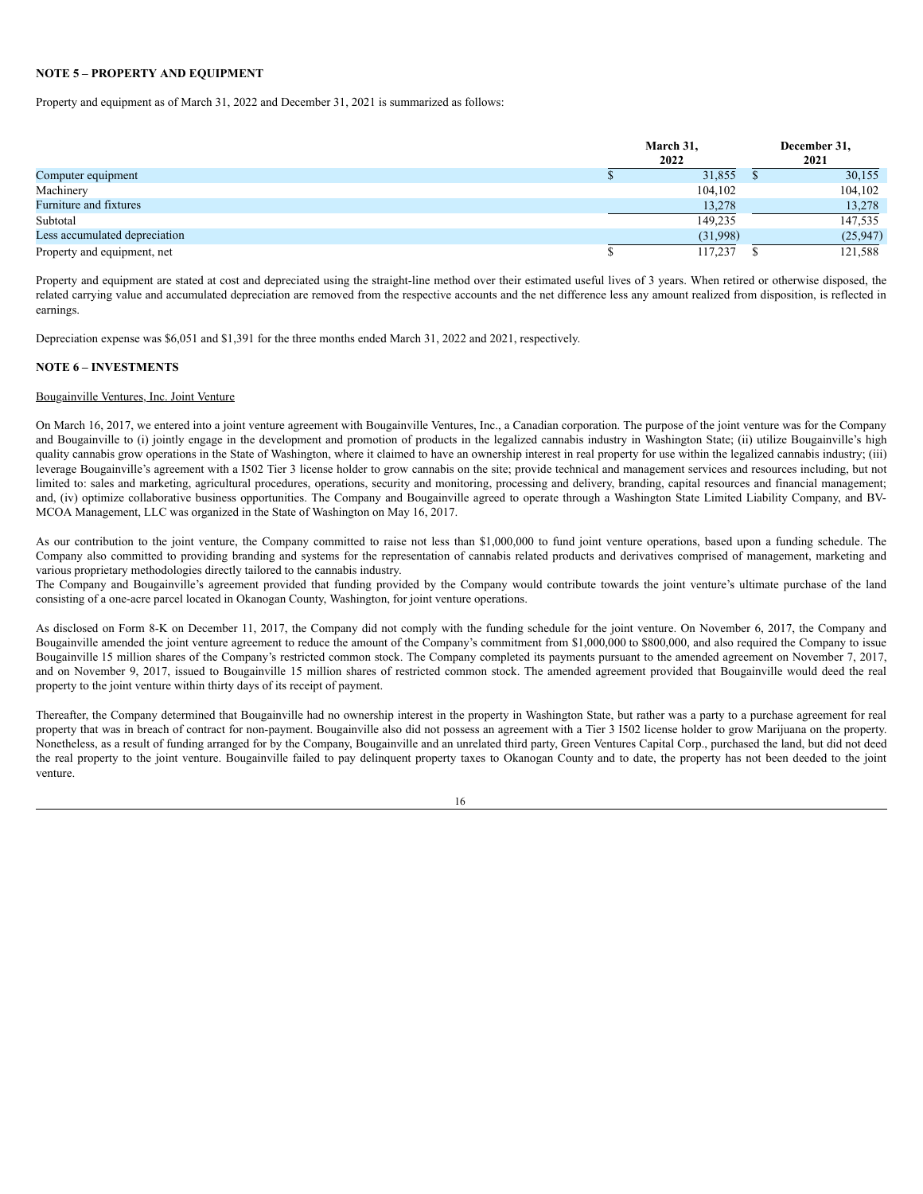**NOTE 5 – PROPERTY AND EQUIPMENT**

Property and equipment as of March 31, 2022 and December 31, 2021 is summarized as follows:

| | March 31, 2022 | December 31, 2021 |
|---|---|---|
| Computer equipment | $ 31,855 | $ 30,155 |
| Machinery | 104,102 | 104,102 |
| Furniture and fixtures | 13,278 | 13,278 |
| Subtotal | 149,235 | 147,535 |
| Less accumulated depreciation | (31,998) | (25,947) |
| Property and equipment, net | $ 117,237 | $ 121,588 |

Property and equipment are stated at cost and depreciated using the straight-line method over their estimated useful lives of 3 years. When retired or otherwise disposed, the related carrying value and accumulated depreciation are removed from the respective accounts and the net difference less any amount realized from disposition, is reflected in earnings.

Depreciation expense was $6,051 and $1,391 for the three months ended March 31, 2022 and 2021, respectively.

**NOTE 6 – INVESTMENTS**

Bougainville Ventures, Inc. Joint Venture

On March 16, 2017, we entered into a joint venture agreement with Bougainville Ventures, Inc., a Canadian corporation. The purpose of the joint venture was for the Company and Bougainville to (i) jointly engage in the development and promotion of products in the legalized cannabis industry in Washington State; (ii) utilize Bougainville's high quality cannabis grow operations in the State of Washington, where it claimed to have an ownership interest in real property for use within the legalized cannabis industry; (iii) leverage Bougainville's agreement with a I502 Tier 3 license holder to grow cannabis on the site; provide technical and management services and resources including, but not limited to: sales and marketing, agricultural procedures, operations, security and monitoring, processing and delivery, branding, capital resources and financial management; and, (iv) optimize collaborative business opportunities. The Company and Bougainville agreed to operate through a Washington State Limited Liability Company, and BV-MCOA Management, LLC was organized in the State of Washington on May 16, 2017.

As our contribution to the joint venture, the Company committed to raise not less than $1,000,000 to fund joint venture operations, based upon a funding schedule. The Company also committed to providing branding and systems for the representation of cannabis related products and derivatives comprised of management, marketing and various proprietary methodologies directly tailored to the cannabis industry.
The Company and Bougainville's agreement provided that funding provided by the Company would contribute towards the joint venture's ultimate purchase of the land consisting of a one-acre parcel located in Okanogan County, Washington, for joint venture operations.

As disclosed on Form 8-K on December 11, 2017, the Company did not comply with the funding schedule for the joint venture. On November 6, 2017, the Company and Bougainville amended the joint venture agreement to reduce the amount of the Company's commitment from $1,000,000 to $800,000, and also required the Company to issue Bougainville 15 million shares of the Company's restricted common stock. The Company completed its payments pursuant to the amended agreement on November 7, 2017, and on November 9, 2017, issued to Bougainville 15 million shares of restricted common stock. The amended agreement provided that Bougainville would deed the real property to the joint venture within thirty days of its receipt of payment.

Thereafter, the Company determined that Bougainville had no ownership interest in the property in Washington State, but rather was a party to a purchase agreement for real property that was in breach of contract for non-payment. Bougainville also did not possess an agreement with a Tier 3 I502 license holder to grow Marijuana on the property. Nonetheless, as a result of funding arranged for by the Company, Bougainville and an unrelated third party, Green Ventures Capital Corp., purchased the land, but did not deed the real property to the joint venture. Bougainville failed to pay delinquent property taxes to Okanogan County and to date, the property has not been deeded to the joint venture.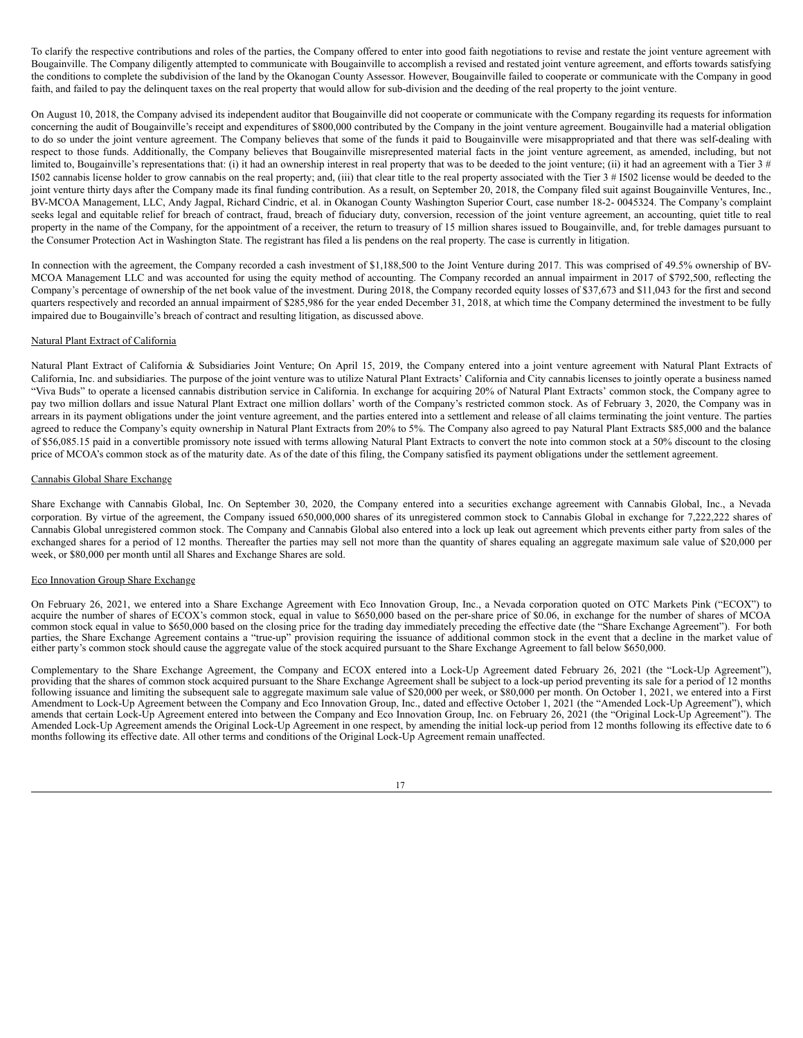To clarify the respective contributions and roles of the parties, the Company offered to enter into good faith negotiations to revise and restate the joint venture agreement with Bougainville. The Company diligently attempted to communicate with Bougainville to accomplish a revised and restated joint venture agreement, and efforts towards satisfying the conditions to complete the subdivision of the land by the Okanogan County Assessor. However, Bougainville failed to cooperate or communicate with the Company in good faith, and failed to pay the delinquent taxes on the real property that would allow for sub-division and the deeding of the real property to the joint venture.

On August 10, 2018, the Company advised its independent auditor that Bougainville did not cooperate or communicate with the Company regarding its requests for information concerning the audit of Bougainville's receipt and expenditures of $800,000 contributed by the Company in the joint venture agreement. Bougainville had a material obligation to do so under the joint venture agreement. The Company believes that some of the funds it paid to Bougainville were misappropriated and that there was self-dealing with respect to those funds. Additionally, the Company believes that Bougainville misrepresented material facts in the joint venture agreement, as amended, including, but not limited to, Bougainville's representations that: (i) it had an ownership interest in real property that was to be deeded to the joint venture; (ii) it had an agreement with a Tier 3 # I502 cannabis license holder to grow cannabis on the real property; and, (iii) that clear title to the real property associated with the Tier 3 # I502 license would be deeded to the joint venture thirty days after the Company made its final funding contribution. As a result, on September 20, 2018, the Company filed suit against Bougainville Ventures, Inc., BV-MCOA Management, LLC, Andy Jagpal, Richard Cindric, et al. in Okanogan County Washington Superior Court, case number 18-2- 0045324. The Company's complaint seeks legal and equitable relief for breach of contract, fraud, breach of fiduciary duty, conversion, recession of the joint venture agreement, an accounting, quiet title to real property in the name of the Company, for the appointment of a receiver, the return to treasury of 15 million shares issued to Bougainville, and, for treble damages pursuant to the Consumer Protection Act in Washington State. The registrant has filed a lis pendens on the real property. The case is currently in litigation.

In connection with the agreement, the Company recorded a cash investment of $1,188,500 to the Joint Venture during 2017. This was comprised of 49.5% ownership of BV-MCOA Management LLC and was accounted for using the equity method of accounting. The Company recorded an annual impairment in 2017 of $792,500, reflecting the Company's percentage of ownership of the net book value of the investment. During 2018, the Company recorded equity losses of $37,673 and $11,043 for the first and second quarters respectively and recorded an annual impairment of $285,986 for the year ended December 31, 2018, at which time the Company determined the investment to be fully impaired due to Bougainville's breach of contract and resulting litigation, as discussed above.

Natural Plant Extract of California

Natural Plant Extract of California & Subsidiaries Joint Venture; On April 15, 2019, the Company entered into a joint venture agreement with Natural Plant Extracts of California, Inc. and subsidiaries. The purpose of the joint venture was to utilize Natural Plant Extracts' California and City cannabis licenses to jointly operate a business named "Viva Buds" to operate a licensed cannabis distribution service in California. In exchange for acquiring 20% of Natural Plant Extracts' common stock, the Company agree to pay two million dollars and issue Natural Plant Extract one million dollars' worth of the Company's restricted common stock. As of February 3, 2020, the Company was in arrears in its payment obligations under the joint venture agreement, and the parties entered into a settlement and release of all claims terminating the joint venture. The parties agreed to reduce the Company's equity ownership in Natural Plant Extracts from 20% to 5%. The Company also agreed to pay Natural Plant Extracts $85,000 and the balance of $56,085.15 paid in a convertible promissory note issued with terms allowing Natural Plant Extracts to convert the note into common stock at a 50% discount to the closing price of MCOA's common stock as of the maturity date. As of the date of this filing, the Company satisfied its payment obligations under the settlement agreement.

Cannabis Global Share Exchange

Share Exchange with Cannabis Global, Inc. On September 30, 2020, the Company entered into a securities exchange agreement with Cannabis Global, Inc., a Nevada corporation. By virtue of the agreement, the Company issued 650,000,000 shares of its unregistered common stock to Cannabis Global in exchange for 7,222,222 shares of Cannabis Global unregistered common stock. The Company and Cannabis Global also entered into a lock up leak out agreement which prevents either party from sales of the exchanged shares for a period of 12 months. Thereafter the parties may sell not more than the quantity of shares equaling an aggregate maximum sale value of $20,000 per week, or $80,000 per month until all Shares and Exchange Shares are sold.

Eco Innovation Group Share Exchange

On February 26, 2021, we entered into a Share Exchange Agreement with Eco Innovation Group, Inc., a Nevada corporation quoted on OTC Markets Pink ("ECOX") to acquire the number of shares of ECOX's common stock, equal in value to $650,000 based on the per-share price of $0.06, in exchange for the number of shares of MCOA common stock equal in value to $650,000 based on the closing price for the trading day immediately preceding the effective date (the "Share Exchange Agreement"). For both parties, the Share Exchange Agreement contains a "true-up" provision requiring the issuance of additional common stock in the event that a decline in the market value of either party's common stock should cause the aggregate value of the stock acquired pursuant to the Share Exchange Agreement to fall below $650,000.

Complementary to the Share Exchange Agreement, the Company and ECOX entered into a Lock-Up Agreement dated February 26, 2021 (the "Lock-Up Agreement"), providing that the shares of common stock acquired pursuant to the Share Exchange Agreement shall be subject to a lock-up period preventing its sale for a period of 12 months following issuance and limiting the subsequent sale to aggregate maximum sale value of $20,000 per week, or $80,000 per month. On October 1, 2021, we entered into a First Amendment to Lock-Up Agreement between the Company and Eco Innovation Group, Inc., dated and effective October 1, 2021 (the "Amended Lock-Up Agreement"), which amends that certain Lock-Up Agreement entered into between the Company and Eco Innovation Group, Inc. on February 26, 2021 (the "Original Lock-Up Agreement"). The Amended Lock-Up Agreement amends the Original Lock-Up Agreement in one respect, by amending the initial lock-up period from 12 months following its effective date to 6 months following its effective date. All other terms and conditions of the Original Lock-Up Agreement remain unaffected.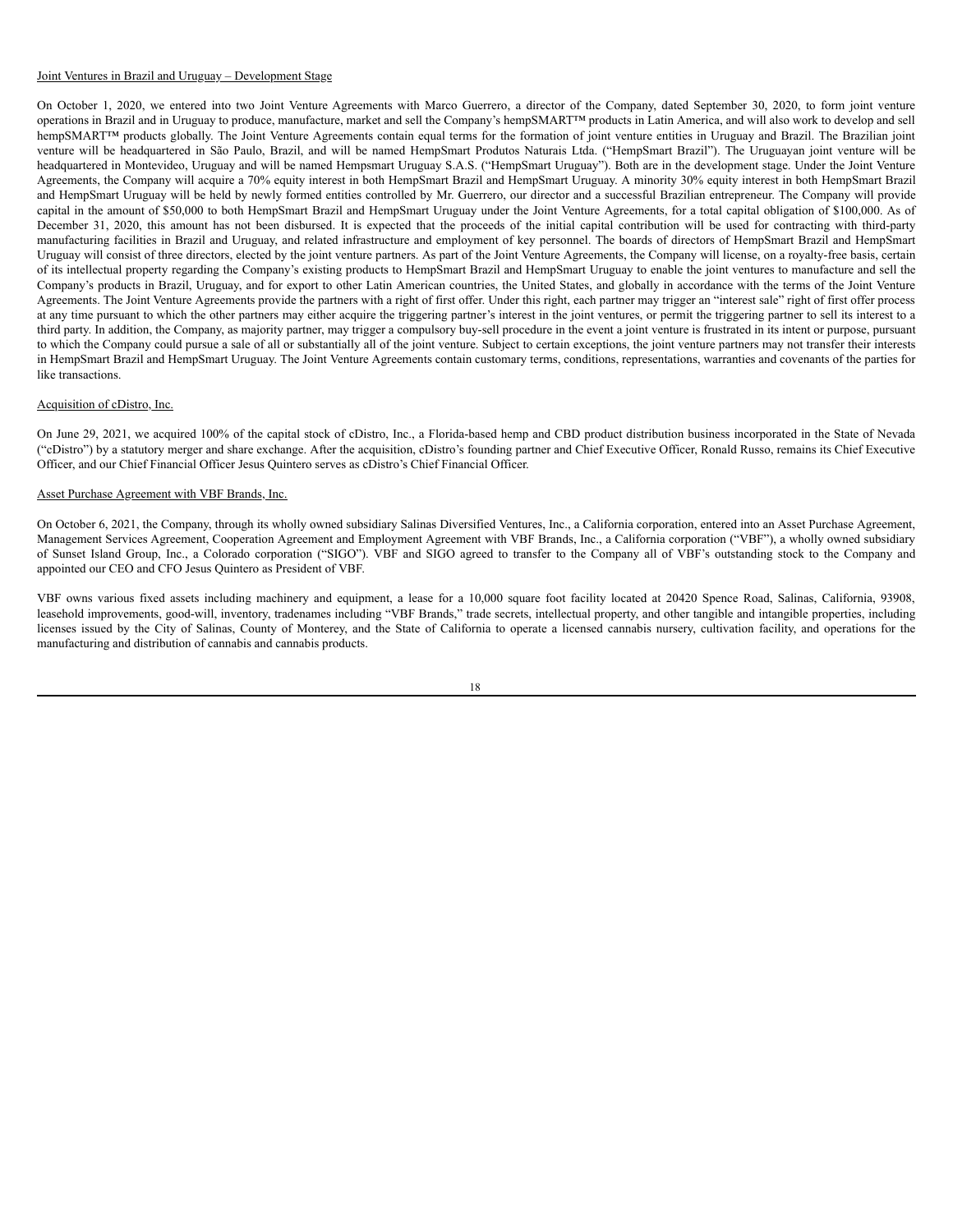Joint Ventures in Brazil and Uruguay – Development Stage

On October 1, 2020, we entered into two Joint Venture Agreements with Marco Guerrero, a director of the Company, dated September 30, 2020, to form joint venture operations in Brazil and in Uruguay to produce, manufacture, market and sell the Company's hempSMART™ products in Latin America, and will also work to develop and sell hempSMART™ products globally. The Joint Venture Agreements contain equal terms for the formation of joint venture entities in Uruguay and Brazil. The Brazilian joint venture will be headquartered in São Paulo, Brazil, and will be named HempSmart Produtos Naturais Ltda. ("HempSmart Brazil"). The Uruguayan joint venture will be headquartered in Montevideo, Uruguay and will be named Hempsmart Uruguay S.A.S. ("HempSmart Uruguay"). Both are in the development stage. Under the Joint Venture Agreements, the Company will acquire a 70% equity interest in both HempSmart Brazil and HempSmart Uruguay. A minority 30% equity interest in both HempSmart Brazil and HempSmart Uruguay will be held by newly formed entities controlled by Mr. Guerrero, our director and a successful Brazilian entrepreneur. The Company will provide capital in the amount of $50,000 to both HempSmart Brazil and HempSmart Uruguay under the Joint Venture Agreements, for a total capital obligation of $100,000. As of December 31, 2020, this amount has not been disbursed. It is expected that the proceeds of the initial capital contribution will be used for contracting with third-party manufacturing facilities in Brazil and Uruguay, and related infrastructure and employment of key personnel. The boards of directors of HempSmart Brazil and HempSmart Uruguay will consist of three directors, elected by the joint venture partners. As part of the Joint Venture Agreements, the Company will license, on a royalty-free basis, certain of its intellectual property regarding the Company's existing products to HempSmart Brazil and HempSmart Uruguay to enable the joint ventures to manufacture and sell the Company's products in Brazil, Uruguay, and for export to other Latin American countries, the United States, and globally in accordance with the terms of the Joint Venture Agreements. The Joint Venture Agreements provide the partners with a right of first offer. Under this right, each partner may trigger an "interest sale" right of first offer process at any time pursuant to which the other partners may either acquire the triggering partner's interest in the joint ventures, or permit the triggering partner to sell its interest to a third party. In addition, the Company, as majority partner, may trigger a compulsory buy-sell procedure in the event a joint venture is frustrated in its intent or purpose, pursuant to which the Company could pursue a sale of all or substantially all of the joint venture. Subject to certain exceptions, the joint venture partners may not transfer their interests in HempSmart Brazil and HempSmart Uruguay. The Joint Venture Agreements contain customary terms, conditions, representations, warranties and covenants of the parties for like transactions.

Acquisition of cDistro, Inc.

On June 29, 2021, we acquired 100% of the capital stock of cDistro, Inc., a Florida-based hemp and CBD product distribution business incorporated in the State of Nevada ("cDistro") by a statutory merger and share exchange. After the acquisition, cDistro's founding partner and Chief Executive Officer, Ronald Russo, remains its Chief Executive Officer, and our Chief Financial Officer Jesus Quintero serves as cDistro's Chief Financial Officer.

Asset Purchase Agreement with VBF Brands, Inc.

On October 6, 2021, the Company, through its wholly owned subsidiary Salinas Diversified Ventures, Inc., a California corporation, entered into an Asset Purchase Agreement, Management Services Agreement, Cooperation Agreement and Employment Agreement with VBF Brands, Inc., a California corporation ("VBF"), a wholly owned subsidiary of Sunset Island Group, Inc., a Colorado corporation ("SIGO"). VBF and SIGO agreed to transfer to the Company all of VBF's outstanding stock to the Company and appointed our CEO and CFO Jesus Quintero as President of VBF.

VBF owns various fixed assets including machinery and equipment, a lease for a 10,000 square foot facility located at 20420 Spence Road, Salinas, California, 93908, leasehold improvements, good-will, inventory, tradenames including "VBF Brands," trade secrets, intellectual property, and other tangible and intangible properties, including licenses issued by the City of Salinas, County of Monterey, and the State of California to operate a licensed cannabis nursery, cultivation facility, and operations for the manufacturing and distribution of cannabis and cannabis products.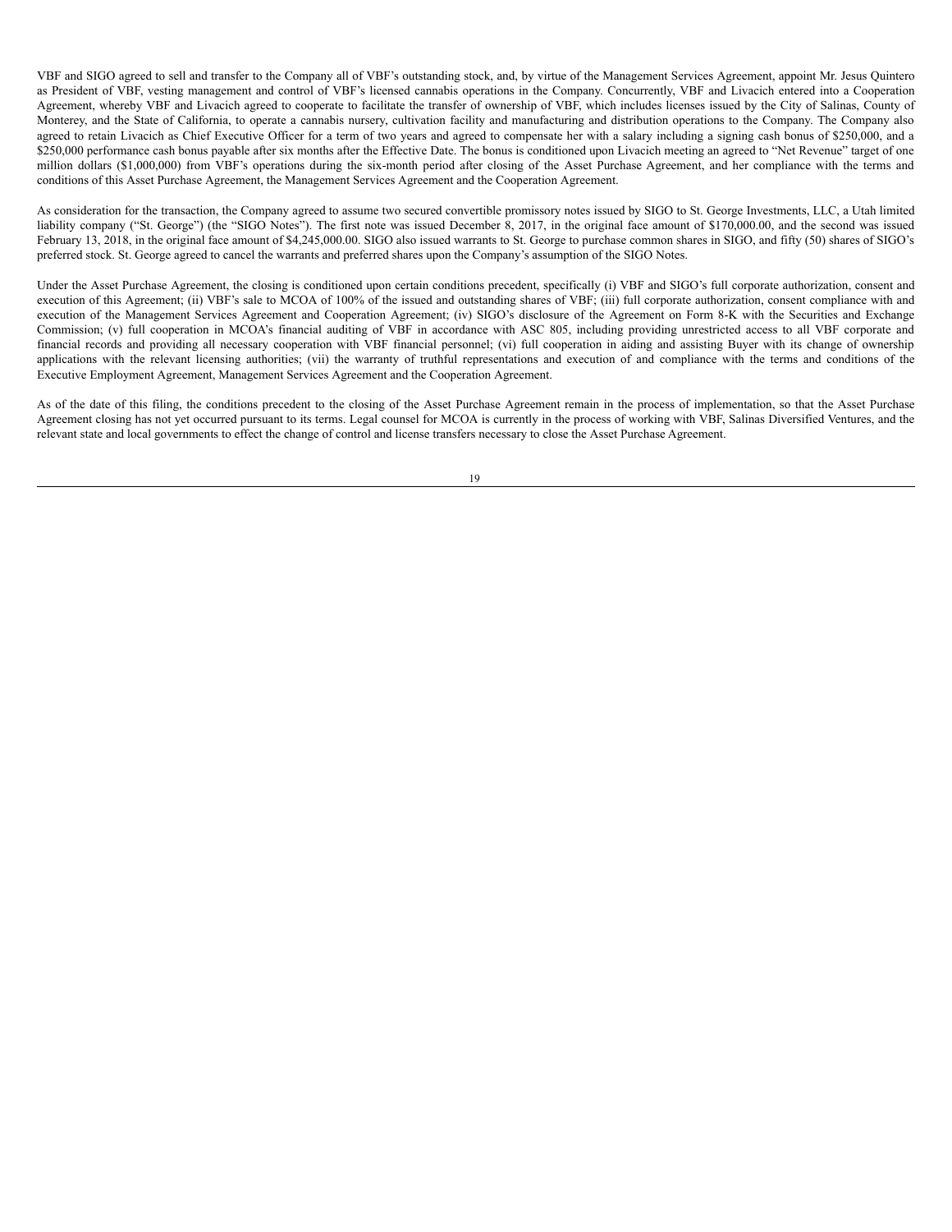VBF and SIGO agreed to sell and transfer to the Company all of VBF's outstanding stock, and, by virtue of the Management Services Agreement, appoint Mr. Jesus Quintero as President of VBF, vesting management and control of VBF's licensed cannabis operations in the Company. Concurrently, VBF and Livacich entered into a Cooperation Agreement, whereby VBF and Livacich agreed to cooperate to facilitate the transfer of ownership of VBF, which includes licenses issued by the City of Salinas, County of Monterey, and the State of California, to operate a cannabis nursery, cultivation facility and manufacturing and distribution operations to the Company. The Company also agreed to retain Livacich as Chief Executive Officer for a term of two years and agreed to compensate her with a salary including a signing cash bonus of $250,000, and a $250,000 performance cash bonus payable after six months after the Effective Date. The bonus is conditioned upon Livacich meeting an agreed to "Net Revenue" target of one million dollars ($1,000,000) from VBF's operations during the six-month period after closing of the Asset Purchase Agreement, and her compliance with the terms and conditions of this Asset Purchase Agreement, the Management Services Agreement and the Cooperation Agreement.

As consideration for the transaction, the Company agreed to assume two secured convertible promissory notes issued by SIGO to St. George Investments, LLC, a Utah limited liability company ("St. George") (the "SIGO Notes"). The first note was issued December 8, 2017, in the original face amount of $170,000.00, and the second was issued February 13, 2018, in the original face amount of $4,245,000.00. SIGO also issued warrants to St. George to purchase common shares in SIGO, and fifty (50) shares of SIGO's preferred stock. St. George agreed to cancel the warrants and preferred shares upon the Company's assumption of the SIGO Notes.

Under the Asset Purchase Agreement, the closing is conditioned upon certain conditions precedent, specifically (i) VBF and SIGO's full corporate authorization, consent and execution of this Agreement; (ii) VBF's sale to MCOA of 100% of the issued and outstanding shares of VBF; (iii) full corporate authorization, consent compliance with and execution of the Management Services Agreement and Cooperation Agreement; (iv) SIGO's disclosure of the Agreement on Form 8-K with the Securities and Exchange Commission; (v) full cooperation in MCOA's financial auditing of VBF in accordance with ASC 805, including providing unrestricted access to all VBF corporate and financial records and providing all necessary cooperation with VBF financial personnel; (vi) full cooperation in aiding and assisting Buyer with its change of ownership applications with the relevant licensing authorities; (vii) the warranty of truthful representations and execution of and compliance with the terms and conditions of the Executive Employment Agreement, Management Services Agreement and the Cooperation Agreement.

As of the date of this filing, the conditions precedent to the closing of the Asset Purchase Agreement remain in the process of implementation, so that the Asset Purchase Agreement closing has not yet occurred pursuant to its terms. Legal counsel for MCOA is currently in the process of working with VBF, Salinas Diversified Ventures, and the relevant state and local governments to effect the change of control and license transfers necessary to close the Asset Purchase Agreement.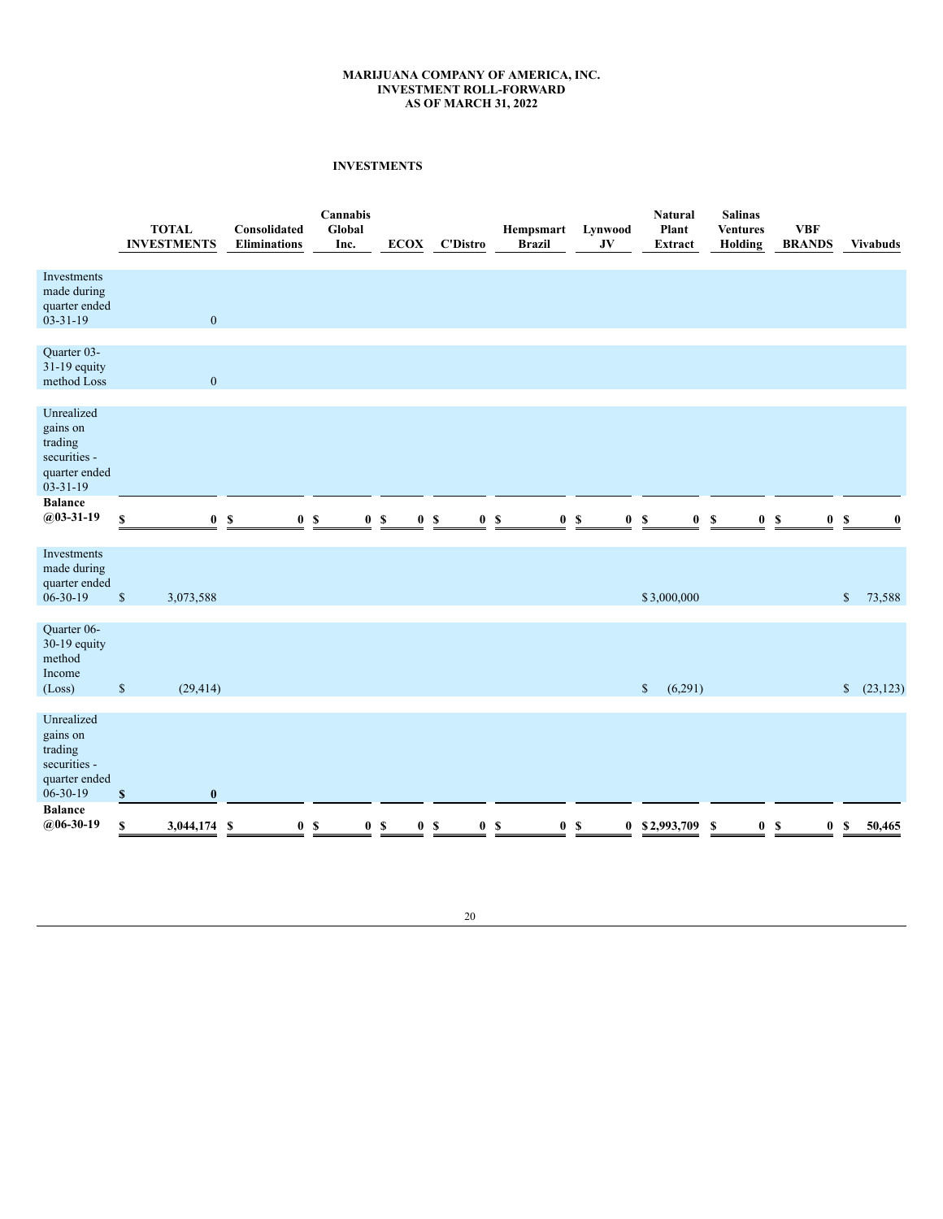**MARIJUANA COMPANY OF AMERICA, INC.**
**INVESTMENT ROLL-FORWARD**
**AS OF MARCH 31, 2022**

**INVESTMENTS**

| | TOTAL INVESTMENTS | Consolidated Eliminations | Cannabis Global Inc. | ECOX | C'Distro | Hempsmart Brazil | Lynwood JV | Natural Plant Extract | Salinas Ventures Holding | VBF BRANDS | Vivabuds |
|---|---|---|---|---|---|---|---|---|---|---|---|
| Investments made during quarter ended 03-31-19 | 0 | | | | | | | | | | |
| Quarter 03-31-19 equity method Loss | 0 | | | | | | | | | | |
| Unrealized gains on trading securities - quarter ended 03-31-19 | | | | | | | | | | | |
| **Balance @03-31-19** | **$ 0** | **$ 0** | **$ 0** | **$ 0** | **$ 0** | **$ 0** | **$ 0** | **$ 0** | **$ 0** | **$ 0** | **$ 0** |
| Investments made during quarter ended 06-30-19 | $ 3,073,588 | | | | | | | $ 3,000,000 | | | $ 73,588 |
| Quarter 06-30-19 equity method Income (Loss) | $ (29,414) | | | | | | | $ (6,291) | | | $ (23,123) |
| Unrealized gains on trading securities - quarter ended 06-30-19 | **$ 0** | | | | | | | | | | |
| **Balance @06-30-19** | **$ 3,044,174** | **$ 0** | **$ 0** | **$ 0** | **$ 0** | **$ 0** | **$ 0** | **$ 2,993,709** | **$ 0** | **$ 0** | **$ 50,465** |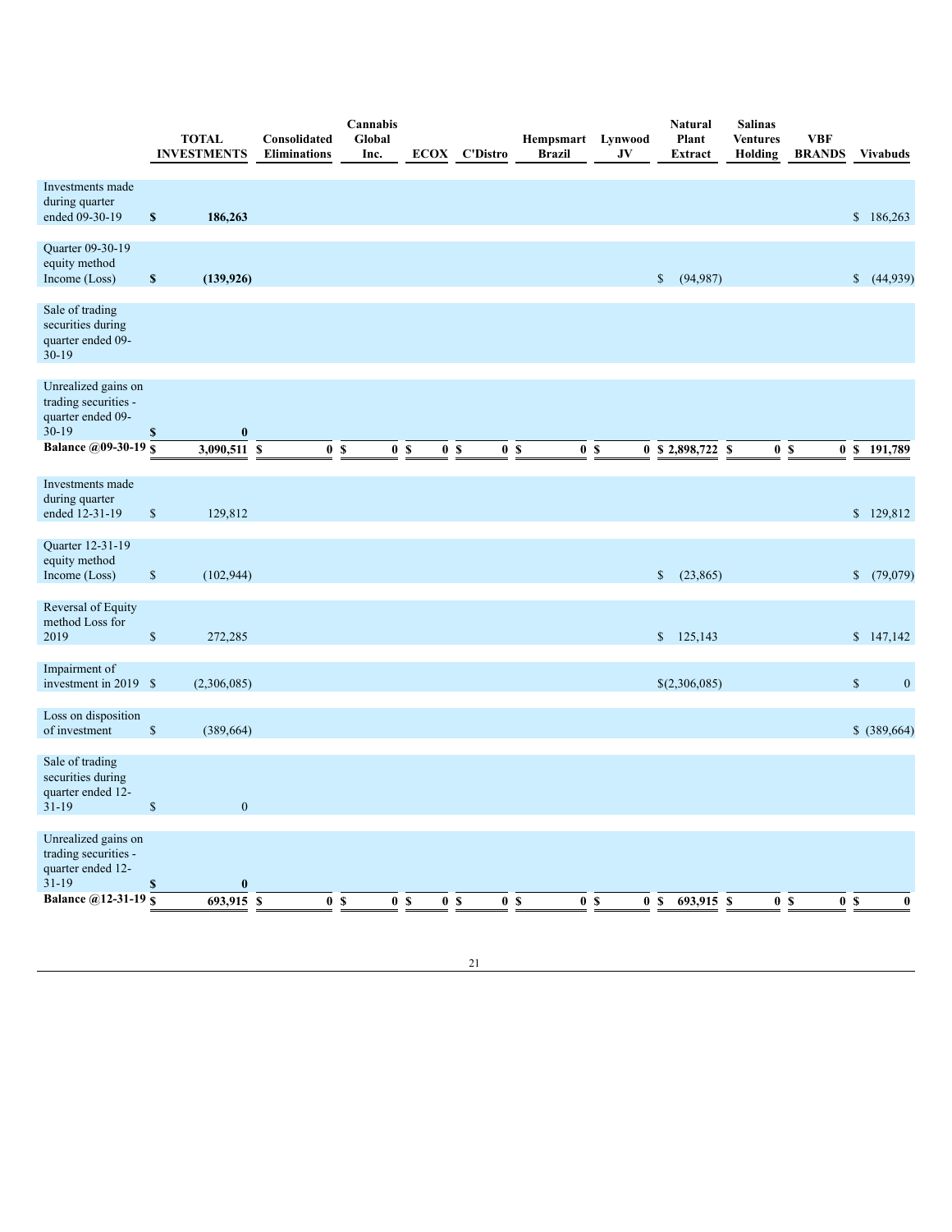| | TOTAL INVESTMENTS | Consolidated Eliminations | Cannabis Global Inc. | ECOX | C'Distro | Hempsmart Brazil | Lynwood JV | Natural Plant Extract | Salinas Ventures Holding | VBF BRANDS | Vivabuds |
|---|---|---|---|---|---|---|---|---|---|---|---|
| Investments made during quarter ended 09-30-19 | **$ 186,263** | | | | | | | | | | $ 186,263 |
| Quarter 09-30-19 equity method Income (Loss) | **$ (139,926)** | | | | | | | $ (94,987) | | | $ (44,939) |
| Sale of trading securities during quarter ended 09-30-19 | | | | | | | | | | | |
| Unrealized gains on trading securities - quarter ended 09-30-19 | **$ 0** | | | | | | | | | | |
| **Balance @09-30-19** | **$ 3,090,511** | **$ 0** | **$ 0** | **$ 0** | **$ 0** | **$ 0** | **$ 0** | **$ 2,898,722** | **$ 0** | **$ 0** | **$ 191,789** |
| Investments made during quarter ended 12-31-19 | $ 129,812 | | | | | | | | | | $ 129,812 |
| Quarter 12-31-19 equity method Income (Loss) | $ (102,944) | | | | | | | $ (23,865) | | | $ (79,079) |
| Reversal of Equity method Loss for 2019 | $ 272,285 | | | | | | | $ 125,143 | | | $ 147,142 |
| Impairment of investment in 2019 | $ (2,306,085) | | | | | | | $(2,306,085) | | | $ 0 |
| Loss on disposition of investment | $ (389,664) | | | | | | | | | | $ (389,664) |
| Sale of trading securities during quarter ended 12-31-19 | $ 0 | | | | | | | | | | |
| Unrealized gains on trading securities - quarter ended 12-31-19 | **$ 0** | | | | | | | | | | |
| **Balance @12-31-19** | **$ 693,915** | **$ 0** | **$ 0** | **$ 0** | **$ 0** | **$ 0** | **$ 0** | **$ 693,915** | **$ 0** | **$ 0** | **$ 0** |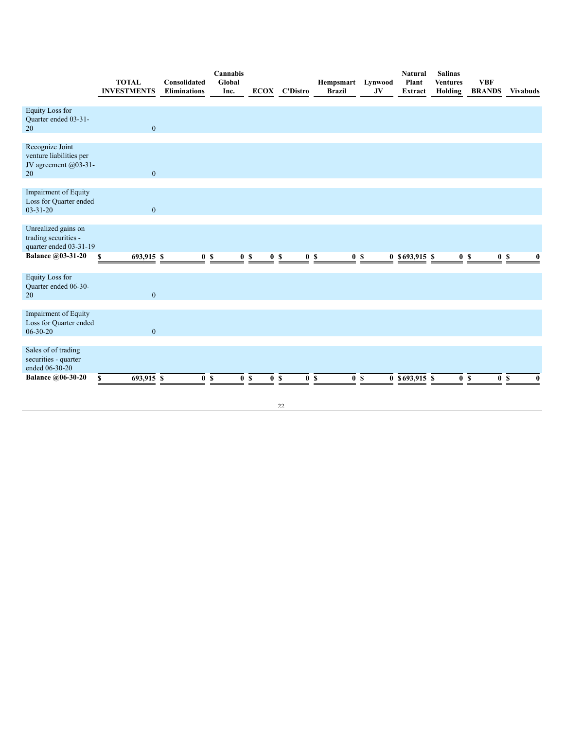|  | TOTAL INVESTMENTS | Consolidated Eliminations | Cannabis Global Inc. | ECOX | C'Distro | Hempsmart Brazil | Lynwood JV | Natural Plant Extract | Salinas Ventures Holding | VBF BRANDS | Vivabuds |
|---|---|---|---|---|---|---|---|---|---|---|---|
| Equity Loss for Quarter ended 03-31-20 | 0 |  |  |  |  |  |  |  |  |  |  |
| Recognize Joint venture liabilities per JV agreement @03-31-20 | 0 |  |  |  |  |  |  |  |  |  |  |
| Impairment of Equity Loss for Quarter ended 03-31-20 | 0 |  |  |  |  |  |  |  |  |  |  |
| Unrealized gains on trading securities - quarter ended 03-31-19 |  |  |  |  |  |  |  |  |  |  |  |
| **Balance @03-31-20** | **$ 693,915** | **$ 0** | **$ 0** | **$ 0** | **$ 0** | **$ 0** | **$ 0** | **$ 693,915** | **$ 0** | **$ 0** | **$ 0** |
| Equity Loss for Quarter ended 06-30-20 | 0 |  |  |  |  |  |  |  |  |  |  |
| Impairment of Equity Loss for Quarter ended 06-30-20 | 0 |  |  |  |  |  |  |  |  |  |  |
| Sales of of trading securities - quarter ended 06-30-20 |  |  |  |  |  |  |  |  |  |  |  |
| **Balance @06-30-20** | **$ 693,915** | **$ 0** | **$ 0** | **$ 0** | **$ 0** | **$ 0** | **$ 0** | **$ 693,915** | **$ 0** | **$ 0** | **$ 0** |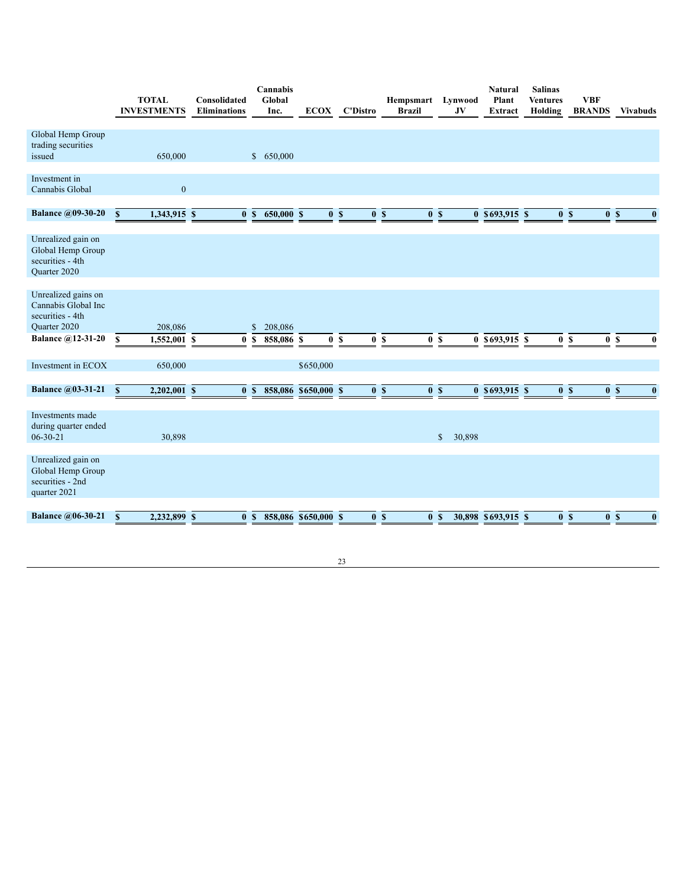| | TOTAL INVESTMENTS | Consolidated Eliminations | Cannabis Global Inc. | ECOX | C'Distro | Hempsmart Brazil | Lynwood JV | Natural Plant Extract | Salinas Ventures Holding | VBF BRANDS | Vivabuds |
|---|---|---|---|---|---|---|---|---|---|---|---|
| Global Hemp Group trading securities issued | 650,000 | | $ 650,000 | | | | | | | | |
| Investment in Cannabis Global | 0 | | | | | | | | | | |
| **Balance @09-30-20** | **$ 1,343,915** | **$ 0** | **$ 650,000** | **$ 0** | **$ 0** | **$ 0** | **$ 0** | **$693,915** | **$ 0** | **$ 0** | **$ 0** |
| Unrealized gain on Global Hemp Group securities - 4th Quarter 2020 | | | | | | | | | | | |
| Unrealized gains on Cannabis Global Inc securities - 4th Quarter 2020 | 208,086 | | $ 208,086 | | | | | | | | |
| **Balance @12-31-20** | **$ 1,552,001** | **$ 0** | **$ 858,086** | **$ 0** | **$ 0** | **$ 0** | **$ 0** | **$693,915** | **$ 0** | **$ 0** | **$ 0** |
| Investment in ECOX | 650,000 | | | $650,000 | | | | | | | |
| **Balance @03-31-21** | **$ 2,202,001** | **$ 0** | **$ 858,086** | **$650,000** | **$ 0** | **$ 0** | **$ 0** | **$693,915** | **$ 0** | **$ 0** | **$ 0** |
| Investments made during quarter ended 06-30-21 | 30,898 | | | | | | $ 30,898 | | | | |
| Unrealized gain on Global Hemp Group securities - 2nd quarter 2021 | | | | | | | | | | | |
| **Balance @06-30-21** | **$ 2,232,899** | **$ 0** | **$ 858,086** | **$650,000** | **$ 0** | **$ 0** | **$ 30,898** | **$693,915** | **$ 0** | **$ 0** | **$ 0** |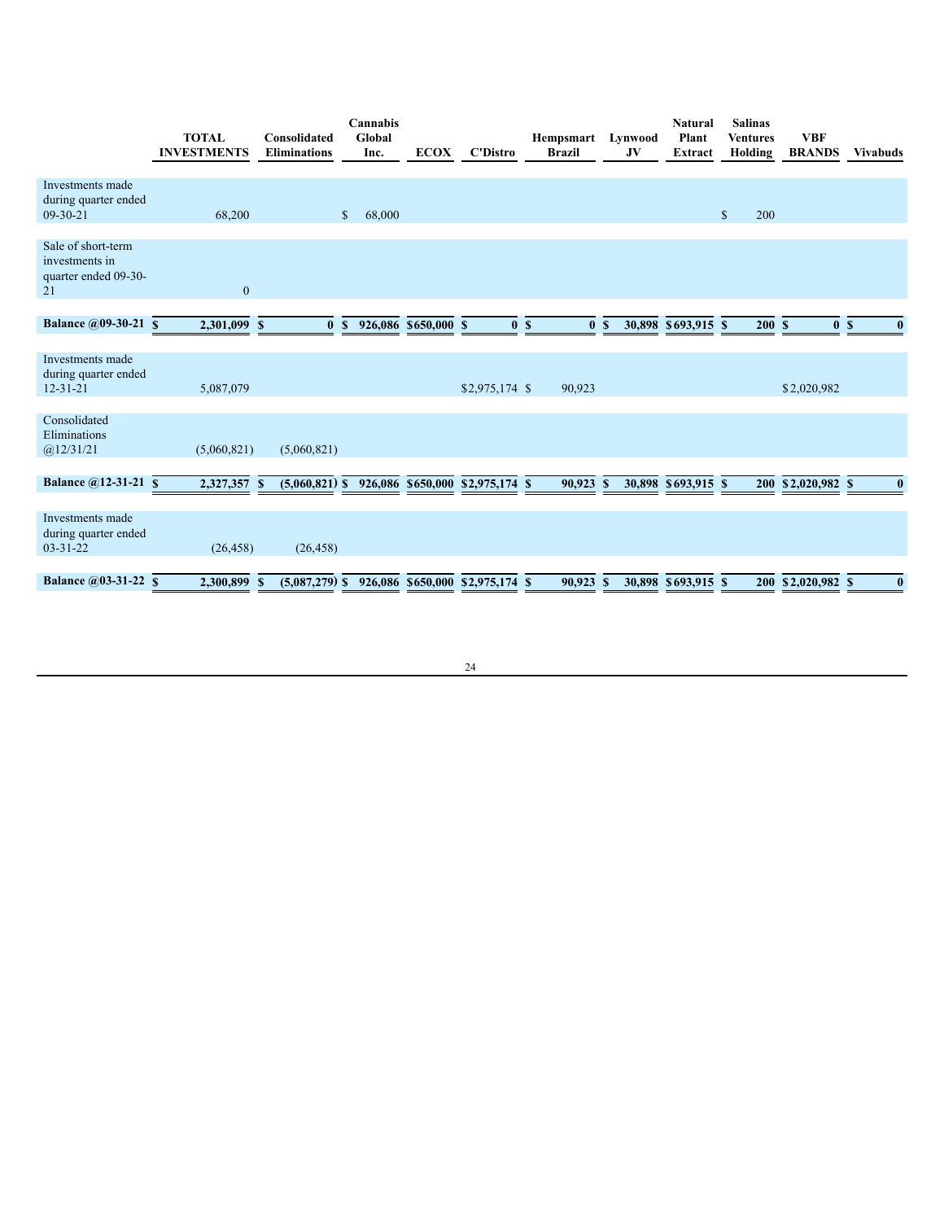| | TOTAL INVESTMENTS | Consolidated Eliminations | Cannabis Global Inc. | ECOX | C'Distro | Hempsmart Brazil | Lynwood JV | Natural Plant Extract | Salinas Ventures Holding | VBF BRANDS | Vivabuds |
|---|---|---|---|---|---|---|---|---|---|---|---|
| Investments made during quarter ended 09-30-21 | 68,200 | | $ 68,000 | | | | | | $ 200 | | |
| Sale of short-term investments in quarter ended 09-30-21 | 0 | | | | | | | | | | |
| **Balance @09-30-21** | **$ 2,301,099** | **$ 0** | **$ 926,086** | **$650,000** | **$ 0** | **$ 0** | **$ 30,898** | **$693,915** | **$ 200** | **$ 0** | **$ 0** |
| Investments made during quarter ended 12-31-21 | 5,087,079 | | | | $2,975,174 | $ 90,923 | | | | $2,020,982 | |
| Consolidated Eliminations @12/31/21 | (5,060,821) | (5,060,821) | | | | | | | | | |
| **Balance @12-31-21** | **$ 2,327,357** | **$ (5,060,821)** | **$ 926,086** | **$650,000** | **$2,975,174** | **$ 90,923** | **$ 30,898** | **$693,915** | **$ 200** | **$2,020,982** | **$ 0** |
| Investments made during quarter ended 03-31-22 | (26,458) | (26,458) | | | | | | | | | |
| **Balance @03-31-22** | **$ 2,300,899** | **$ (5,087,279)** | **$ 926,086** | **$650,000** | **$2,975,174** | **$ 90,923** | **$ 30,898** | **$693,915** | **$ 200** | **$2,020,982** | **$ 0** |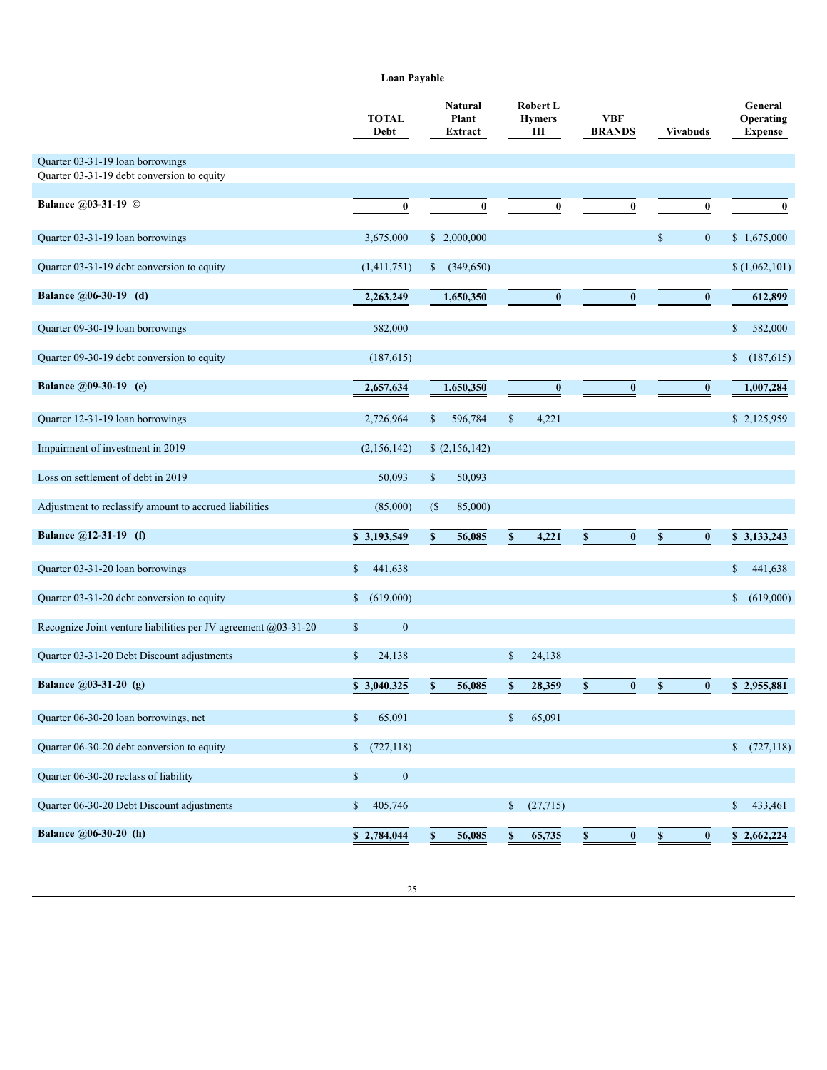**Loan Payable**

| | TOTAL Debt | Natural Plant Extract | Robert L Hymers III | VBF BRANDS | Vivabuds | General Operating Expense |
|---|---|---|---|---|---|---|
| Quarter 03-31-19 loan borrowings | | | | | | |
| Quarter 03-31-19 debt conversion to equity | | | | | | |
| | | | | | | |
| **Balance @03-31-19 ©** | **0** | **0** | **0** | **0** | **0** | **0** |
| Quarter 03-31-19 loan borrowings | 3,675,000 | $ 2,000,000 | | | $ 0 | $ 1,675,000 |
| Quarter 03-31-19 debt conversion to equity | (1,411,751) | $ (349,650) | | | | $ (1,062,101) |
| **Balance @06-30-19 (d)** | **2,263,249** | **1,650,350** | **0** | **0** | **0** | **612,899** |
| Quarter 09-30-19 loan borrowings | 582,000 | | | | | $ 582,000 |
| Quarter 09-30-19 debt conversion to equity | (187,615) | | | | | $ (187,615) |
| **Balance @09-30-19 (e)** | **2,657,634** | **1,650,350** | **0** | **0** | **0** | **1,007,284** |
| Quarter 12-31-19 loan borrowings | 2,726,964 | $ 596,784 | $ 4,221 | | | $ 2,125,959 |
| Impairment of investment in 2019 | (2,156,142) | $ (2,156,142) | | | | |
| Loss on settlement of debt in 2019 | 50,093 | $ 50,093 | | | | |
| Adjustment to reclassify amount to accrued liabilities | (85,000) | ($ 85,000) | | | | |
| **Balance @12-31-19 (f)** | **$ 3,193,549** | **$ 56,085** | **$ 4,221** | **$ 0** | **$ 0** | **$ 3,133,243** |
| Quarter 03-31-20 loan borrowings | $ 441,638 | | | | | $ 441,638 |
| Quarter 03-31-20 debt conversion to equity | $ (619,000) | | | | | $ (619,000) |
| Recognize Joint venture liabilities per JV agreement @03-31-20 | $ 0 | | | | | |
| Quarter 03-31-20 Debt Discount adjustments | $ 24,138 | | $ 24,138 | | | |
| **Balance @03-31-20 (g)** | **$ 3,040,325** | **$ 56,085** | **$ 28,359** | **$ 0** | **$ 0** | **$ 2,955,881** |
| Quarter 06-30-20 loan borrowings, net | $ 65,091 | | $ 65,091 | | | |
| Quarter 06-30-20 debt conversion to equity | $ (727,118) | | | | | $ (727,118) |
| Quarter 06-30-20 reclas of liability | $ 0 | | | | | |
| Quarter 06-30-20 Debt Discount adjustments | $ 405,746 | | $ (27,715) | | | $ 433,461 |
| **Balance @06-30-20 (h)** | **$ 2,784,044** | **$ 56,085** | **$ 65,735** | **$ 0** | **$ 0** | **$ 2,662,224** |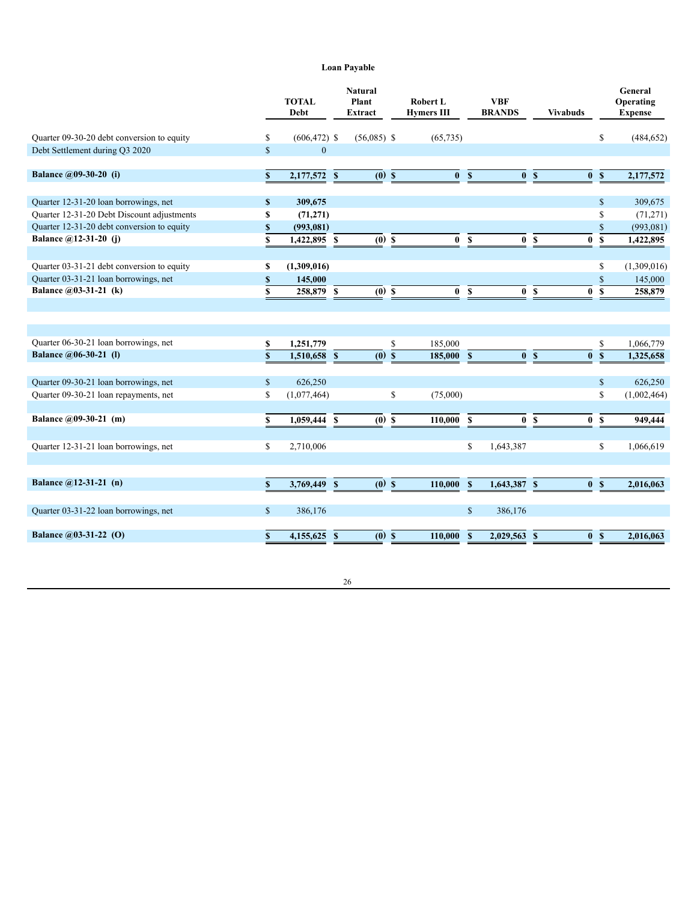**Loan Payable**

| | TOTAL Debt | Natural Plant Extract | Robert L Hymers III | VBF BRANDS | Vivabuds | General Operating Expense |
|---|---|---|---|---|---|---|
| Quarter 09-30-20 debt conversion to equity | $ (606,472) | $ (56,085) | $ (65,735) | | | $ (484,652) |
| Debt Settlement during Q3 2020 | $ 0 | | | | | |
| **Balance @09-30-20 (i)** | **$ 2,177,572** | **$ (0)** | **$ 0** | **$ 0** | **$ 0** | **$ 2,177,572** |
| Quarter 12-31-20 loan borrowings, net | **$ 309,675** | | | | | $ 309,675 |
| Quarter 12-31-20 Debt Discount adjustments | **$ (71,271)** | | | | | $ (71,271) |
| Quarter 12-31-20 debt conversion to equity | **$ (993,081)** | | | | | $ (993,081) |
| **Balance @12-31-20 (j)** | **$ 1,422,895** | **$ (0)** | **$ 0** | **$ 0** | **$ 0** | **$ 1,422,895** |
| Quarter 03-31-21 debt conversion to equity | **$ (1,309,016)** | | | | | $ (1,309,016) |
| Quarter 03-31-21 loan borrowings, net | **$ 145,000** | | | | | $ 145,000 |
| **Balance @03-31-21 (k)** | **$ 258,879** | **$ (0)** | **$ 0** | **$ 0** | **$ 0** | **$ 258,879** |
| Quarter 06-30-21 loan borrowings, net | **$ 1,251,779** | | $ 185,000 | | | $ 1,066,779 |
| **Balance @06-30-21 (l)** | **$ 1,510,658** | **$ (0)** | **$ 185,000** | **$ 0** | **$ 0** | **$ 1,325,658** |
| Quarter 09-30-21 loan borrowings, net | $ 626,250 | | | | | $ 626,250 |
| Quarter 09-30-21 loan repayments, net | $ (1,077,464) | | $ (75,000) | | | $ (1,002,464) |
| **Balance @09-30-21 (m)** | **$ 1,059,444** | **$ (0)** | **$ 110,000** | **$ 0** | **$ 0** | **$ 949,444** |
| Quarter 12-31-21 loan borrowings, net | $ 2,710,006 | | | $ 1,643,387 | | $ 1,066,619 |
| **Balance @12-31-21 (n)** | **$ 3,769,449** | **$ (0)** | **$ 110,000** | **$ 1,643,387** | **$ 0** | **$ 2,016,063** |
| Quarter 03-31-22 loan borrowings, net | $ 386,176 | | | $ 386,176 | | |
| **Balance @03-31-22 (O)** | **$ 4,155,625** | **$ (0)** | **$ 110,000** | **$ 2,029,563** | **$ 0** | **$ 2,016,063** |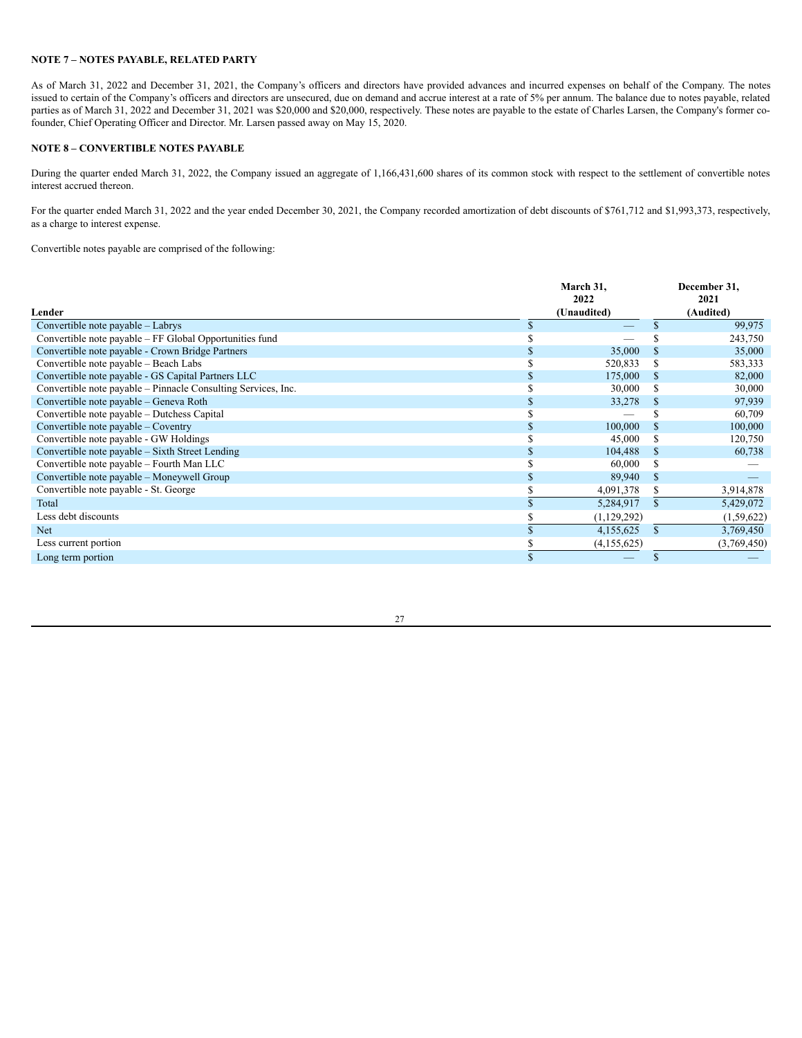**NOTE 7 – NOTES PAYABLE, RELATED PARTY**

As of March 31, 2022 and December 31, 2021, the Company's officers and directors have provided advances and incurred expenses on behalf of the Company. The notes issued to certain of the Company's officers and directors are unsecured, due on demand and accrue interest at a rate of 5% per annum. The balance due to notes payable, related parties as of March 31, 2022 and December 31, 2021 was $20,000 and $20,000, respectively. These notes are payable to the estate of Charles Larsen, the Company's former co-founder, Chief Operating Officer and Director. Mr. Larsen passed away on May 15, 2020.

**NOTE 8 – CONVERTIBLE NOTES PAYABLE**

During the quarter ended March 31, 2022, the Company issued an aggregate of 1,166,431,600 shares of its common stock with respect to the settlement of convertible notes interest accrued thereon.

For the quarter ended March 31, 2022 and the year ended December 30, 2021, the Company recorded amortization of debt discounts of $761,712 and $1,993,373, respectively, as a charge to interest expense.

Convertible notes payable are comprised of the following:

| Lender | March 31, 2022 (Unaudited) | December 31, 2021 (Audited) |
|---|---|---|
| Convertible note payable – Labrys | $ — | $ 99,975 |
| Convertible note payable – FF Global Opportunities fund | $ — | $ 243,750 |
| Convertible note payable - Crown Bridge Partners | $ 35,000 | $ 35,000 |
| Convertible note payable – Beach Labs | $ 520,833 | $ 583,333 |
| Convertible note payable - GS Capital Partners LLC | $ 175,000 | $ 82,000 |
| Convertible note payable – Pinnacle Consulting Services, Inc. | $ 30,000 | $ 30,000 |
| Convertible note payable – Geneva Roth | $ 33,278 | $ 97,939 |
| Convertible note payable – Dutchess Capital | $ — | $ 60,709 |
| Convertible note payable – Coventry | $ 100,000 | $ 100,000 |
| Convertible note payable - GW Holdings | $ 45,000 | $ 120,750 |
| Convertible note payable – Sixth Street Lending | $ 104,488 | $ 60,738 |
| Convertible note payable – Fourth Man LLC | $ 60,000 | $ — |
| Convertible note payable – Moneywell Group | $ 89,940 | $ — |
| Convertible note payable - St. George | $ 4,091,378 | $ 3,914,878 |
| Total | $ 5,284,917 | $ 5,429,072 |
| Less debt discounts | $ (1,129,292) | (1,59,622) |
| Net | $ 4,155,625 | $ 3,769,450 |
| Less current portion | $ (4,155,625) | (3,769,450) |
| Long term portion | $ — | $ — |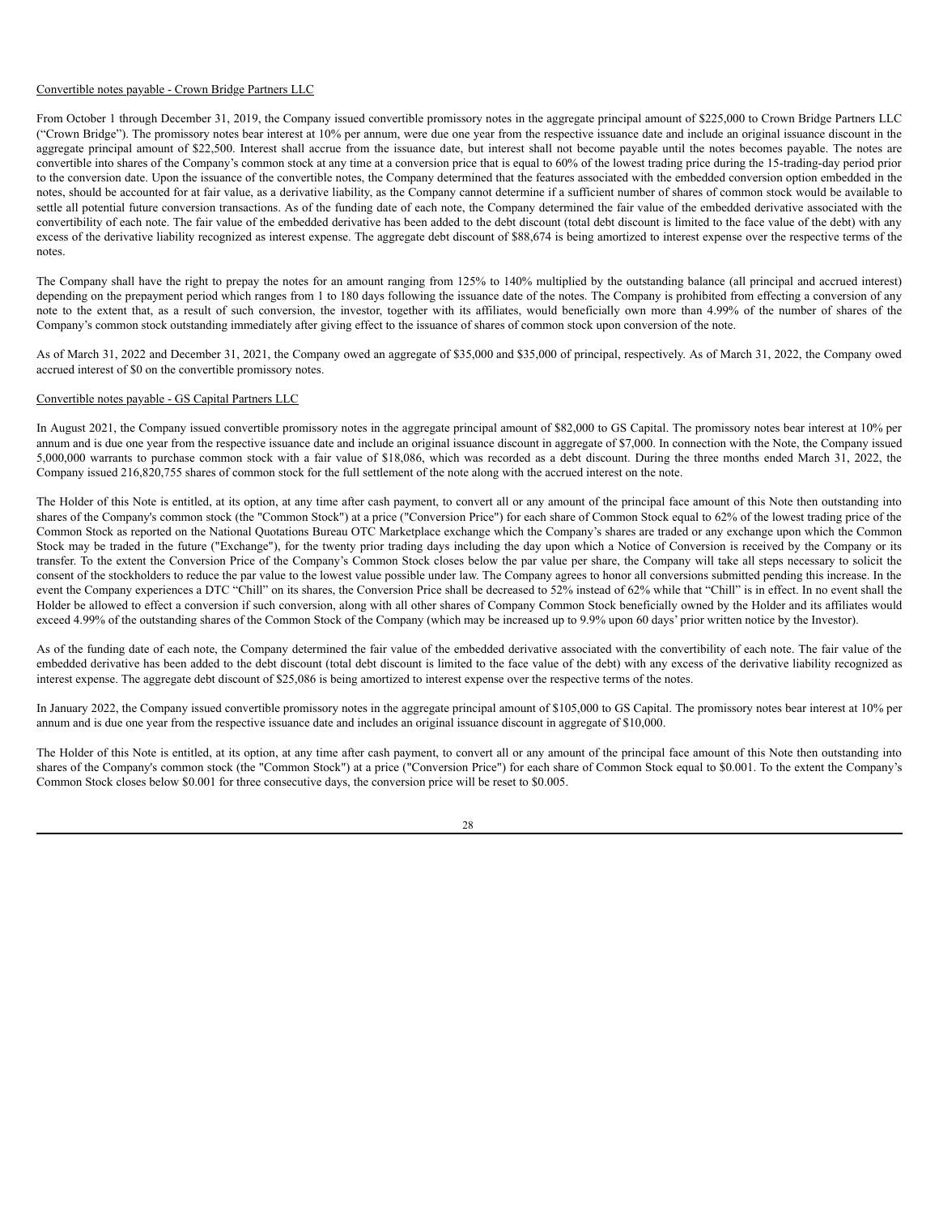Convertible notes payable - Crown Bridge Partners LLC

From October 1 through December 31, 2019, the Company issued convertible promissory notes in the aggregate principal amount of $225,000 to Crown Bridge Partners LLC ("Crown Bridge"). The promissory notes bear interest at 10% per annum, were due one year from the respective issuance date and include an original issuance discount in the aggregate principal amount of $22,500. Interest shall accrue from the issuance date, but interest shall not become payable until the notes becomes payable. The notes are convertible into shares of the Company's common stock at any time at a conversion price that is equal to 60% of the lowest trading price during the 15-trading-day period prior to the conversion date. Upon the issuance of the convertible notes, the Company determined that the features associated with the embedded conversion option embedded in the notes, should be accounted for at fair value, as a derivative liability, as the Company cannot determine if a sufficient number of shares of common stock would be available to settle all potential future conversion transactions. As of the funding date of each note, the Company determined the fair value of the embedded derivative associated with the convertibility of each note. The fair value of the embedded derivative has been added to the debt discount (total debt discount is limited to the face value of the debt) with any excess of the derivative liability recognized as interest expense. The aggregate debt discount of $88,674 is being amortized to interest expense over the respective terms of the notes.

The Company shall have the right to prepay the notes for an amount ranging from 125% to 140% multiplied by the outstanding balance (all principal and accrued interest) depending on the prepayment period which ranges from 1 to 180 days following the issuance date of the notes. The Company is prohibited from effecting a conversion of any note to the extent that, as a result of such conversion, the investor, together with its affiliates, would beneficially own more than 4.99% of the number of shares of the Company's common stock outstanding immediately after giving effect to the issuance of shares of common stock upon conversion of the note.

As of March 31, 2022 and December 31, 2021, the Company owed an aggregate of $35,000 and $35,000 of principal, respectively. As of March 31, 2022, the Company owed accrued interest of $0 on the convertible promissory notes.

Convertible notes payable - GS Capital Partners LLC

In August 2021, the Company issued convertible promissory notes in the aggregate principal amount of $82,000 to GS Capital. The promissory notes bear interest at 10% per annum and is due one year from the respective issuance date and include an original issuance discount in aggregate of $7,000. In connection with the Note, the Company issued 5,000,000 warrants to purchase common stock with a fair value of $18,086, which was recorded as a debt discount. During the three months ended March 31, 2022, the Company issued 216,820,755 shares of common stock for the full settlement of the note along with the accrued interest on the note.

The Holder of this Note is entitled, at its option, at any time after cash payment, to convert all or any amount of the principal face amount of this Note then outstanding into shares of the Company's common stock (the "Common Stock") at a price ("Conversion Price") for each share of Common Stock equal to 62% of the lowest trading price of the Common Stock as reported on the National Quotations Bureau OTC Marketplace exchange which the Company's shares are traded or any exchange upon which the Common Stock may be traded in the future ("Exchange"), for the twenty prior trading days including the day upon which a Notice of Conversion is received by the Company or its transfer. To the extent the Conversion Price of the Company's Common Stock closes below the par value per share, the Company will take all steps necessary to solicit the consent of the stockholders to reduce the par value to the lowest value possible under law. The Company agrees to honor all conversions submitted pending this increase. In the event the Company experiences a DTC "Chill" on its shares, the Conversion Price shall be decreased to 52% instead of 62% while that "Chill" is in effect. In no event shall the Holder be allowed to effect a conversion if such conversion, along with all other shares of Company Common Stock beneficially owned by the Holder and its affiliates would exceed 4.99% of the outstanding shares of the Common Stock of the Company (which may be increased up to 9.9% upon 60 days' prior written notice by the Investor).

As of the funding date of each note, the Company determined the fair value of the embedded derivative associated with the convertibility of each note. The fair value of the embedded derivative has been added to the debt discount (total debt discount is limited to the face value of the debt) with any excess of the derivative liability recognized as interest expense. The aggregate debt discount of $25,086 is being amortized to interest expense over the respective terms of the notes.

In January 2022, the Company issued convertible promissory notes in the aggregate principal amount of $105,000 to GS Capital. The promissory notes bear interest at 10% per annum and is due one year from the respective issuance date and includes an original issuance discount in aggregate of $10,000.

The Holder of this Note is entitled, at its option, at any time after cash payment, to convert all or any amount of the principal face amount of this Note then outstanding into shares of the Company's common stock (the "Common Stock") at a price ("Conversion Price") for each share of Common Stock equal to $0.001. To the extent the Company's Common Stock closes below $0.001 for three consecutive days, the conversion price will be reset to $0.005.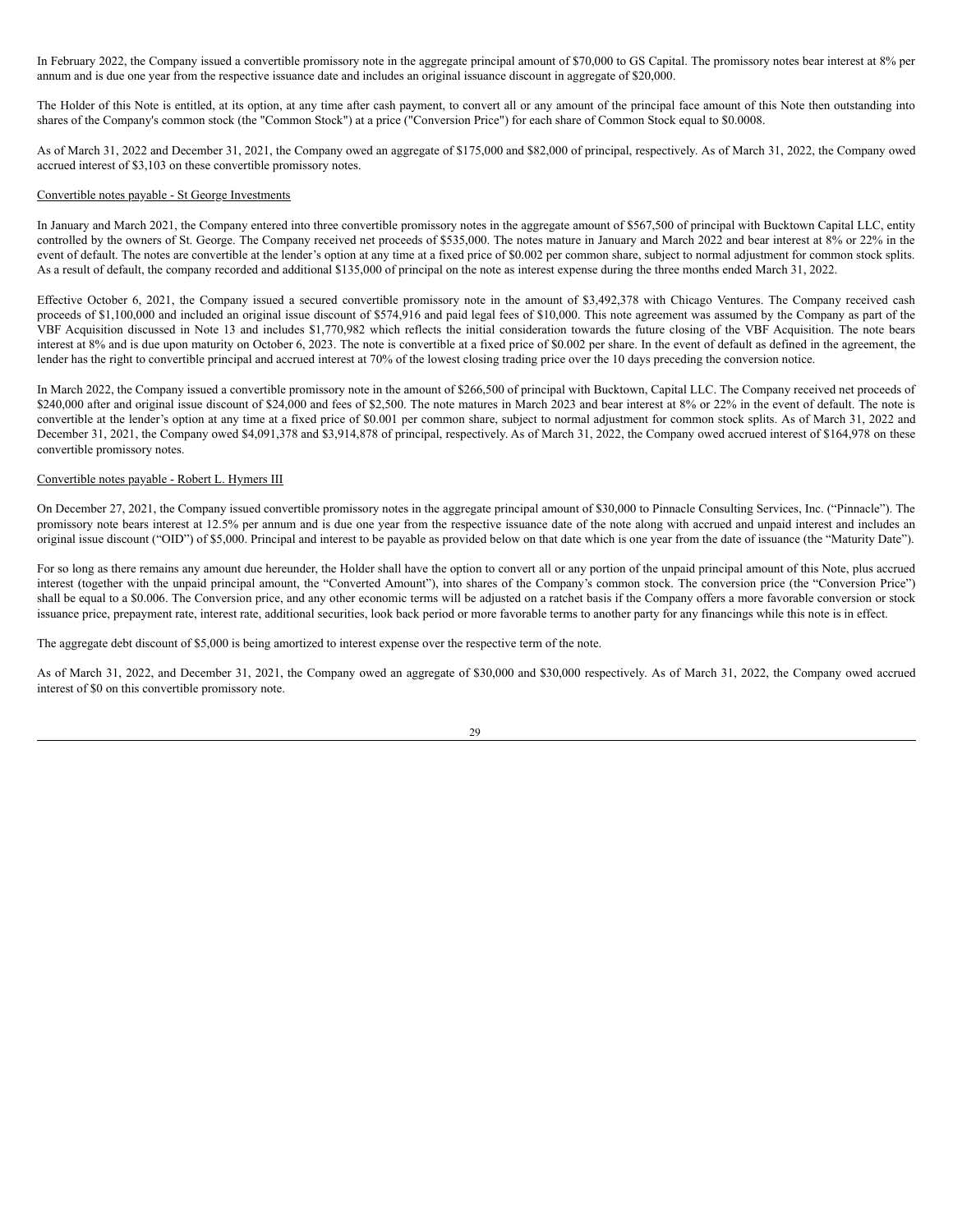In February 2022, the Company issued a convertible promissory note in the aggregate principal amount of $70,000 to GS Capital. The promissory notes bear interest at 8% per annum and is due one year from the respective issuance date and includes an original issuance discount in aggregate of $20,000.

The Holder of this Note is entitled, at its option, at any time after cash payment, to convert all or any amount of the principal face amount of this Note then outstanding into shares of the Company's common stock (the "Common Stock") at a price ("Conversion Price") for each share of Common Stock equal to $0.0008.

As of March 31, 2022 and December 31, 2021, the Company owed an aggregate of $175,000 and $82,000 of principal, respectively. As of March 31, 2022, the Company owed accrued interest of $3,103 on these convertible promissory notes.

Convertible notes payable - St George Investments

In January and March 2021, the Company entered into three convertible promissory notes in the aggregate amount of $567,500 of principal with Bucktown Capital LLC, entity controlled by the owners of St. George. The Company received net proceeds of $535,000. The notes mature in January and March 2022 and bear interest at 8% or 22% in the event of default. The notes are convertible at the lender's option at any time at a fixed price of $0.002 per common share, subject to normal adjustment for common stock splits. As a result of default, the company recorded and additional $135,000 of principal on the note as interest expense during the three months ended March 31, 2022.

Effective October 6, 2021, the Company issued a secured convertible promissory note in the amount of $3,492,378 with Chicago Ventures. The Company received cash proceeds of $1,100,000 and included an original issue discount of $574,916 and paid legal fees of $10,000. This note agreement was assumed by the Company as part of the VBF Acquisition discussed in Note 13 and includes $1,770,982 which reflects the initial consideration towards the future closing of the VBF Acquisition. The note bears interest at 8% and is due upon maturity on October 6, 2023. The note is convertible at a fixed price of $0.002 per share. In the event of default as defined in the agreement, the lender has the right to convertible principal and accrued interest at 70% of the lowest closing trading price over the 10 days preceding the conversion notice.

In March 2022, the Company issued a convertible promissory note in the amount of $266,500 of principal with Bucktown, Capital LLC. The Company received net proceeds of $240,000 after and original issue discount of $24,000 and fees of $2,500. The note matures in March 2023 and bear interest at 8% or 22% in the event of default. The note is convertible at the lender's option at any time at a fixed price of $0.001 per common share, subject to normal adjustment for common stock splits. As of March 31, 2022 and December 31, 2021, the Company owed $4,091,378 and $3,914,878 of principal, respectively. As of March 31, 2022, the Company owed accrued interest of $164,978 on these convertible promissory notes.

Convertible notes payable - Robert L. Hymers III

On December 27, 2021, the Company issued convertible promissory notes in the aggregate principal amount of $30,000 to Pinnacle Consulting Services, Inc. ("Pinnacle"). The promissory note bears interest at 12.5% per annum and is due one year from the respective issuance date of the note along with accrued and unpaid interest and includes an original issue discount ("OID") of $5,000. Principal and interest to be payable as provided below on that date which is one year from the date of issuance (the "Maturity Date").

For so long as there remains any amount due hereunder, the Holder shall have the option to convert all or any portion of the unpaid principal amount of this Note, plus accrued interest (together with the unpaid principal amount, the "Converted Amount"), into shares of the Company's common stock. The conversion price (the "Conversion Price") shall be equal to a $0.006. The Conversion price, and any other economic terms will be adjusted on a ratchet basis if the Company offers a more favorable conversion or stock issuance price, prepayment rate, interest rate, additional securities, look back period or more favorable terms to another party for any financings while this note is in effect.

The aggregate debt discount of $5,000 is being amortized to interest expense over the respective term of the note.

As of March 31, 2022, and December 31, 2021, the Company owed an aggregate of $30,000 and $30,000 respectively. As of March 31, 2022, the Company owed accrued interest of $0 on this convertible promissory note.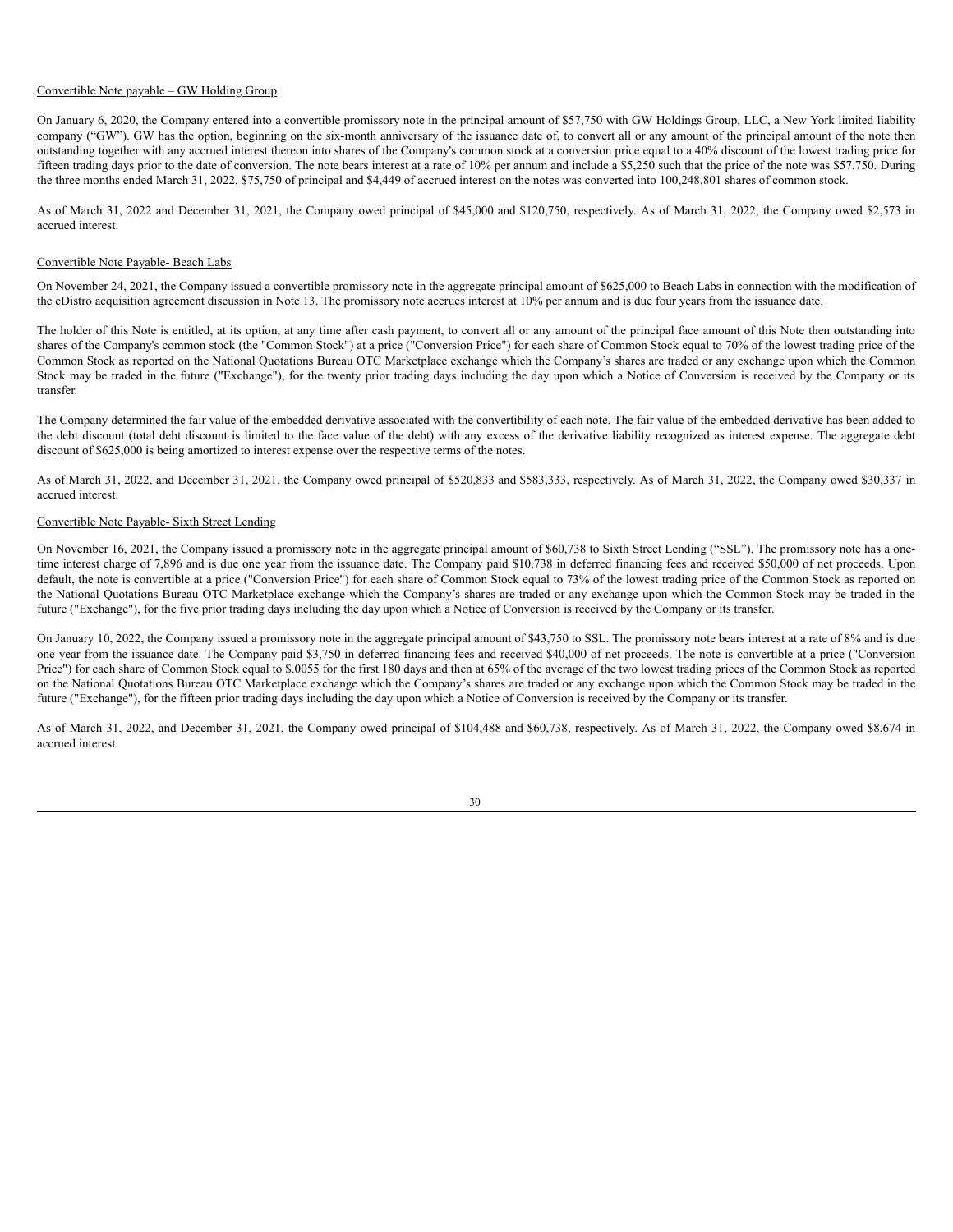Convertible Note payable – GW Holding Group

On January 6, 2020, the Company entered into a convertible promissory note in the principal amount of $57,750 with GW Holdings Group, LLC, a New York limited liability company ("GW"). GW has the option, beginning on the six-month anniversary of the issuance date of, to convert all or any amount of the principal amount of the note then outstanding together with any accrued interest thereon into shares of the Company's common stock at a conversion price equal to a 40% discount of the lowest trading price for fifteen trading days prior to the date of conversion. The note bears interest at a rate of 10% per annum and include a $5,250 such that the price of the note was $57,750. During the three months ended March 31, 2022, $75,750 of principal and $4,449 of accrued interest on the notes was converted into 100,248,801 shares of common stock.

As of March 31, 2022 and December 31, 2021, the Company owed principal of $45,000 and $120,750, respectively. As of March 31, 2022, the Company owed $2,573 in accrued interest.

Convertible Note Payable- Beach Labs

On November 24, 2021, the Company issued a convertible promissory note in the aggregate principal amount of $625,000 to Beach Labs in connection with the modification of the cDistro acquisition agreement discussion in Note 13. The promissory note accrues interest at 10% per annum and is due four years from the issuance date.

The holder of this Note is entitled, at its option, at any time after cash payment, to convert all or any amount of the principal face amount of this Note then outstanding into shares of the Company's common stock (the "Common Stock") at a price ("Conversion Price") for each share of Common Stock equal to 70% of the lowest trading price of the Common Stock as reported on the National Quotations Bureau OTC Marketplace exchange which the Company's shares are traded or any exchange upon which the Common Stock may be traded in the future ("Exchange"), for the twenty prior trading days including the day upon which a Notice of Conversion is received by the Company or its transfer.

The Company determined the fair value of the embedded derivative associated with the convertibility of each note. The fair value of the embedded derivative has been added to the debt discount (total debt discount is limited to the face value of the debt) with any excess of the derivative liability recognized as interest expense. The aggregate debt discount of $625,000 is being amortized to interest expense over the respective terms of the notes.

As of March 31, 2022, and December 31, 2021, the Company owed principal of $520,833 and $583,333, respectively. As of March 31, 2022, the Company owed $30,337 in accrued interest.

Convertible Note Payable- Sixth Street Lending

On November 16, 2021, the Company issued a promissory note in the aggregate principal amount of $60,738 to Sixth Street Lending ("SSL"). The promissory note has a one-time interest charge of 7,896 and is due one year from the issuance date. The Company paid $10,738 in deferred financing fees and received $50,000 of net proceeds. Upon default, the note is convertible at a price ("Conversion Price") for each share of Common Stock equal to 73% of the lowest trading price of the Common Stock as reported on the National Quotations Bureau OTC Marketplace exchange which the Company's shares are traded or any exchange upon which the Common Stock may be traded in the future ("Exchange"), for the five prior trading days including the day upon which a Notice of Conversion is received by the Company or its transfer.

On January 10, 2022, the Company issued a promissory note in the aggregate principal amount of $43,750 to SSL. The promissory note bears interest at a rate of 8% and is due one year from the issuance date. The Company paid $3,750 in deferred financing fees and received $40,000 of net proceeds. The note is convertible at a price ("Conversion Price") for each share of Common Stock equal to $.0055 for the first 180 days and then at 65% of the average of the two lowest trading prices of the Common Stock as reported on the National Quotations Bureau OTC Marketplace exchange which the Company's shares are traded or any exchange upon which the Common Stock may be traded in the future ("Exchange"), for the fifteen prior trading days including the day upon which a Notice of Conversion is received by the Company or its transfer.

As of March 31, 2022, and December 31, 2021, the Company owed principal of $104,488 and $60,738, respectively. As of March 31, 2022, the Company owed $8,674 in accrued interest.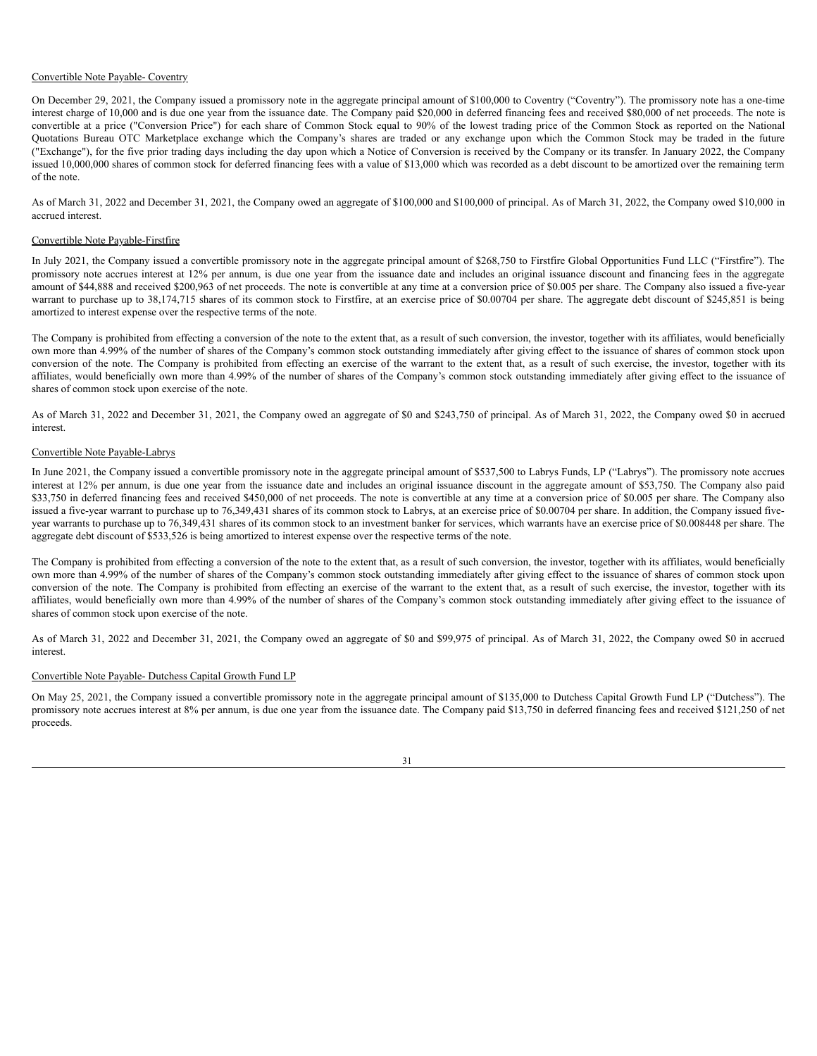Convertible Note Payable- Coventry

On December 29, 2021, the Company issued a promissory note in the aggregate principal amount of $100,000 to Coventry ("Coventry"). The promissory note has a one-time interest charge of 10,000 and is due one year from the issuance date. The Company paid $20,000 in deferred financing fees and received $80,000 of net proceeds. The note is convertible at a price ("Conversion Price") for each share of Common Stock equal to 90% of the lowest trading price of the Common Stock as reported on the National Quotations Bureau OTC Marketplace exchange which the Company's shares are traded or any exchange upon which the Common Stock may be traded in the future ("Exchange"), for the five prior trading days including the day upon which a Notice of Conversion is received by the Company or its transfer. In January 2022, the Company issued 10,000,000 shares of common stock for deferred financing fees with a value of $13,000 which was recorded as a debt discount to be amortized over the remaining term of the note.

As of March 31, 2022 and December 31, 2021, the Company owed an aggregate of $100,000 and $100,000 of principal. As of March 31, 2022, the Company owed $10,000 in accrued interest.

Convertible Note Payable-Firstfire

In July 2021, the Company issued a convertible promissory note in the aggregate principal amount of $268,750 to Firstfire Global Opportunities Fund LLC ("Firstfire"). The promissory note accrues interest at 12% per annum, is due one year from the issuance date and includes an original issuance discount and financing fees in the aggregate amount of $44,888 and received $200,963 of net proceeds. The note is convertible at any time at a conversion price of $0.005 per share. The Company also issued a five-year warrant to purchase up to 38,174,715 shares of its common stock to Firstfire, at an exercise price of $0.00704 per share. The aggregate debt discount of $245,851 is being amortized to interest expense over the respective terms of the note.

The Company is prohibited from effecting a conversion of the note to the extent that, as a result of such conversion, the investor, together with its affiliates, would beneficially own more than 4.99% of the number of shares of the Company's common stock outstanding immediately after giving effect to the issuance of shares of common stock upon conversion of the note. The Company is prohibited from effecting an exercise of the warrant to the extent that, as a result of such exercise, the investor, together with its affiliates, would beneficially own more than 4.99% of the number of shares of the Company's common stock outstanding immediately after giving effect to the issuance of shares of common stock upon exercise of the note.

As of March 31, 2022 and December 31, 2021, the Company owed an aggregate of $0 and $243,750 of principal. As of March 31, 2022, the Company owed $0 in accrued interest.

Convertible Note Payable-Labrys

In June 2021, the Company issued a convertible promissory note in the aggregate principal amount of $537,500 to Labrys Funds, LP ("Labrys"). The promissory note accrues interest at 12% per annum, is due one year from the issuance date and includes an original issuance discount in the aggregate amount of $53,750. The Company also paid $33,750 in deferred financing fees and received $450,000 of net proceeds. The note is convertible at any time at a conversion price of $0.005 per share. The Company also issued a five-year warrant to purchase up to 76,349,431 shares of its common stock to Labrys, at an exercise price of $0.00704 per share. In addition, the Company issued five-year warrants to purchase up to 76,349,431 shares of its common stock to an investment banker for services, which warrants have an exercise price of $0.008448 per share. The aggregate debt discount of $533,526 is being amortized to interest expense over the respective terms of the note.

The Company is prohibited from effecting a conversion of the note to the extent that, as a result of such conversion, the investor, together with its affiliates, would beneficially own more than 4.99% of the number of shares of the Company's common stock outstanding immediately after giving effect to the issuance of shares of common stock upon conversion of the note. The Company is prohibited from effecting an exercise of the warrant to the extent that, as a result of such exercise, the investor, together with its affiliates, would beneficially own more than 4.99% of the number of shares of the Company's common stock outstanding immediately after giving effect to the issuance of shares of common stock upon exercise of the note.

As of March 31, 2022 and December 31, 2021, the Company owed an aggregate of $0 and $99,975 of principal. As of March 31, 2022, the Company owed $0 in accrued interest.

Convertible Note Payable- Dutchess Capital Growth Fund LP

On May 25, 2021, the Company issued a convertible promissory note in the aggregate principal amount of $135,000 to Dutchess Capital Growth Fund LP ("Dutchess"). The promissory note accrues interest at 8% per annum, is due one year from the issuance date. The Company paid $13,750 in deferred financing fees and received $121,250 of net proceeds.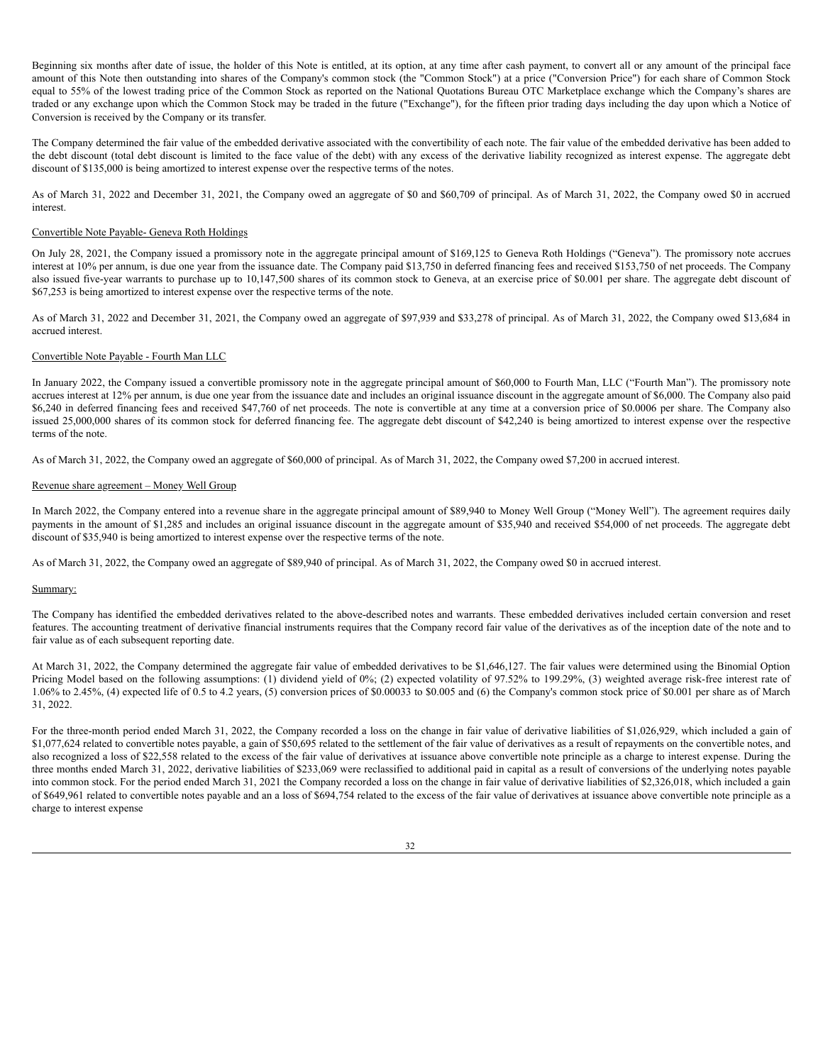Beginning six months after date of issue, the holder of this Note is entitled, at its option, at any time after cash payment, to convert all or any amount of the principal face amount of this Note then outstanding into shares of the Company's common stock (the "Common Stock") at a price ("Conversion Price") for each share of Common Stock equal to 55% of the lowest trading price of the Common Stock as reported on the National Quotations Bureau OTC Marketplace exchange which the Company's shares are traded or any exchange upon which the Common Stock may be traded in the future ("Exchange"), for the fifteen prior trading days including the day upon which a Notice of Conversion is received by the Company or its transfer.

The Company determined the fair value of the embedded derivative associated with the convertibility of each note. The fair value of the embedded derivative has been added to the debt discount (total debt discount is limited to the face value of the debt) with any excess of the derivative liability recognized as interest expense. The aggregate debt discount of $135,000 is being amortized to interest expense over the respective terms of the notes.

As of March 31, 2022 and December 31, 2021, the Company owed an aggregate of $0 and $60,709 of principal. As of March 31, 2022, the Company owed $0 in accrued interest.

Convertible Note Payable- Geneva Roth Holdings

On July 28, 2021, the Company issued a promissory note in the aggregate principal amount of $169,125 to Geneva Roth Holdings ("Geneva"). The promissory note accrues interest at 10% per annum, is due one year from the issuance date. The Company paid $13,750 in deferred financing fees and received $153,750 of net proceeds. The Company also issued five-year warrants to purchase up to 10,147,500 shares of its common stock to Geneva, at an exercise price of $0.001 per share. The aggregate debt discount of $67,253 is being amortized to interest expense over the respective terms of the note.

As of March 31, 2022 and December 31, 2021, the Company owed an aggregate of $97,939 and $33,278 of principal. As of March 31, 2022, the Company owed $13,684 in accrued interest.

Convertible Note Payable - Fourth Man LLC

In January 2022, the Company issued a convertible promissory note in the aggregate principal amount of $60,000 to Fourth Man, LLC ("Fourth Man"). The promissory note accrues interest at 12% per annum, is due one year from the issuance date and includes an original issuance discount in the aggregate amount of $6,000. The Company also paid $6,240 in deferred financing fees and received $47,760 of net proceeds. The note is convertible at any time at a conversion price of $0.0006 per share. The Company also issued 25,000,000 shares of its common stock for deferred financing fee. The aggregate debt discount of $42,240 is being amortized to interest expense over the respective terms of the note.

As of March 31, 2022, the Company owed an aggregate of $60,000 of principal. As of March 31, 2022, the Company owed $7,200 in accrued interest.

Revenue share agreement – Money Well Group

In March 2022, the Company entered into a revenue share in the aggregate principal amount of $89,940 to Money Well Group ("Money Well"). The agreement requires daily payments in the amount of $1,285 and includes an original issuance discount in the aggregate amount of $35,940 and received $54,000 of net proceeds. The aggregate debt discount of $35,940 is being amortized to interest expense over the respective terms of the note.

As of March 31, 2022, the Company owed an aggregate of $89,940 of principal. As of March 31, 2022, the Company owed $0 in accrued interest.

Summary:

The Company has identified the embedded derivatives related to the above-described notes and warrants. These embedded derivatives included certain conversion and reset features. The accounting treatment of derivative financial instruments requires that the Company record fair value of the derivatives as of the inception date of the note and to fair value as of each subsequent reporting date.

At March 31, 2022, the Company determined the aggregate fair value of embedded derivatives to be $1,646,127. The fair values were determined using the Binomial Option Pricing Model based on the following assumptions: (1) dividend yield of 0%; (2) expected volatility of 97.52% to 199.29%, (3) weighted average risk-free interest rate of 1.06% to 2.45%, (4) expected life of 0.5 to 4.2 years, (5) conversion prices of $0.00033 to $0.005 and (6) the Company's common stock price of $0.001 per share as of March 31, 2022.

For the three-month period ended March 31, 2022, the Company recorded a loss on the change in fair value of derivative liabilities of $1,026,929, which included a gain of $1,077,624 related to convertible notes payable, a gain of $50,695 related to the settlement of the fair value of derivatives as a result of repayments on the convertible notes, and also recognized a loss of $22,558 related to the excess of the fair value of derivatives at issuance above convertible note principle as a charge to interest expense. During the three months ended March 31, 2022, derivative liabilities of $233,069 were reclassified to additional paid in capital as a result of conversions of the underlying notes payable into common stock. For the period ended March 31, 2021 the Company recorded a loss on the change in fair value of derivative liabilities of $2,326,018, which included a gain of $649,961 related to convertible notes payable and an a loss of $694,754 related to the excess of the fair value of derivatives at issuance above convertible note principle as a charge to interest expense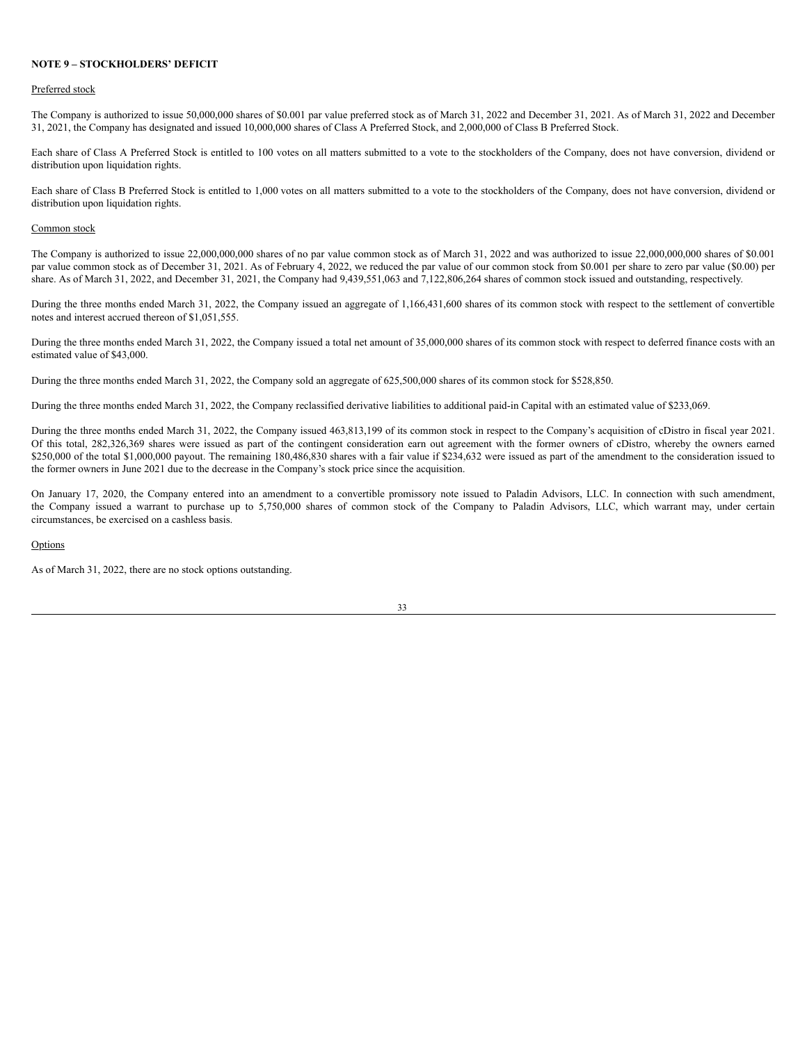## NOTE 9 – STOCKHOLDERS' DEFICIT

Preferred stock

The Company is authorized to issue 50,000,000 shares of $0.001 par value preferred stock as of March 31, 2022 and December 31, 2021. As of March 31, 2022 and December 31, 2021, the Company has designated and issued 10,000,000 shares of Class A Preferred Stock, and 2,000,000 of Class B Preferred Stock.

Each share of Class A Preferred Stock is entitled to 100 votes on all matters submitted to a vote to the stockholders of the Company, does not have conversion, dividend or distribution upon liquidation rights.

Each share of Class B Preferred Stock is entitled to 1,000 votes on all matters submitted to a vote to the stockholders of the Company, does not have conversion, dividend or distribution upon liquidation rights.

Common stock

The Company is authorized to issue 22,000,000,000 shares of no par value common stock as of March 31, 2022 and was authorized to issue 22,000,000,000 shares of $0.001 par value common stock as of December 31, 2021. As of February 4, 2022, we reduced the par value of our common stock from $0.001 per share to zero par value ($0.00) per share. As of March 31, 2022, and December 31, 2021, the Company had 9,439,551,063 and 7,122,806,264 shares of common stock issued and outstanding, respectively.

During the three months ended March 31, 2022, the Company issued an aggregate of 1,166,431,600 shares of its common stock with respect to the settlement of convertible notes and interest accrued thereon of $1,051,555.

During the three months ended March 31, 2022, the Company issued a total net amount of 35,000,000 shares of its common stock with respect to deferred finance costs with an estimated value of $43,000.

During the three months ended March 31, 2022, the Company sold an aggregate of 625,500,000 shares of its common stock for $528,850.

During the three months ended March 31, 2022, the Company reclassified derivative liabilities to additional paid-in Capital with an estimated value of $233,069.

During the three months ended March 31, 2022, the Company issued 463,813,199 of its common stock in respect to the Company's acquisition of cDistro in fiscal year 2021. Of this total, 282,326,369 shares were issued as part of the contingent consideration earn out agreement with the former owners of cDistro, whereby the owners earned $250,000 of the total $1,000,000 payout. The remaining 180,486,830 shares with a fair value if $234,632 were issued as part of the amendment to the consideration issued to the former owners in June 2021 due to the decrease in the Company's stock price since the acquisition.

On January 17, 2020, the Company entered into an amendment to a convertible promissory note issued to Paladin Advisors, LLC. In connection with such amendment, the Company issued a warrant to purchase up to 5,750,000 shares of common stock of the Company to Paladin Advisors, LLC, which warrant may, under certain circumstances, be exercised on a cashless basis.

Options

As of March 31, 2022, there are no stock options outstanding.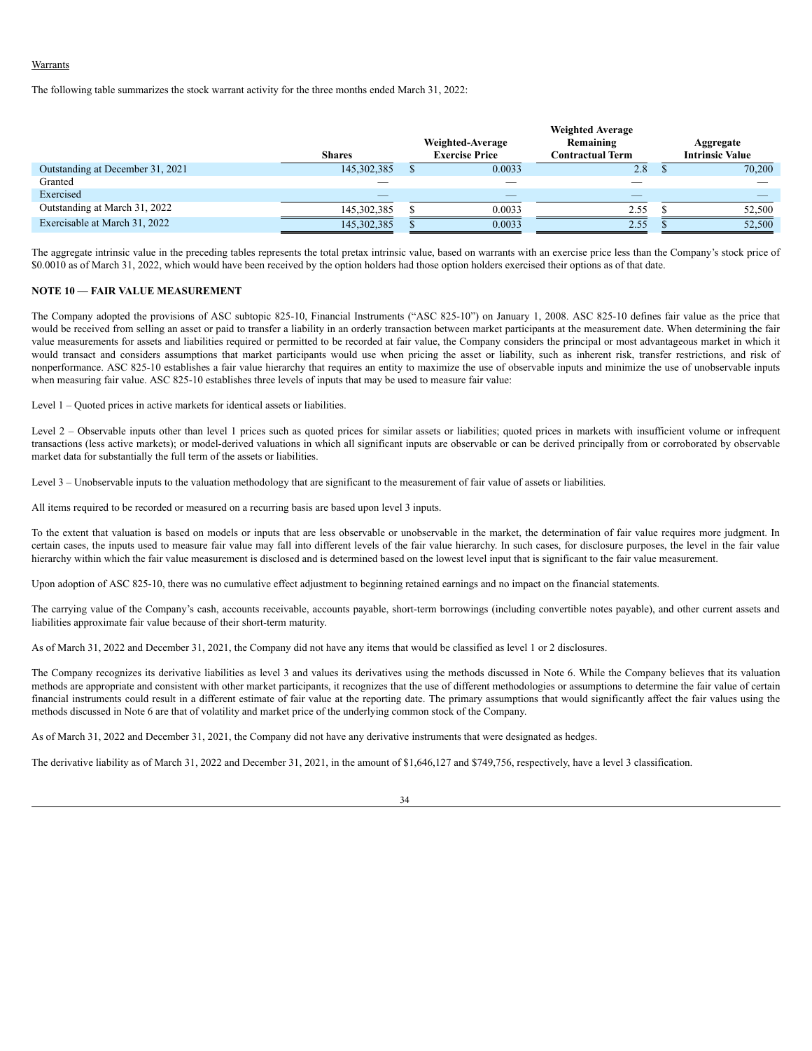Warrants

The following table summarizes the stock warrant activity for the three months ended March 31, 2022:

| | Shares | Weighted-Average Exercise Price | Weighted Average Remaining Contractual Term | Aggregate Intrinsic Value |
|---|---|---|---|---|
| Outstanding at December 31, 2021 | 145,302,385 | $ 0.0033 | 2.8 | $ 70,200 |
| Granted | — | — | — | — |
| Exercised | — | — | — | — |
| Outstanding at March 31, 2022 | 145,302,385 | $ 0.0033 | 2.55 | $ 52,500 |
| Exercisable at March 31, 2022 | 145,302,385 | $ 0.0033 | 2.55 | $ 52,500 |

The aggregate intrinsic value in the preceding tables represents the total pretax intrinsic value, based on warrants with an exercise price less than the Company's stock price of $0.0010 as of March 31, 2022, which would have been received by the option holders had those option holders exercised their options as of that date.

**NOTE 10 — FAIR VALUE MEASUREMENT**

The Company adopted the provisions of ASC subtopic 825-10, Financial Instruments ("ASC 825-10") on January 1, 2008. ASC 825-10 defines fair value as the price that would be received from selling an asset or paid to transfer a liability in an orderly transaction between market participants at the measurement date. When determining the fair value measurements for assets and liabilities required or permitted to be recorded at fair value, the Company considers the principal or most advantageous market in which it would transact and considers assumptions that market participants would use when pricing the asset or liability, such as inherent risk, transfer restrictions, and risk of nonperformance. ASC 825-10 establishes a fair value hierarchy that requires an entity to maximize the use of observable inputs and minimize the use of unobservable inputs when measuring fair value. ASC 825-10 establishes three levels of inputs that may be used to measure fair value:

Level 1 – Quoted prices in active markets for identical assets or liabilities.

Level 2 – Observable inputs other than level 1 prices such as quoted prices for similar assets or liabilities; quoted prices in markets with insufficient volume or infrequent transactions (less active markets); or model-derived valuations in which all significant inputs are observable or can be derived principally from or corroborated by observable market data for substantially the full term of the assets or liabilities.

Level 3 – Unobservable inputs to the valuation methodology that are significant to the measurement of fair value of assets or liabilities.

All items required to be recorded or measured on a recurring basis are based upon level 3 inputs.

To the extent that valuation is based on models or inputs that are less observable or unobservable in the market, the determination of fair value requires more judgment. In certain cases, the inputs used to measure fair value may fall into different levels of the fair value hierarchy. In such cases, for disclosure purposes, the level in the fair value hierarchy within which the fair value measurement is disclosed and is determined based on the lowest level input that is significant to the fair value measurement.

Upon adoption of ASC 825-10, there was no cumulative effect adjustment to beginning retained earnings and no impact on the financial statements.

The carrying value of the Company's cash, accounts receivable, accounts payable, short-term borrowings (including convertible notes payable), and other current assets and liabilities approximate fair value because of their short-term maturity.

As of March 31, 2022 and December 31, 2021, the Company did not have any items that would be classified as level 1 or 2 disclosures.

The Company recognizes its derivative liabilities as level 3 and values its derivatives using the methods discussed in Note 6. While the Company believes that its valuation methods are appropriate and consistent with other market participants, it recognizes that the use of different methodologies or assumptions to determine the fair value of certain financial instruments could result in a different estimate of fair value at the reporting date. The primary assumptions that would significantly affect the fair values using the methods discussed in Note 6 are that of volatility and market price of the underlying common stock of the Company.

As of March 31, 2022 and December 31, 2021, the Company did not have any derivative instruments that were designated as hedges.

The derivative liability as of March 31, 2022 and December 31, 2021, in the amount of $1,646,127 and $749,756, respectively, have a level 3 classification.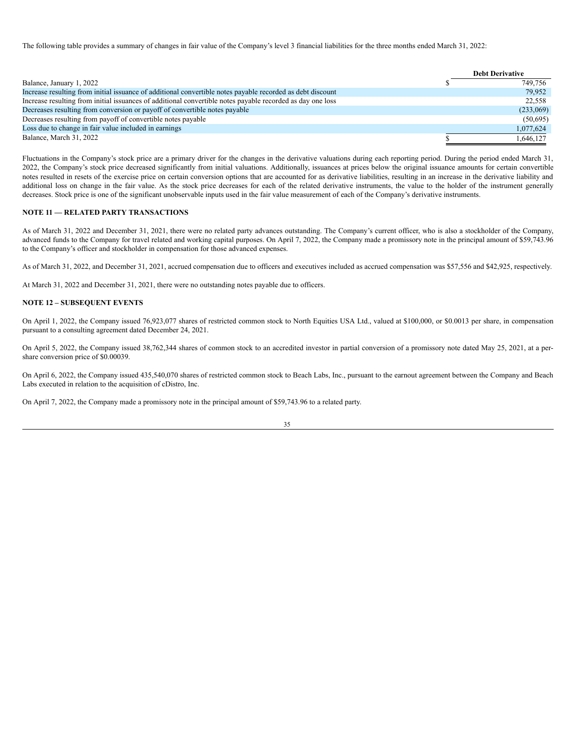The following table provides a summary of changes in fair value of the Company's level 3 financial liabilities for the three months ended March 31, 2022:

| | Debt Derivative |
|---|---|
| Balance, January 1, 2022 | $ 749,756 |
| Increase resulting from initial issuance of additional convertible notes payable recorded as debt discount | 79,952 |
| Increase resulting from initial issuances of additional convertible notes payable recorded as day one loss | 22,558 |
| Decreases resulting from conversion or payoff of convertible notes payable | (233,069) |
| Decreases resulting from payoff of convertible notes payable | (50,695) |
| Loss due to change in fair value included in earnings | 1,077,624 |
| Balance, March 31, 2022 | $ 1,646,127 |

Fluctuations in the Company's stock price are a primary driver for the changes in the derivative valuations during each reporting period. During the period ended March 31, 2022, the Company's stock price decreased significantly from initial valuations. Additionally, issuances at prices below the original issuance amounts for certain convertible notes resulted in resets of the exercise price on certain conversion options that are accounted for as derivative liabilities, resulting in an increase in the derivative liability and additional loss on change in the fair value. As the stock price decreases for each of the related derivative instruments, the value to the holder of the instrument generally decreases. Stock price is one of the significant unobservable inputs used in the fair value measurement of each of the Company's derivative instruments.

## NOTE 11 — RELATED PARTY TRANSACTIONS

As of March 31, 2022 and December 31, 2021, there were no related party advances outstanding. The Company's current officer, who is also a stockholder of the Company, advanced funds to the Company for travel related and working capital purposes. On April 7, 2022, the Company made a promissory note in the principal amount of $59,743.96 to the Company's officer and stockholder in compensation for those advanced expenses.

As of March 31, 2022, and December 31, 2021, accrued compensation due to officers and executives included as accrued compensation was $57,556 and $42,925, respectively.

At March 31, 2022 and December 31, 2021, there were no outstanding notes payable due to officers.

## NOTE 12 – SUBSEQUENT EVENTS

On April 1, 2022, the Company issued 76,923,077 shares of restricted common stock to North Equities USA Ltd., valued at $100,000, or $0.0013 per share, in compensation pursuant to a consulting agreement dated December 24, 2021.

On April 5, 2022, the Company issued 38,762,344 shares of common stock to an accredited investor in partial conversion of a promissory note dated May 25, 2021, at a per-share conversion price of $0.00039.

On April 6, 2022, the Company issued 435,540,070 shares of restricted common stock to Beach Labs, Inc., pursuant to the earnout agreement between the Company and Beach Labs executed in relation to the acquisition of cDistro, Inc.

On April 7, 2022, the Company made a promissory note in the principal amount of $59,743.96 to a related party.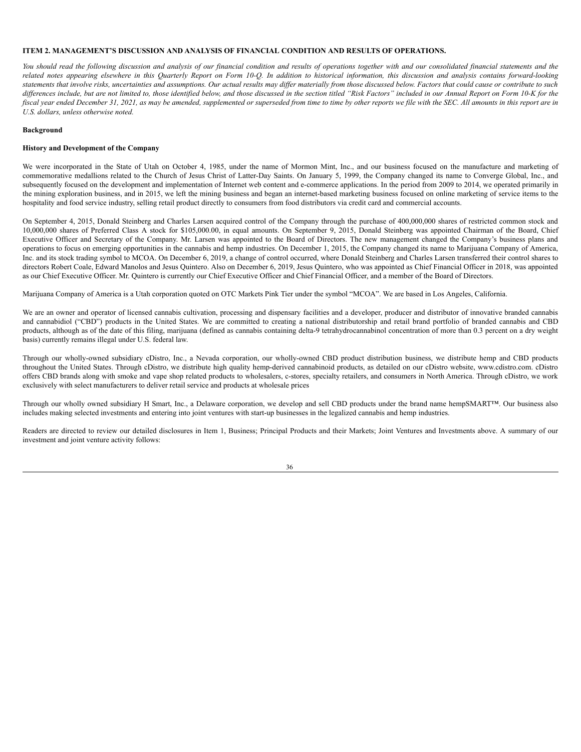**ITEM 2. MANAGEMENT'S DISCUSSION AND ANALYSIS OF FINANCIAL CONDITION AND RESULTS OF OPERATIONS.**

*You should read the following discussion and analysis of our financial condition and results of operations together with and our consolidated financial statements and the related notes appearing elsewhere in this Quarterly Report on Form 10-Q. In addition to historical information, this discussion and analysis contains forward-looking statements that involve risks, uncertainties and assumptions. Our actual results may differ materially from those discussed below. Factors that could cause or contribute to such differences include, but are not limited to, those identified below, and those discussed in the section titled "Risk Factors" included in our Annual Report on Form 10-K for the fiscal year ended December 31, 2021, as may be amended, supplemented or superseded from time to time by other reports we file with the SEC. All amounts in this report are in U.S. dollars, unless otherwise noted.*

**Background**

**History and Development of the Company**

We were incorporated in the State of Utah on October 4, 1985, under the name of Mormon Mint, Inc., and our business focused on the manufacture and marketing of commemorative medallions related to the Church of Jesus Christ of Latter-Day Saints. On January 5, 1999, the Company changed its name to Converge Global, Inc., and subsequently focused on the development and implementation of Internet web content and e-commerce applications. In the period from 2009 to 2014, we operated primarily in the mining exploration business, and in 2015, we left the mining business and began an internet-based marketing business focused on online marketing of service items to the hospitality and food service industry, selling retail product directly to consumers from food distributors via credit card and commercial accounts.

On September 4, 2015, Donald Steinberg and Charles Larsen acquired control of the Company through the purchase of 400,000,000 shares of restricted common stock and 10,000,000 shares of Preferred Class A stock for $105,000.00, in equal amounts. On September 9, 2015, Donald Steinberg was appointed Chairman of the Board, Chief Executive Officer and Secretary of the Company. Mr. Larsen was appointed to the Board of Directors. The new management changed the Company's business plans and operations to focus on emerging opportunities in the cannabis and hemp industries. On December 1, 2015, the Company changed its name to Marijuana Company of America, Inc. and its stock trading symbol to MCOA. On December 6, 2019, a change of control occurred, where Donald Steinberg and Charles Larsen transferred their control shares to directors Robert Coale, Edward Manolos and Jesus Quintero. Also on December 6, 2019, Jesus Quintero, who was appointed as Chief Financial Officer in 2018, was appointed as our Chief Executive Officer. Mr. Quintero is currently our Chief Executive Officer and Chief Financial Officer, and a member of the Board of Directors.

Marijuana Company of America is a Utah corporation quoted on OTC Markets Pink Tier under the symbol "MCOA". We are based in Los Angeles, California.

We are an owner and operator of licensed cannabis cultivation, processing and dispensary facilities and a developer, producer and distributor of innovative branded cannabis and cannabidiol ("CBD") products in the United States. We are committed to creating a national distributorship and retail brand portfolio of branded cannabis and CBD products, although as of the date of this filing, marijuana (defined as cannabis containing delta-9 tetrahydrocannabinol concentration of more than 0.3 percent on a dry weight basis) currently remains illegal under U.S. federal law.

Through our wholly-owned subsidiary cDistro, Inc., a Nevada corporation, our wholly-owned CBD product distribution business, we distribute hemp and CBD products throughout the United States. Through cDistro, we distribute high quality hemp-derived cannabinoid products, as detailed on our cDistro website, www.cdistro.com. cDistro offers CBD brands along with smoke and vape shop related products to wholesalers, c-stores, specialty retailers, and consumers in North America. Through cDistro, we work exclusively with select manufacturers to deliver retail service and products at wholesale prices

Through our wholly owned subsidiary H Smart, Inc., a Delaware corporation, we develop and sell CBD products under the brand name hempSMART™. Our business also includes making selected investments and entering into joint ventures with start-up businesses in the legalized cannabis and hemp industries.

Readers are directed to review our detailed disclosures in Item 1, Business; Principal Products and their Markets; Joint Ventures and Investments above. A summary of our investment and joint venture activity follows: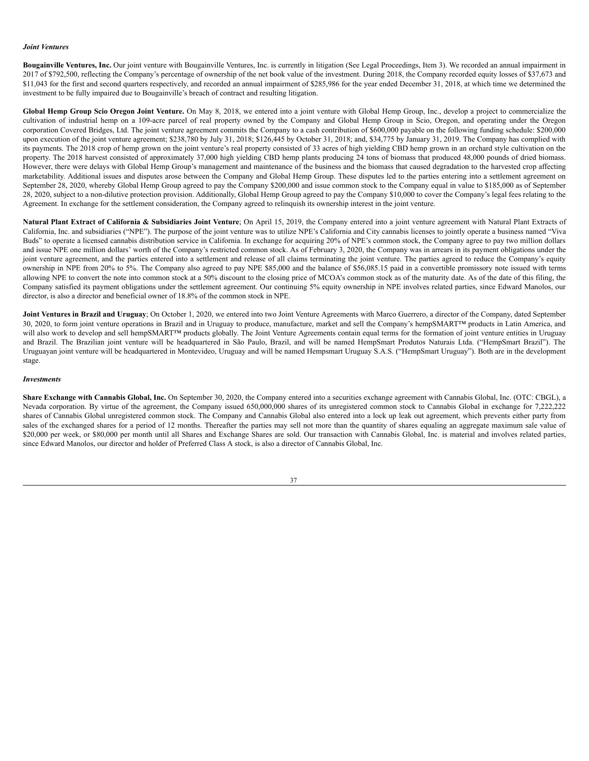*Joint Ventures*

**Bougainville Ventures, Inc.** Our joint venture with Bougainville Ventures, Inc. is currently in litigation (See Legal Proceedings, Item 3). We recorded an annual impairment in 2017 of $792,500, reflecting the Company's percentage of ownership of the net book value of the investment. During 2018, the Company recorded equity losses of $37,673 and $11,043 for the first and second quarters respectively, and recorded an annual impairment of $285,986 for the year ended December 31, 2018, at which time we determined the investment to be fully impaired due to Bougainville's breach of contract and resulting litigation.

**Global Hemp Group Scio Oregon Joint Venture.** On May 8, 2018, we entered into a joint venture with Global Hemp Group, Inc., develop a project to commercialize the cultivation of industrial hemp on a 109-acre parcel of real property owned by the Company and Global Hemp Group in Scio, Oregon, and operating under the Oregon corporation Covered Bridges, Ltd. The joint venture agreement commits the Company to a cash contribution of $600,000 payable on the following funding schedule: $200,000 upon execution of the joint venture agreement; $238,780 by July 31, 2018; $126,445 by October 31, 2018; and, $34,775 by January 31, 2019. The Company has complied with its payments. The 2018 crop of hemp grown on the joint venture's real property consisted of 33 acres of high yielding CBD hemp grown in an orchard style cultivation on the property. The 2018 harvest consisted of approximately 37,000 high yielding CBD hemp plants producing 24 tons of biomass that produced 48,000 pounds of dried biomass. However, there were delays with Global Hemp Group's management and maintenance of the business and the biomass that caused degradation to the harvested crop affecting marketability. Additional issues and disputes arose between the Company and Global Hemp Group. These disputes led to the parties entering into a settlement agreement on September 28, 2020, whereby Global Hemp Group agreed to pay the Company $200,000 and issue common stock to the Company equal in value to $185,000 as of September 28, 2020, subject to a non-dilutive protection provision. Additionally, Global Hemp Group agreed to pay the Company $10,000 to cover the Company's legal fees relating to the Agreement. In exchange for the settlement consideration, the Company agreed to relinquish its ownership interest in the joint venture.

**Natural Plant Extract of California & Subsidiaries Joint Venture**; On April 15, 2019, the Company entered into a joint venture agreement with Natural Plant Extracts of California, Inc. and subsidiaries ("NPE"). The purpose of the joint venture was to utilize NPE's California and City cannabis licenses to jointly operate a business named "Viva Buds" to operate a licensed cannabis distribution service in California. In exchange for acquiring 20% of NPE's common stock, the Company agree to pay two million dollars and issue NPE one million dollars' worth of the Company's restricted common stock. As of February 3, 2020, the Company was in arrears in its payment obligations under the joint venture agreement, and the parties entered into a settlement and release of all claims terminating the joint venture. The parties agreed to reduce the Company's equity ownership in NPE from 20% to 5%. The Company also agreed to pay NPE $85,000 and the balance of $56,085.15 paid in a convertible promissory note issued with terms allowing NPE to convert the note into common stock at a 50% discount to the closing price of MCOA's common stock as of the maturity date. As of the date of this filing, the Company satisfied its payment obligations under the settlement agreement. Our continuing 5% equity ownership in NPE involves related parties, since Edward Manolos, our director, is also a director and beneficial owner of 18.8% of the common stock in NPE.

**Joint Ventures in Brazil and Uruguay**; On October 1, 2020, we entered into two Joint Venture Agreements with Marco Guerrero, a director of the Company, dated September 30, 2020, to form joint venture operations in Brazil and in Uruguay to produce, manufacture, market and sell the Company's hempSMART™ products in Latin America, and will also work to develop and sell hempSMART™ products globally. The Joint Venture Agreements contain equal terms for the formation of joint venture entities in Uruguay and Brazil. The Brazilian joint venture will be headquartered in São Paulo, Brazil, and will be named HempSmart Produtos Naturais Ltda. ("HempSmart Brazil"). The Uruguayan joint venture will be headquartered in Montevideo, Uruguay and will be named Hempsmart Uruguay S.A.S. ("HempSmart Uruguay"). Both are in the development stage.

*Investments*

**Share Exchange with Cannabis Global, Inc.** On September 30, 2020, the Company entered into a securities exchange agreement with Cannabis Global, Inc. (OTC: CBGL), a Nevada corporation. By virtue of the agreement, the Company issued 650,000,000 shares of its unregistered common stock to Cannabis Global in exchange for 7,222,222 shares of Cannabis Global unregistered common stock. The Company and Cannabis Global also entered into a lock up leak out agreement, which prevents either party from sales of the exchanged shares for a period of 12 months. Thereafter the parties may sell not more than the quantity of shares equaling an aggregate maximum sale value of $20,000 per week, or $80,000 per month until all Shares and Exchange Shares are sold. Our transaction with Cannabis Global, Inc. is material and involves related parties, since Edward Manolos, our director and holder of Preferred Class A stock, is also a director of Cannabis Global, Inc.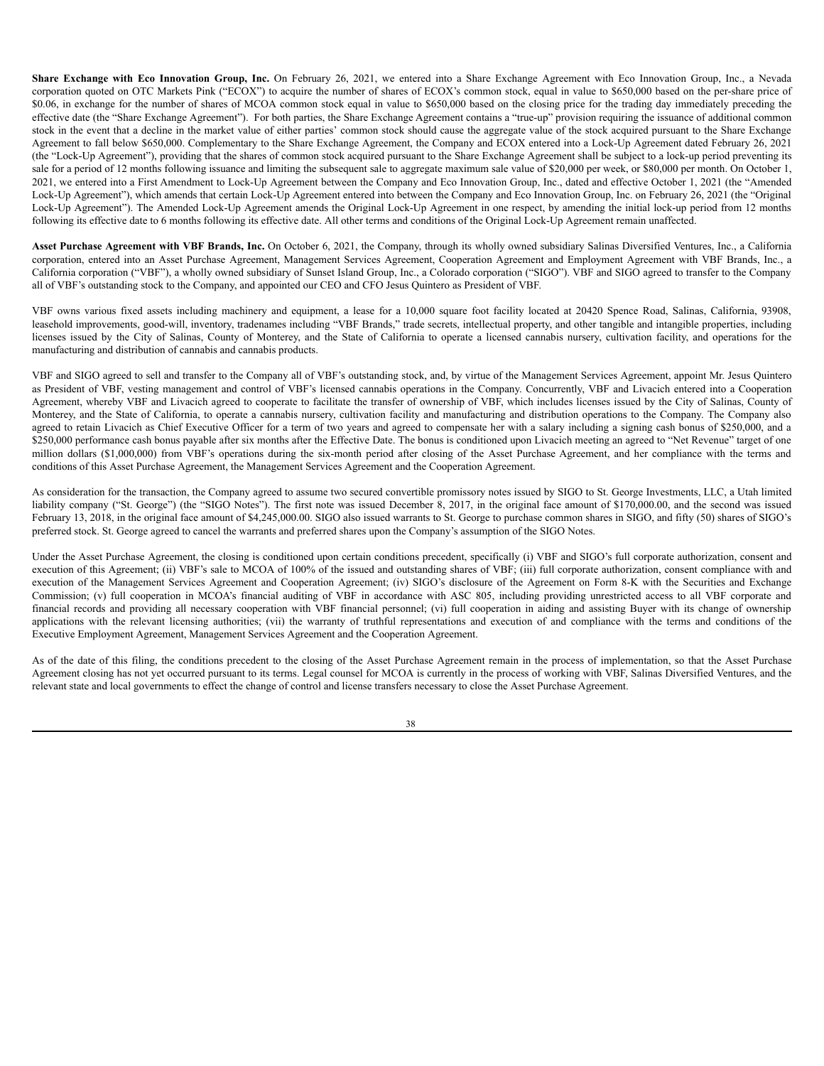**Share Exchange with Eco Innovation Group, Inc.** On February 26, 2021, we entered into a Share Exchange Agreement with Eco Innovation Group, Inc., a Nevada corporation quoted on OTC Markets Pink ("ECOX") to acquire the number of shares of ECOX's common stock, equal in value to $650,000 based on the per-share price of $0.06, in exchange for the number of shares of MCOA common stock equal in value to $650,000 based on the closing price for the trading day immediately preceding the effective date (the "Share Exchange Agreement"). For both parties, the Share Exchange Agreement contains a "true-up" provision requiring the issuance of additional common stock in the event that a decline in the market value of either parties' common stock should cause the aggregate value of the stock acquired pursuant to the Share Exchange Agreement to fall below $650,000. Complementary to the Share Exchange Agreement, the Company and ECOX entered into a Lock-Up Agreement dated February 26, 2021 (the "Lock-Up Agreement"), providing that the shares of common stock acquired pursuant to the Share Exchange Agreement shall be subject to a lock-up period preventing its sale for a period of 12 months following issuance and limiting the subsequent sale to aggregate maximum sale value of $20,000 per week, or $80,000 per month. On October 1, 2021, we entered into a First Amendment to Lock-Up Agreement between the Company and Eco Innovation Group, Inc., dated and effective October 1, 2021 (the "Amended Lock-Up Agreement"), which amends that certain Lock-Up Agreement entered into between the Company and Eco Innovation Group, Inc. on February 26, 2021 (the "Original Lock-Up Agreement"). The Amended Lock-Up Agreement amends the Original Lock-Up Agreement in one respect, by amending the initial lock-up period from 12 months following its effective date to 6 months following its effective date. All other terms and conditions of the Original Lock-Up Agreement remain unaffected.

**Asset Purchase Agreement with VBF Brands, Inc.** On October 6, 2021, the Company, through its wholly owned subsidiary Salinas Diversified Ventures, Inc., a California corporation, entered into an Asset Purchase Agreement, Management Services Agreement, Cooperation Agreement and Employment Agreement with VBF Brands, Inc., a California corporation ("VBF"), a wholly owned subsidiary of Sunset Island Group, Inc., a Colorado corporation ("SIGO"). VBF and SIGO agreed to transfer to the Company all of VBF's outstanding stock to the Company, and appointed our CEO and CFO Jesus Quintero as President of VBF.

VBF owns various fixed assets including machinery and equipment, a lease for a 10,000 square foot facility located at 20420 Spence Road, Salinas, California, 93908, leasehold improvements, good-will, inventory, tradenames including "VBF Brands," trade secrets, intellectual property, and other tangible and intangible properties, including licenses issued by the City of Salinas, County of Monterey, and the State of California to operate a licensed cannabis nursery, cultivation facility, and operations for the manufacturing and distribution of cannabis and cannabis products.

VBF and SIGO agreed to sell and transfer to the Company all of VBF's outstanding stock, and, by virtue of the Management Services Agreement, appoint Mr. Jesus Quintero as President of VBF, vesting management and control of VBF's licensed cannabis operations in the Company. Concurrently, VBF and Livacich entered into a Cooperation Agreement, whereby VBF and Livacich agreed to cooperate to facilitate the transfer of ownership of VBF, which includes licenses issued by the City of Salinas, County of Monterey, and the State of California, to operate a cannabis nursery, cultivation facility and manufacturing and distribution operations to the Company. The Company also agreed to retain Livacich as Chief Executive Officer for a term of two years and agreed to compensate her with a salary including a signing cash bonus of $250,000, and a $250,000 performance cash bonus payable after six months after the Effective Date. The bonus is conditioned upon Livacich meeting an agreed to "Net Revenue" target of one million dollars ($1,000,000) from VBF's operations during the six-month period after closing of the Asset Purchase Agreement, and her compliance with the terms and conditions of this Asset Purchase Agreement, the Management Services Agreement and the Cooperation Agreement.

As consideration for the transaction, the Company agreed to assume two secured convertible promissory notes issued by SIGO to St. George Investments, LLC, a Utah limited liability company ("St. George") (the "SIGO Notes"). The first note was issued December 8, 2017, in the original face amount of $170,000.00, and the second was issued February 13, 2018, in the original face amount of $4,245,000.00. SIGO also issued warrants to St. George to purchase common shares in SIGO, and fifty (50) shares of SIGO's preferred stock. St. George agreed to cancel the warrants and preferred shares upon the Company's assumption of the SIGO Notes.

Under the Asset Purchase Agreement, the closing is conditioned upon certain conditions precedent, specifically (i) VBF and SIGO's full corporate authorization, consent and execution of this Agreement; (ii) VBF's sale to MCOA of 100% of the issued and outstanding shares of VBF; (iii) full corporate authorization, consent compliance with and execution of the Management Services Agreement and Cooperation Agreement; (iv) SIGO's disclosure of the Agreement on Form 8-K with the Securities and Exchange Commission; (v) full cooperation in MCOA's financial auditing of VBF in accordance with ASC 805, including providing unrestricted access to all VBF corporate and financial records and providing all necessary cooperation with VBF financial personnel; (vi) full cooperation in aiding and assisting Buyer with its change of ownership applications with the relevant licensing authorities; (vii) the warranty of truthful representations and execution of and compliance with the terms and conditions of the Executive Employment Agreement, Management Services Agreement and the Cooperation Agreement.

As of the date of this filing, the conditions precedent to the closing of the Asset Purchase Agreement remain in the process of implementation, so that the Asset Purchase Agreement closing has not yet occurred pursuant to its terms. Legal counsel for MCOA is currently in the process of working with VBF, Salinas Diversified Ventures, and the relevant state and local governments to effect the change of control and license transfers necessary to close the Asset Purchase Agreement.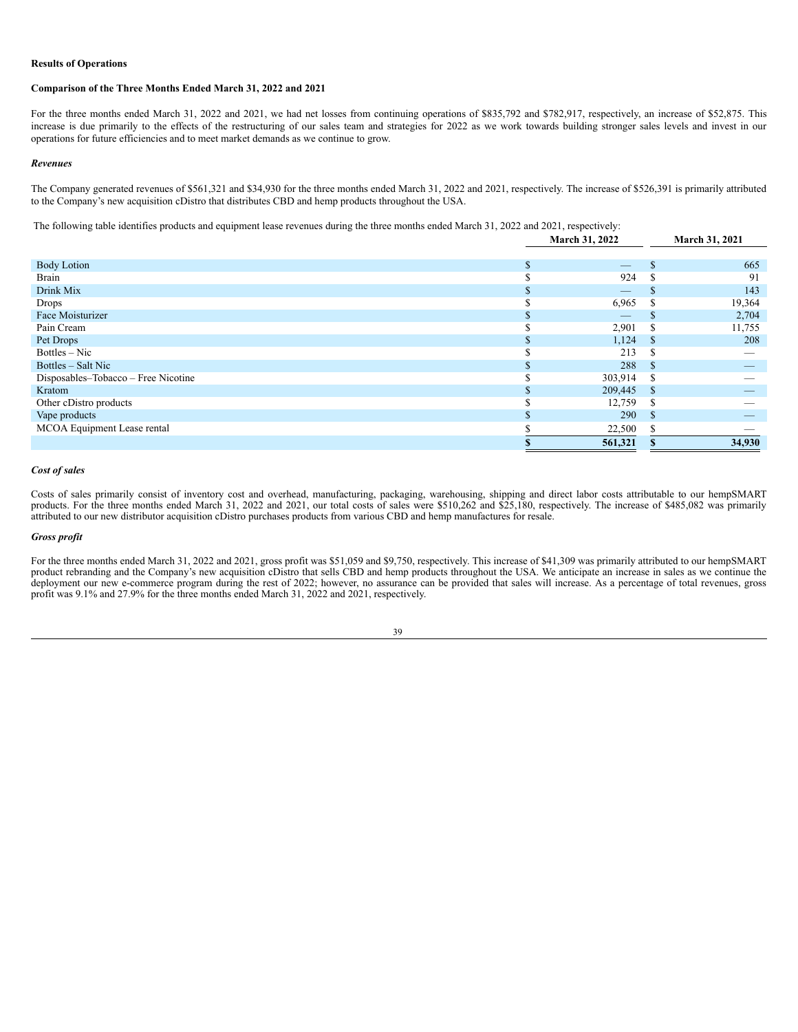**Results of Operations**

**Comparison of the Three Months Ended March 31, 2022 and 2021**

For the three months ended March 31, 2022 and 2021, we had net losses from continuing operations of $835,792 and $782,917, respectively, an increase of $52,875. This increase is due primarily to the effects of the restructuring of our sales team and strategies for 2022 as we work towards building stronger sales levels and invest in our operations for future efficiencies and to meet market demands as we continue to grow.

***Revenues***

The Company generated revenues of $561,321 and $34,930 for the three months ended March 31, 2022 and 2021, respectively. The increase of $526,391 is primarily attributed to the Company's new acquisition cDistro that distributes CBD and hemp products throughout the USA.

The following table identifies products and equipment lease revenues during the three months ended March 31, 2022 and 2021, respectively:

| | March 31, 2022 | March 31, 2021 |
|---|---|---|
| Body Lotion | $ — | $ 665 |
| Brain | $ 924 | $ 91 |
| Drink Mix | $ — | $ 143 |
| Drops | $ 6,965 | $ 19,364 |
| Face Moisturizer | $ — | $ 2,704 |
| Pain Cream | $ 2,901 | $ 11,755 |
| Pet Drops | $ 1,124 | $ 208 |
| Bottles – Nic | $ 213 | $ — |
| Bottles – Salt Nic | $ 288 | $ — |
| Disposables–Tobacco – Free Nicotine | $ 303,914 | $ — |
| Kratom | $ 209,445 | $ — |
| Other cDistro products | $ 12,759 | $ — |
| Vape products | $ 290 | $ — |
| MCOA Equipment Lease rental | $ 22,500 | $ — |
| | **$ 561,321** | **$ 34,930** |

***Cost of sales***

Costs of sales primarily consist of inventory cost and overhead, manufacturing, packaging, warehousing, shipping and direct labor costs attributable to our hempSMART products. For the three months ended March 31, 2022 and 2021, our total costs of sales were $510,262 and $25,180, respectively. The increase of $485,082 was primarily attributed to our new distributor acquisition cDistro purchases products from various CBD and hemp manufactures for resale.

***Gross profit***

For the three months ended March 31, 2022 and 2021, gross profit was $51,059 and $9,750, respectively. This increase of $41,309 was primarily attributed to our hempSMART product rebranding and the Company's new acquisition cDistro that sells CBD and hemp products throughout the USA. We anticipate an increase in sales as we continue the deployment our new e-commerce program during the rest of 2022; however, no assurance can be provided that sales will increase. As a percentage of total revenues, gross profit was 9.1% and 27.9% for the three months ended March 31, 2022 and 2021, respectively.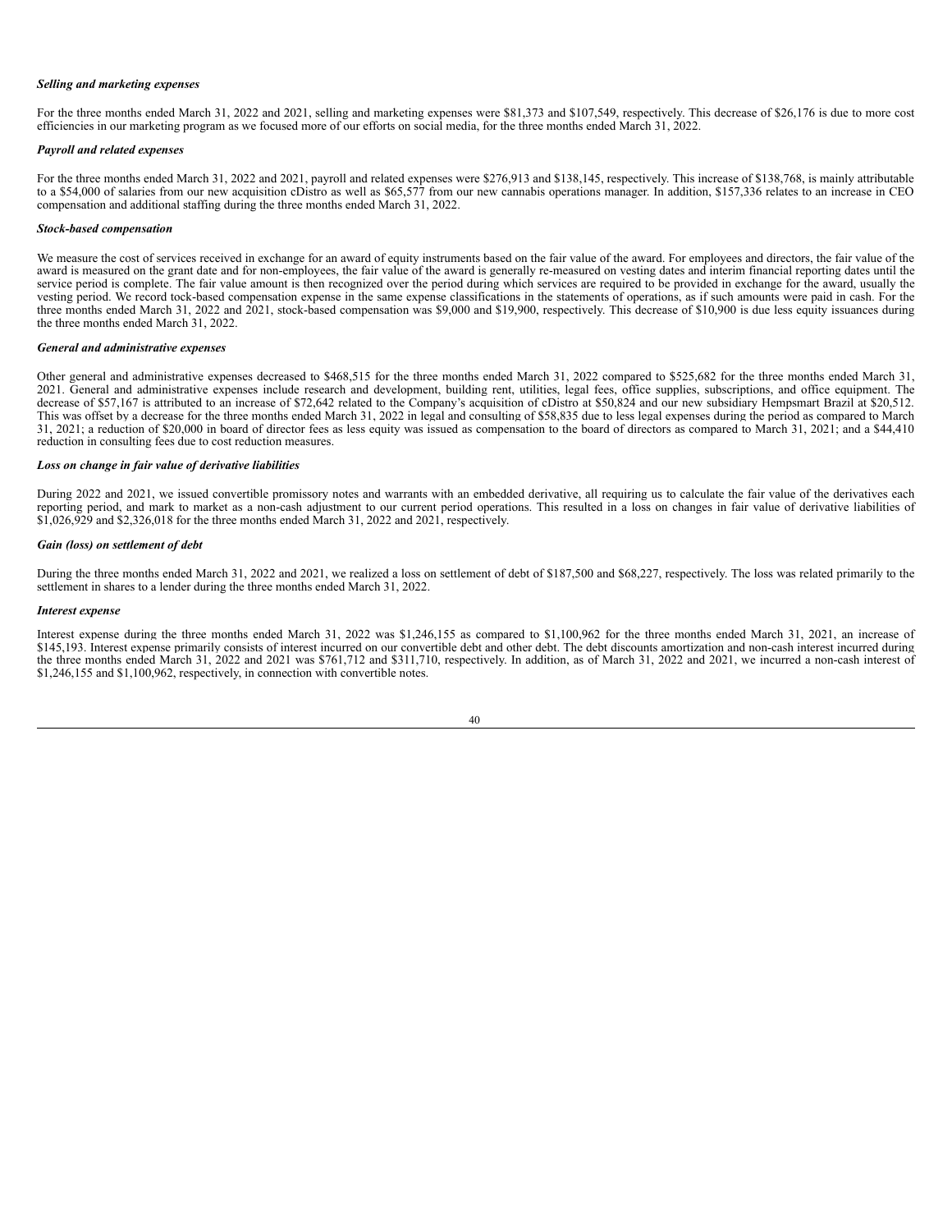***Selling and marketing expenses***

For the three months ended March 31, 2022 and 2021, selling and marketing expenses were $81,373 and $107,549, respectively. This decrease of $26,176 is due to more cost efficiencies in our marketing program as we focused more of our efforts on social media, for the three months ended March 31, 2022.

***Payroll and related expenses***

For the three months ended March 31, 2022 and 2021, payroll and related expenses were $276,913 and $138,145, respectively. This increase of $138,768, is mainly attributable to a $54,000 of salaries from our new acquisition cDistro as well as $65,577 from our new cannabis operations manager. In addition, $157,336 relates to an increase in CEO compensation and additional staffing during the three months ended March 31, 2022.

***Stock-based compensation***

We measure the cost of services received in exchange for an award of equity instruments based on the fair value of the award. For employees and directors, the fair value of the award is measured on the grant date and for non-employees, the fair value of the award is generally re-measured on vesting dates and interim financial reporting dates until the service period is complete. The fair value amount is then recognized over the period during which services are required to be provided in exchange for the award, usually the vesting period. We record tock-based compensation expense in the same expense classifications in the statements of operations, as if such amounts were paid in cash. For the three months ended March 31, 2022 and 2021, stock-based compensation was $9,000 and $19,900, respectively. This decrease of $10,900 is due less equity issuances during the three months ended March 31, 2022.

***General and administrative expenses***

Other general and administrative expenses decreased to $468,515 for the three months ended March 31, 2022 compared to $525,682 for the three months ended March 31, 2021. General and administrative expenses include research and development, building rent, utilities, legal fees, office supplies, subscriptions, and office equipment. The decrease of $57,167 is attributed to an increase of $72,642 related to the Company's acquisition of cDistro at $50,824 and our new subsidiary Hempsmart Brazil at $20,512. This was offset by a decrease for the three months ended March 31, 2022 in legal and consulting of $58,835 due to less legal expenses during the period as compared to March 31, 2021; a reduction of $20,000 in board of director fees as less equity was issued as compensation to the board of directors as compared to March 31, 2021; and a $44,410 reduction in consulting fees due to cost reduction measures.

***Loss on change in fair value of derivative liabilities***

During 2022 and 2021, we issued convertible promissory notes and warrants with an embedded derivative, all requiring us to calculate the fair value of the derivatives each reporting period, and mark to market as a non-cash adjustment to our current period operations. This resulted in a loss on changes in fair value of derivative liabilities of $1,026,929 and $2,326,018 for the three months ended March 31, 2022 and 2021, respectively.

***Gain (loss) on settlement of debt***

During the three months ended March 31, 2022 and 2021, we realized a loss on settlement of debt of $187,500 and $68,227, respectively. The loss was related primarily to the settlement in shares to a lender during the three months ended March 31, 2022.

***Interest expense***

Interest expense during the three months ended March 31, 2022 was $1,246,155 as compared to $1,100,962 for the three months ended March 31, 2021, an increase of $145,193. Interest expense primarily consists of interest incurred on our convertible debt and other debt. The debt discounts amortization and non-cash interest incurred during the three months ended March 31, 2022 and 2021 was $761,712 and $311,710, respectively. In addition, as of March 31, 2022 and 2021, we incurred a non-cash interest of $1,246,155 and $1,100,962, respectively, in connection with convertible notes.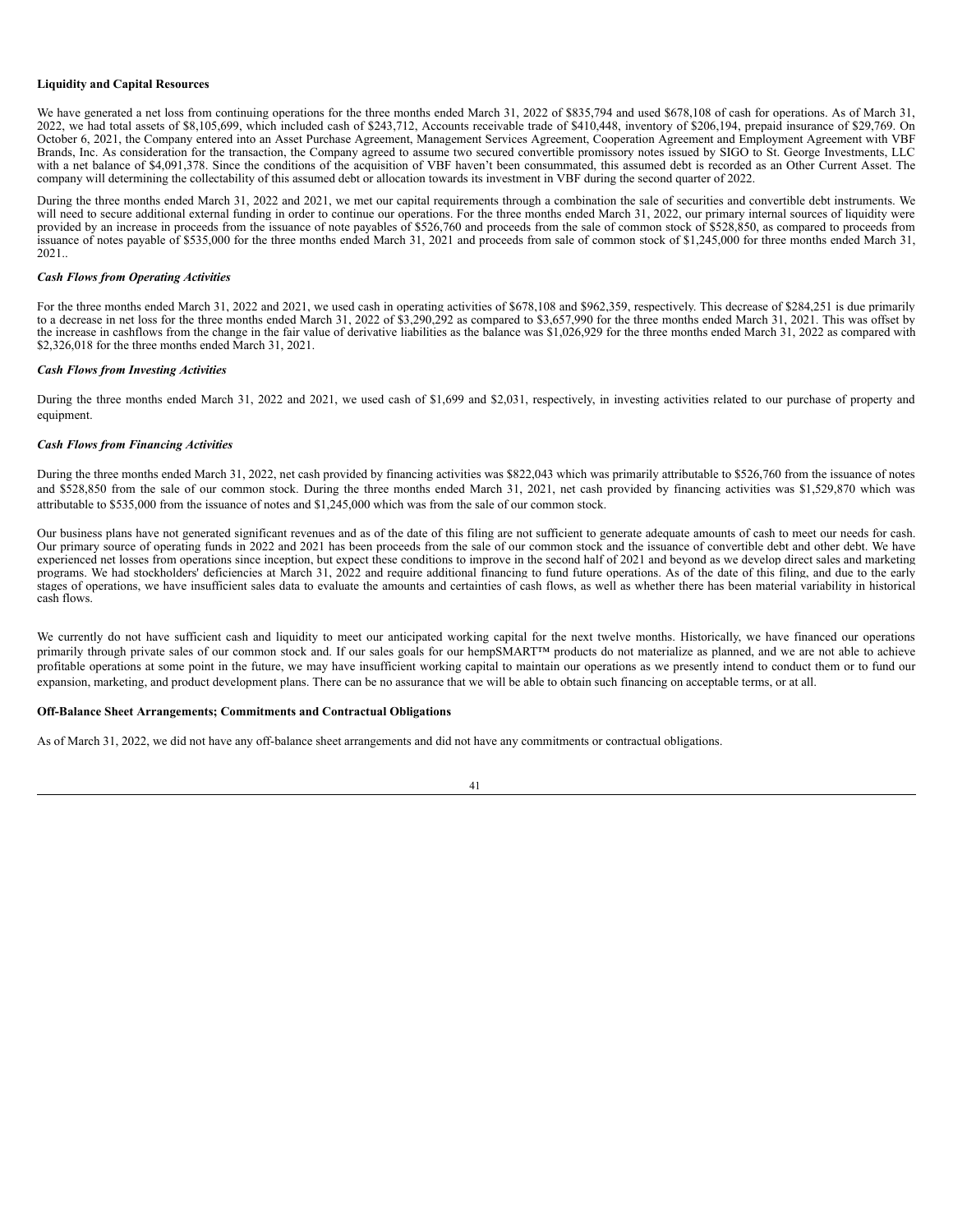**Liquidity and Capital Resources**

We have generated a net loss from continuing operations for the three months ended March 31, 2022 of $835,794 and used $678,108 of cash for operations. As of March 31, 2022, we had total assets of $8,105,699, which included cash of $243,712, Accounts receivable trade of $410,448, inventory of $206,194, prepaid insurance of $29,769. On October 6, 2021, the Company entered into an Asset Purchase Agreement, Management Services Agreement, Cooperation Agreement and Employment Agreement with VBF Brands, Inc. As consideration for the transaction, the Company agreed to assume two secured convertible promissory notes issued by SIGO to St. George Investments, LLC with a net balance of $4,091,378. Since the conditions of the acquisition of VBF haven't been consummated, this assumed debt is recorded as an Other Current Asset. The company will determining the collectability of this assumed debt or allocation towards its investment in VBF during the second quarter of 2022.

During the three months ended March 31, 2022 and 2021, we met our capital requirements through a combination the sale of securities and convertible debt instruments. We will need to secure additional external funding in order to continue our operations. For the three months ended March 31, 2022, our primary internal sources of liquidity were provided by an increase in proceeds from the issuance of note payables of $526,760 and proceeds from the sale of common stock of $528,850, as compared to proceeds from issuance of notes payable of $535,000 for the three months ended March 31, 2021 and proceeds from sale of common stock of $1,245,000 for three months ended March 31, 2021..

*Cash Flows from Operating Activities*

For the three months ended March 31, 2022 and 2021, we used cash in operating activities of $678,108 and $962,359, respectively. This decrease of $284,251 is due primarily to a decrease in net loss for the three months ended March 31, 2022 of $3,290,292 as compared to $3,657,990 for the three months ended March 31, 2021. This was offset by the increase in cashflows from the change in the fair value of derivative liabilities as the balance was $1,026,929 for the three months ended March 31, 2022 as compared with $2,326,018 for the three months ended March 31, 2021.

*Cash Flows from Investing Activities*

During the three months ended March 31, 2022 and 2021, we used cash of $1,699 and $2,031, respectively, in investing activities related to our purchase of property and equipment.

*Cash Flows from Financing Activities*

During the three months ended March 31, 2022, net cash provided by financing activities was $822,043 which was primarily attributable to $526,760 from the issuance of notes and $528,850 from the sale of our common stock. During the three months ended March 31, 2021, net cash provided by financing activities was $1,529,870 which was attributable to $535,000 from the issuance of notes and $1,245,000 which was from the sale of our common stock.

Our business plans have not generated significant revenues and as of the date of this filing are not sufficient to generate adequate amounts of cash to meet our needs for cash. Our primary source of operating funds in 2022 and 2021 has been proceeds from the sale of our common stock and the issuance of convertible debt and other debt. We have experienced net losses from operations since inception, but expect these conditions to improve in the second half of 2021 and beyond as we develop direct sales and marketing programs. We had stockholders' deficiencies at March 31, 2022 and require additional financing to fund future operations. As of the date of this filing, and due to the early stages of operations, we have insufficient sales data to evaluate the amounts and certainties of cash flows, as well as whether there has been material variability in historical cash flows.

We currently do not have sufficient cash and liquidity to meet our anticipated working capital for the next twelve months. Historically, we have financed our operations primarily through private sales of our common stock and. If our sales goals for our hempSMART™ products do not materialize as planned, and we are not able to achieve profitable operations at some point in the future, we may have insufficient working capital to maintain our operations as we presently intend to conduct them or to fund our expansion, marketing, and product development plans. There can be no assurance that we will be able to obtain such financing on acceptable terms, or at all.

**Off-Balance Sheet Arrangements; Commitments and Contractual Obligations**

As of March 31, 2022, we did not have any off-balance sheet arrangements and did not have any commitments or contractual obligations.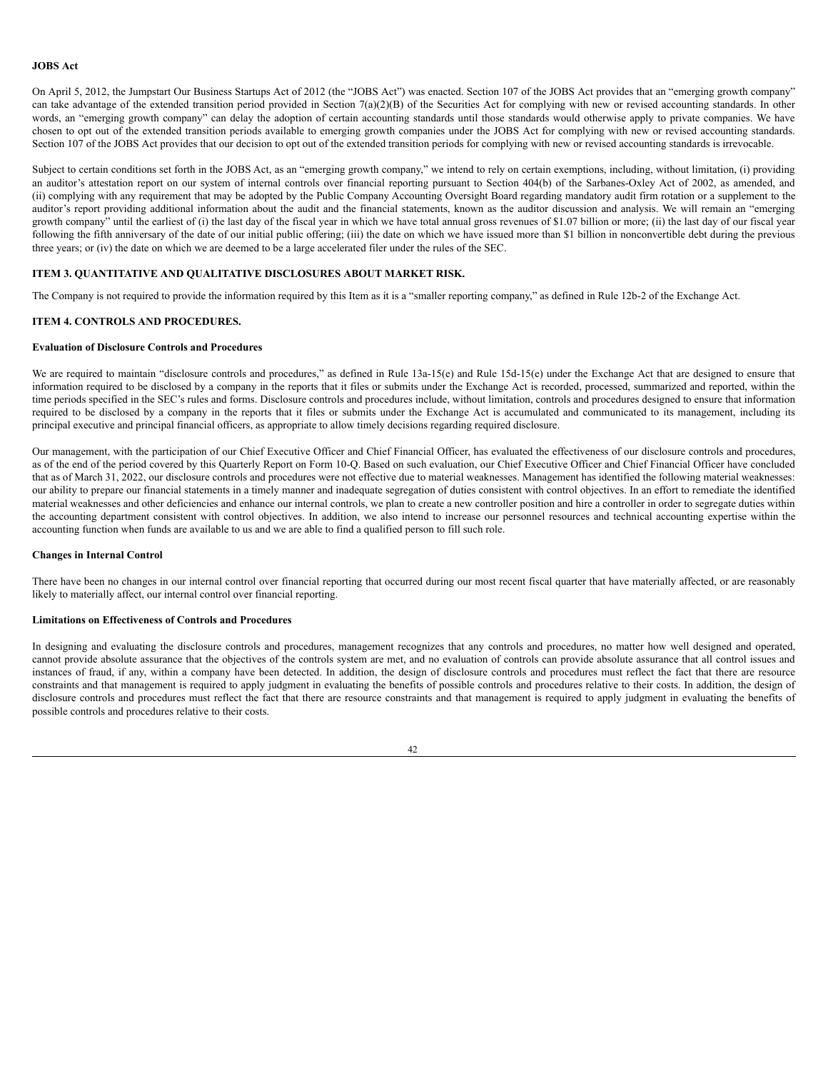**JOBS Act**

On April 5, 2012, the Jumpstart Our Business Startups Act of 2012 (the "JOBS Act") was enacted. Section 107 of the JOBS Act provides that an "emerging growth company" can take advantage of the extended transition period provided in Section 7(a)(2)(B) of the Securities Act for complying with new or revised accounting standards. In other words, an "emerging growth company" can delay the adoption of certain accounting standards until those standards would otherwise apply to private companies. We have chosen to opt out of the extended transition periods available to emerging growth companies under the JOBS Act for complying with new or revised accounting standards. Section 107 of the JOBS Act provides that our decision to opt out of the extended transition periods for complying with new or revised accounting standards is irrevocable.

Subject to certain conditions set forth in the JOBS Act, as an "emerging growth company," we intend to rely on certain exemptions, including, without limitation, (i) providing an auditor's attestation report on our system of internal controls over financial reporting pursuant to Section 404(b) of the Sarbanes-Oxley Act of 2002, as amended, and (ii) complying with any requirement that may be adopted by the Public Company Accounting Oversight Board regarding mandatory audit firm rotation or a supplement to the auditor's report providing additional information about the audit and the financial statements, known as the auditor discussion and analysis. We will remain an "emerging growth company" until the earliest of (i) the last day of the fiscal year in which we have total annual gross revenues of $1.07 billion or more; (ii) the last day of our fiscal year following the fifth anniversary of the date of our initial public offering; (iii) the date on which we have issued more than $1 billion in nonconvertible debt during the previous three years; or (iv) the date on which we are deemed to be a large accelerated filer under the rules of the SEC.

## ITEM 3. QUANTITATIVE AND QUALITATIVE DISCLOSURES ABOUT MARKET RISK.

The Company is not required to provide the information required by this Item as it is a "smaller reporting company," as defined in Rule 12b-2 of the Exchange Act.

## ITEM 4. CONTROLS AND PROCEDURES.

**Evaluation of Disclosure Controls and Procedures**

We are required to maintain "disclosure controls and procedures," as defined in Rule 13a-15(e) and Rule 15d-15(e) under the Exchange Act that are designed to ensure that information required to be disclosed by a company in the reports that it files or submits under the Exchange Act is recorded, processed, summarized and reported, within the time periods specified in the SEC's rules and forms. Disclosure controls and procedures include, without limitation, controls and procedures designed to ensure that information required to be disclosed by a company in the reports that it files or submits under the Exchange Act is accumulated and communicated to its management, including its principal executive and principal financial officers, as appropriate to allow timely decisions regarding required disclosure.

Our management, with the participation of our Chief Executive Officer and Chief Financial Officer, has evaluated the effectiveness of our disclosure controls and procedures, as of the end of the period covered by this Quarterly Report on Form 10-Q. Based on such evaluation, our Chief Executive Officer and Chief Financial Officer have concluded that as of March 31, 2022, our disclosure controls and procedures were not effective due to material weaknesses. Management has identified the following material weaknesses: our ability to prepare our financial statements in a timely manner and inadequate segregation of duties consistent with control objectives. In an effort to remediate the identified material weaknesses and other deficiencies and enhance our internal controls, we plan to create a new controller position and hire a controller in order to segregate duties within the accounting department consistent with control objectives. In addition, we also intend to increase our personnel resources and technical accounting expertise within the accounting function when funds are available to us and we are able to find a qualified person to fill such role.

**Changes in Internal Control**

There have been no changes in our internal control over financial reporting that occurred during our most recent fiscal quarter that have materially affected, or are reasonably likely to materially affect, our internal control over financial reporting.

**Limitations on Effectiveness of Controls and Procedures**

In designing and evaluating the disclosure controls and procedures, management recognizes that any controls and procedures, no matter how well designed and operated, cannot provide absolute assurance that the objectives of the controls system are met, and no evaluation of controls can provide absolute assurance that all control issues and instances of fraud, if any, within a company have been detected. In addition, the design of disclosure controls and procedures must reflect the fact that there are resource constraints and that management is required to apply judgment in evaluating the benefits of possible controls and procedures relative to their costs. In addition, the design of disclosure controls and procedures must reflect the fact that there are resource constraints and that management is required to apply judgment in evaluating the benefits of possible controls and procedures relative to their costs.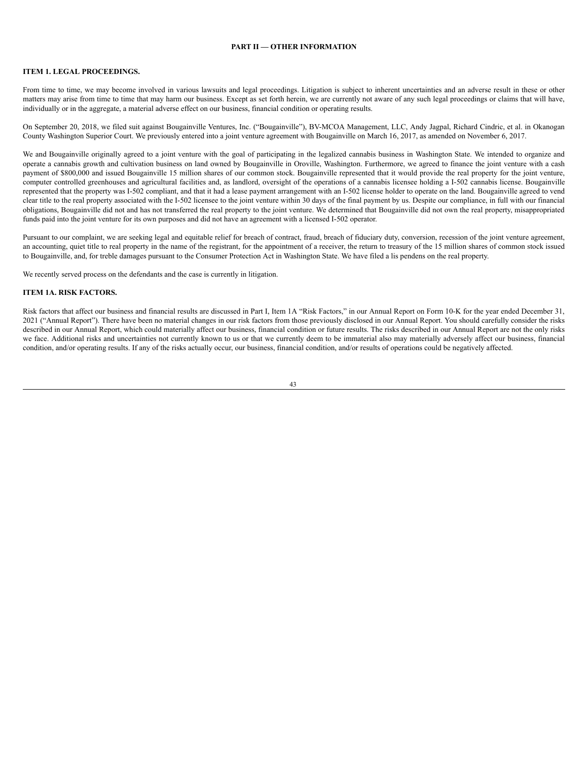## PART II — OTHER INFORMATION

### ITEM 1. LEGAL PROCEEDINGS.

From time to time, we may become involved in various lawsuits and legal proceedings. Litigation is subject to inherent uncertainties and an adverse result in these or other matters may arise from time to time that may harm our business. Except as set forth herein, we are currently not aware of any such legal proceedings or claims that will have, individually or in the aggregate, a material adverse effect on our business, financial condition or operating results.

On September 20, 2018, we filed suit against Bougainville Ventures, Inc. ("Bougainville"), BV-MCOA Management, LLC, Andy Jagpal, Richard Cindric, et al. in Okanogan County Washington Superior Court. We previously entered into a joint venture agreement with Bougainville on March 16, 2017, as amended on November 6, 2017.

We and Bougainville originally agreed to a joint venture with the goal of participating in the legalized cannabis business in Washington State. We intended to organize and operate a cannabis growth and cultivation business on land owned by Bougainville in Oroville, Washington. Furthermore, we agreed to finance the joint venture with a cash payment of $800,000 and issued Bougainville 15 million shares of our common stock. Bougainville represented that it would provide the real property for the joint venture, computer controlled greenhouses and agricultural facilities and, as landlord, oversight of the operations of a cannabis licensee holding a I-502 cannabis license. Bougainville represented that the property was I-502 compliant, and that it had a lease payment arrangement with an I-502 license holder to operate on the land. Bougainville agreed to vend clear title to the real property associated with the I-502 licensee to the joint venture within 30 days of the final payment by us. Despite our compliance, in full with our financial obligations, Bougainville did not and has not transferred the real property to the joint venture. We determined that Bougainville did not own the real property, misappropriated funds paid into the joint venture for its own purposes and did not have an agreement with a licensed I-502 operator.

Pursuant to our complaint, we are seeking legal and equitable relief for breach of contract, fraud, breach of fiduciary duty, conversion, recession of the joint venture agreement, an accounting, quiet title to real property in the name of the registrant, for the appointment of a receiver, the return to treasury of the 15 million shares of common stock issued to Bougainville, and, for treble damages pursuant to the Consumer Protection Act in Washington State. We have filed a lis pendens on the real property.

We recently served process on the defendants and the case is currently in litigation.

### ITEM 1A. RISK FACTORS.

Risk factors that affect our business and financial results are discussed in Part I, Item 1A "Risk Factors," in our Annual Report on Form 10-K for the year ended December 31, 2021 ("Annual Report"). There have been no material changes in our risk factors from those previously disclosed in our Annual Report. You should carefully consider the risks described in our Annual Report, which could materially affect our business, financial condition or future results. The risks described in our Annual Report are not the only risks we face. Additional risks and uncertainties not currently known to us or that we currently deem to be immaterial also may materially adversely affect our business, financial condition, and/or operating results. If any of the risks actually occur, our business, financial condition, and/or results of operations could be negatively affected.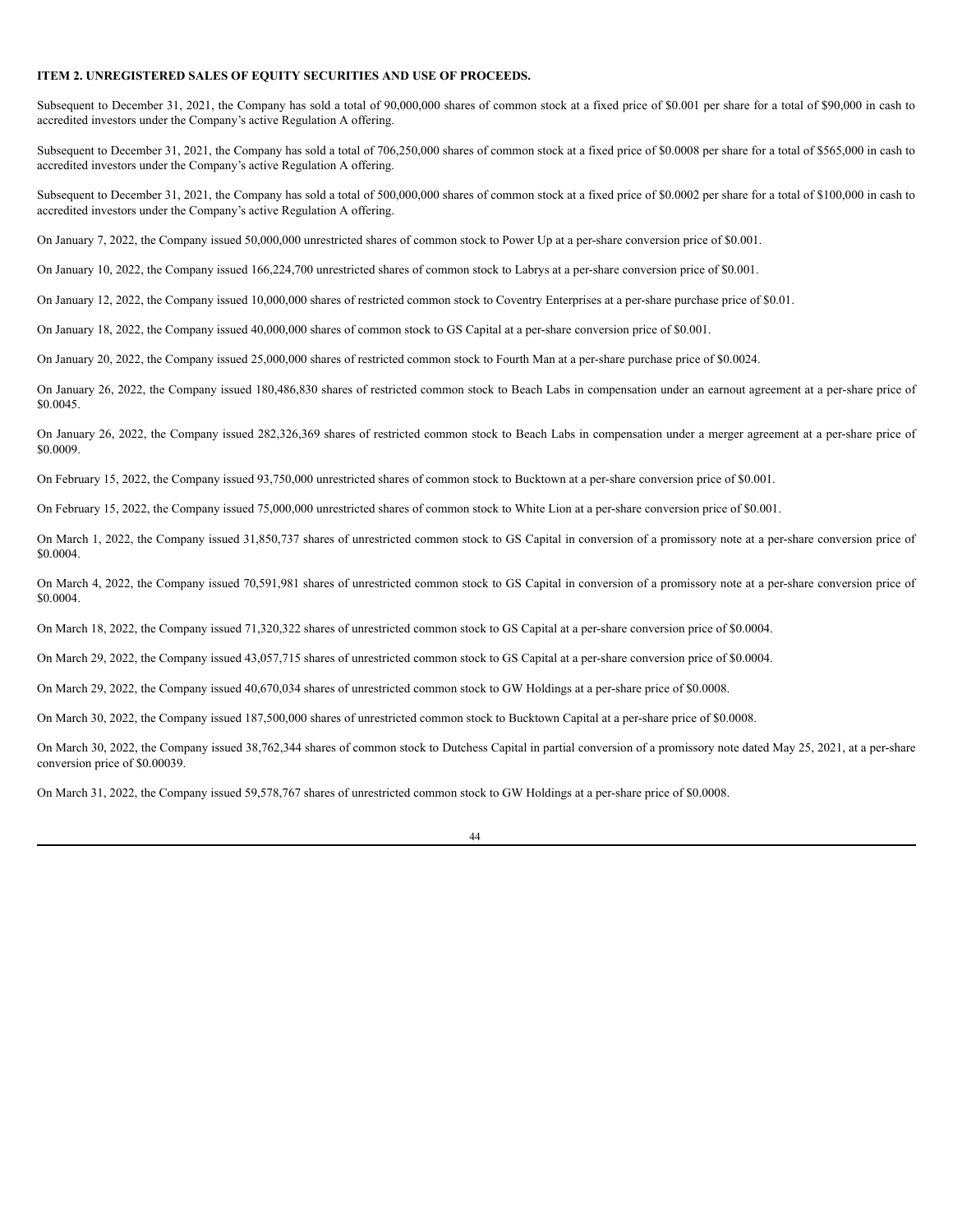**ITEM 2. UNREGISTERED SALES OF EQUITY SECURITIES AND USE OF PROCEEDS.**

Subsequent to December 31, 2021, the Company has sold a total of 90,000,000 shares of common stock at a fixed price of $0.001 per share for a total of $90,000 in cash to accredited investors under the Company's active Regulation A offering.

Subsequent to December 31, 2021, the Company has sold a total of 706,250,000 shares of common stock at a fixed price of $0.0008 per share for a total of $565,000 in cash to accredited investors under the Company's active Regulation A offering.

Subsequent to December 31, 2021, the Company has sold a total of 500,000,000 shares of common stock at a fixed price of $0.0002 per share for a total of $100,000 in cash to accredited investors under the Company's active Regulation A offering.

On January 7, 2022, the Company issued 50,000,000 unrestricted shares of common stock to Power Up at a per-share conversion price of $0.001.

On January 10, 2022, the Company issued 166,224,700 unrestricted shares of common stock to Labrys at a per-share conversion price of $0.001.

On January 12, 2022, the Company issued 10,000,000 shares of restricted common stock to Coventry Enterprises at a per-share purchase price of $0.01.

On January 18, 2022, the Company issued 40,000,000 shares of common stock to GS Capital at a per-share conversion price of $0.001.

On January 20, 2022, the Company issued 25,000,000 shares of restricted common stock to Fourth Man at a per-share purchase price of $0.0024.

On January 26, 2022, the Company issued 180,486,830 shares of restricted common stock to Beach Labs in compensation under an earnout agreement at a per-share price of $0.0045.

On January 26, 2022, the Company issued 282,326,369 shares of restricted common stock to Beach Labs in compensation under a merger agreement at a per-share price of $0.0009.

On February 15, 2022, the Company issued 93,750,000 unrestricted shares of common stock to Bucktown at a per-share conversion price of $0.001.

On February 15, 2022, the Company issued 75,000,000 unrestricted shares of common stock to White Lion at a per-share conversion price of $0.001.

On March 1, 2022, the Company issued 31,850,737 shares of unrestricted common stock to GS Capital in conversion of a promissory note at a per-share conversion price of $0.0004.

On March 4, 2022, the Company issued 70,591,981 shares of unrestricted common stock to GS Capital in conversion of a promissory note at a per-share conversion price of $0.0004.

On March 18, 2022, the Company issued 71,320,322 shares of unrestricted common stock to GS Capital at a per-share conversion price of $0.0004.

On March 29, 2022, the Company issued 43,057,715 shares of unrestricted common stock to GS Capital at a per-share conversion price of $0.0004.

On March 29, 2022, the Company issued 40,670,034 shares of unrestricted common stock to GW Holdings at a per-share price of $0.0008.

On March 30, 2022, the Company issued 187,500,000 shares of unrestricted common stock to Bucktown Capital at a per-share price of $0.0008.

On March 30, 2022, the Company issued 38,762,344 shares of common stock to Dutchess Capital in partial conversion of a promissory note dated May 25, 2021, at a per-share conversion price of $0.00039.

On March 31, 2022, the Company issued 59,578,767 shares of unrestricted common stock to GW Holdings at a per-share price of $0.0008.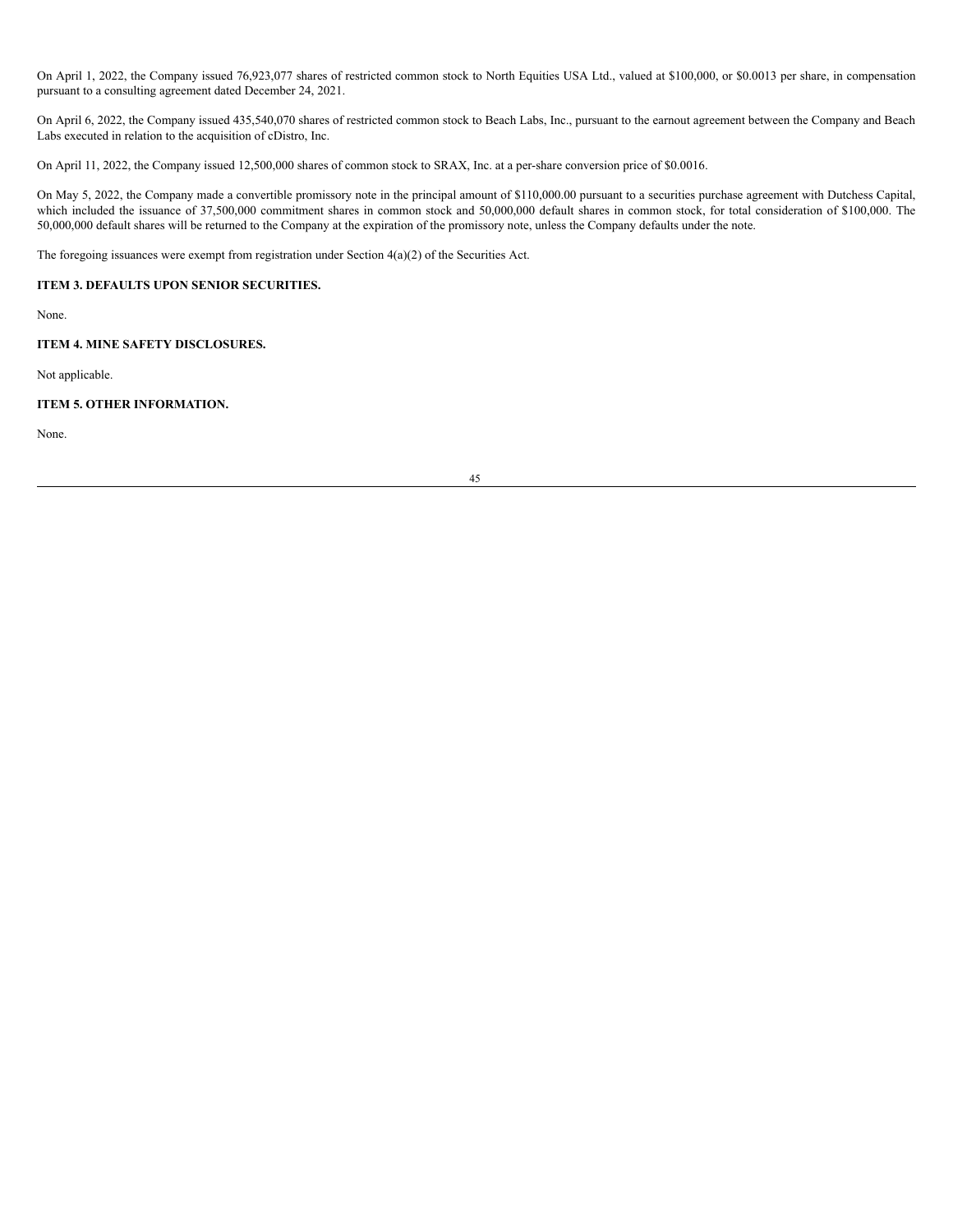On April 1, 2022, the Company issued 76,923,077 shares of restricted common stock to North Equities USA Ltd., valued at $100,000, or $0.0013 per share, in compensation pursuant to a consulting agreement dated December 24, 2021.

On April 6, 2022, the Company issued 435,540,070 shares of restricted common stock to Beach Labs, Inc., pursuant to the earnout agreement between the Company and Beach Labs executed in relation to the acquisition of cDistro, Inc.

On April 11, 2022, the Company issued 12,500,000 shares of common stock to SRAX, Inc. at a per-share conversion price of $0.0016.

On May 5, 2022, the Company made a convertible promissory note in the principal amount of $110,000.00 pursuant to a securities purchase agreement with Dutchess Capital, which included the issuance of 37,500,000 commitment shares in common stock and 50,000,000 default shares in common stock, for total consideration of $100,000. The 50,000,000 default shares will be returned to the Company at the expiration of the promissory note, unless the Company defaults under the note.

The foregoing issuances were exempt from registration under Section 4(a)(2) of the Securities Act.

### ITEM 3. DEFAULTS UPON SENIOR SECURITIES.

None.

### ITEM 4. MINE SAFETY DISCLOSURES.

Not applicable.

### ITEM 5. OTHER INFORMATION.

None.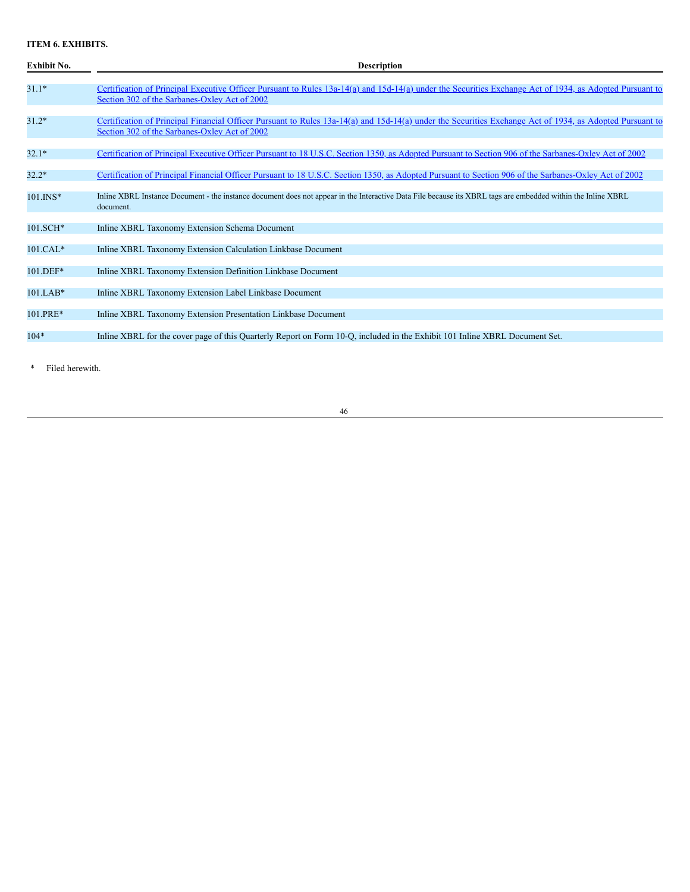**ITEM 6. EXHIBITS.**

| Exhibit No. | Description |
|---|---|
| 31.1* | Certification of Principal Executive Officer Pursuant to Rules 13a-14(a) and 15d-14(a) under the Securities Exchange Act of 1934, as Adopted Pursuant to Section 302 of the Sarbanes-Oxley Act of 2002 |
| 31.2* | Certification of Principal Financial Officer Pursuant to Rules 13a-14(a) and 15d-14(a) under the Securities Exchange Act of 1934, as Adopted Pursuant to Section 302 of the Sarbanes-Oxley Act of 2002 |
| 32.1* | Certification of Principal Executive Officer Pursuant to 18 U.S.C. Section 1350, as Adopted Pursuant to Section 906 of the Sarbanes-Oxley Act of 2002 |
| 32.2* | Certification of Principal Financial Officer Pursuant to 18 U.S.C. Section 1350, as Adopted Pursuant to Section 906 of the Sarbanes-Oxley Act of 2002 |
| 101.INS* | Inline XBRL Instance Document - the instance document does not appear in the Interactive Data File because its XBRL tags are embedded within the Inline XBRL document. |
| 101.SCH* | Inline XBRL Taxonomy Extension Schema Document |
| 101.CAL* | Inline XBRL Taxonomy Extension Calculation Linkbase Document |
| 101.DEF* | Inline XBRL Taxonomy Extension Definition Linkbase Document |
| 101.LAB* | Inline XBRL Taxonomy Extension Label Linkbase Document |
| 101.PRE* | Inline XBRL Taxonomy Extension Presentation Linkbase Document |
| 104* | Inline XBRL for the cover page of this Quarterly Report on Form 10-Q, included in the Exhibit 101 Inline XBRL Document Set. |

\* Filed herewith.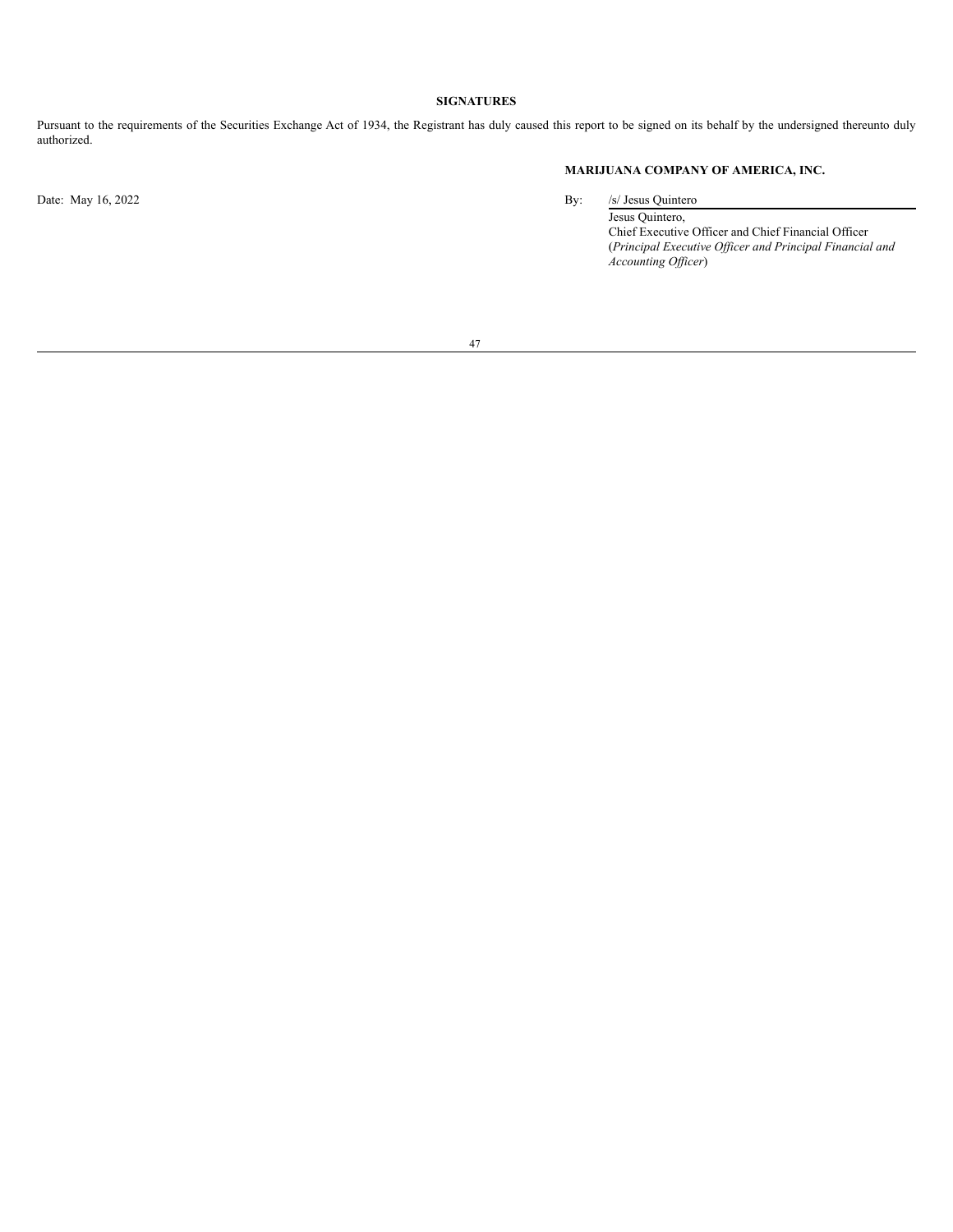## SIGNATURES

Pursuant to the requirements of the Securities Exchange Act of 1934, the Registrant has duly caused this report to be signed on its behalf by the undersigned thereunto duly authorized.

**MARIJUANA COMPANY OF AMERICA, INC.**

Date: May 16, 2022

By: /s/ Jesus Quintero

Jesus Quintero,
Chief Executive Officer and Chief Financial Officer
(*Principal Executive Officer and Principal Financial and Accounting Officer*)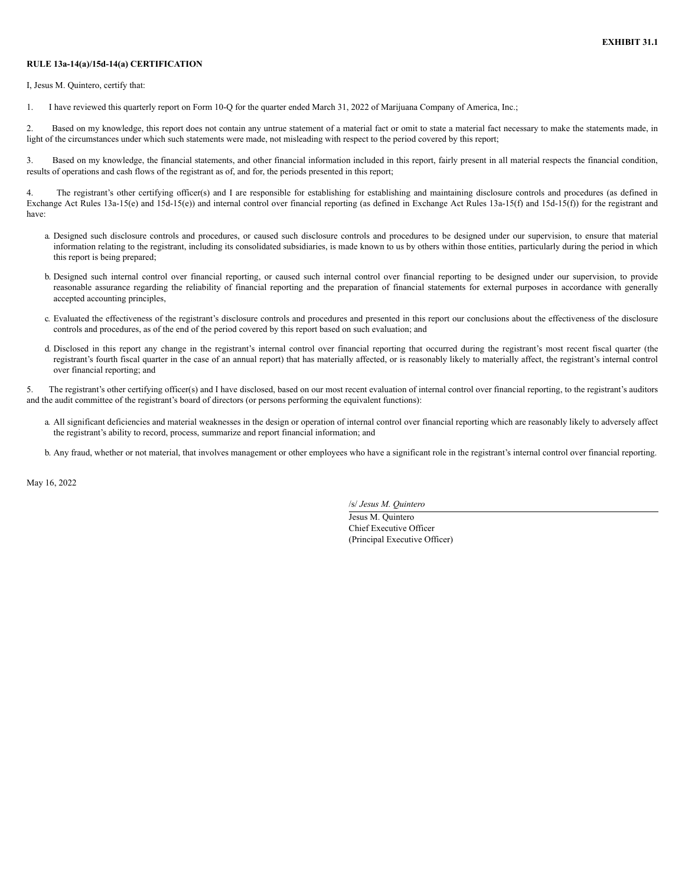**EXHIBIT 31.1**

**RULE 13a-14(a)/15d-14(a) CERTIFICATION**

I, Jesus M. Quintero, certify that:

1. I have reviewed this quarterly report on Form 10-Q for the quarter ended March 31, 2022 of Marijuana Company of America, Inc.;

2. Based on my knowledge, this report does not contain any untrue statement of a material fact or omit to state a material fact necessary to make the statements made, in light of the circumstances under which such statements were made, not misleading with respect to the period covered by this report;

3. Based on my knowledge, the financial statements, and other financial information included in this report, fairly present in all material respects the financial condition, results of operations and cash flows of the registrant as of, and for, the periods presented in this report;

4. The registrant's other certifying officer(s) and I are responsible for establishing for establishing and maintaining disclosure controls and procedures (as defined in Exchange Act Rules 13a-15(e) and 15d-15(e)) and internal control over financial reporting (as defined in Exchange Act Rules 13a-15(f) and 15d-15(f)) for the registrant and have:

   a. Designed such disclosure controls and procedures, or caused such disclosure controls and procedures to be designed under our supervision, to ensure that material information relating to the registrant, including its consolidated subsidiaries, is made known to us by others within those entities, particularly during the period in which this report is being prepared;

   b. Designed such internal control over financial reporting, or caused such internal control over financial reporting to be designed under our supervision, to provide reasonable assurance regarding the reliability of financial reporting and the preparation of financial statements for external purposes in accordance with generally accepted accounting principles,

   c. Evaluated the effectiveness of the registrant's disclosure controls and procedures and presented in this report our conclusions about the effectiveness of the disclosure controls and procedures, as of the end of the period covered by this report based on such evaluation; and

   d. Disclosed in this report any change in the registrant's internal control over financial reporting that occurred during the registrant's most recent fiscal quarter (the registrant's fourth fiscal quarter in the case of an annual report) that has materially affected, or is reasonably likely to materially affect, the registrant's internal control over financial reporting; and

5. The registrant's other certifying officer(s) and I have disclosed, based on our most recent evaluation of internal control over financial reporting, to the registrant's auditors and the audit committee of the registrant's board of directors (or persons performing the equivalent functions):

   a. All significant deficiencies and material weaknesses in the design or operation of internal control over financial reporting which are reasonably likely to adversely affect the registrant's ability to record, process, summarize and report financial information; and

   b. Any fraud, whether or not material, that involves management or other employees who have a significant role in the registrant's internal control over financial reporting.

May 16, 2022

/s/ *Jesus M. Quintero*

Jesus M. Quintero
Chief Executive Officer
(Principal Executive Officer)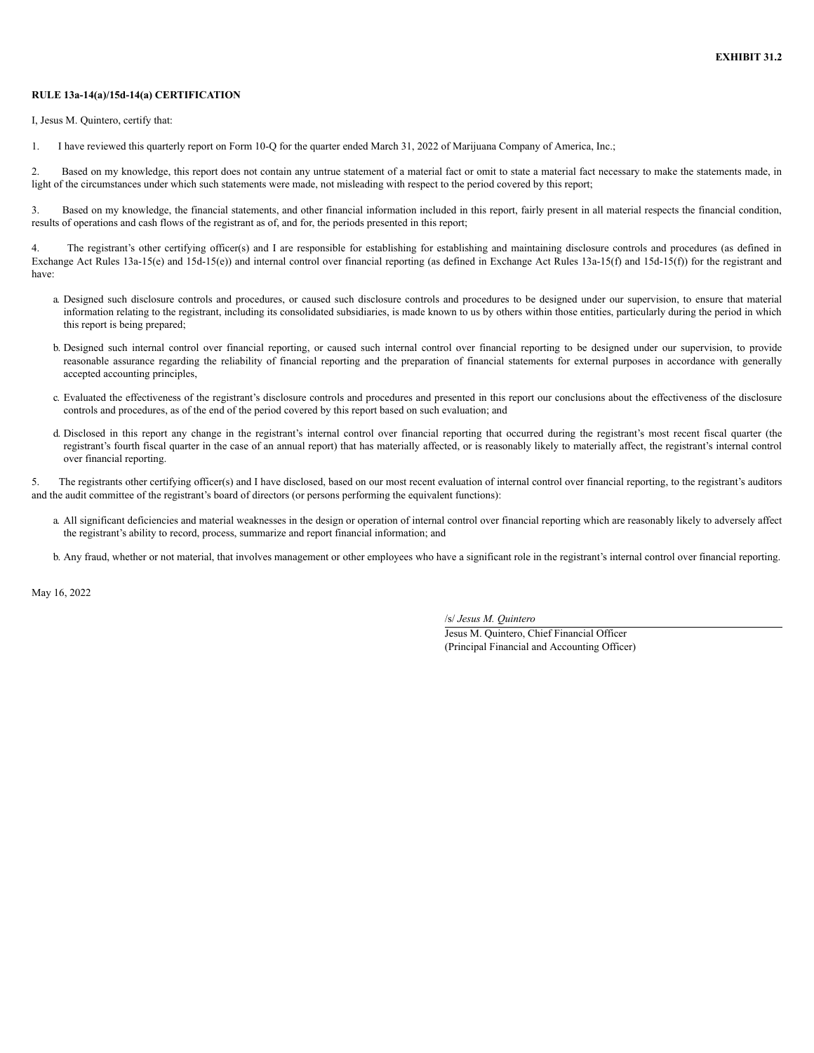**EXHIBIT 31.2**

**RULE 13a-14(a)/15d-14(a) CERTIFICATION**

I, Jesus M. Quintero, certify that:

1. I have reviewed this quarterly report on Form 10-Q for the quarter ended March 31, 2022 of Marijuana Company of America, Inc.;

2. Based on my knowledge, this report does not contain any untrue statement of a material fact or omit to state a material fact necessary to make the statements made, in light of the circumstances under which such statements were made, not misleading with respect to the period covered by this report;

3. Based on my knowledge, the financial statements, and other financial information included in this report, fairly present in all material respects the financial condition, results of operations and cash flows of the registrant as of, and for, the periods presented in this report;

4. The registrant's other certifying officer(s) and I are responsible for establishing for establishing and maintaining disclosure controls and procedures (as defined in Exchange Act Rules 13a-15(e) and 15d-15(e)) and internal control over financial reporting (as defined in Exchange Act Rules 13a-15(f) and 15d-15(f)) for the registrant and have:

   a. Designed such disclosure controls and procedures, or caused such disclosure controls and procedures to be designed under our supervision, to ensure that material information relating to the registrant, including its consolidated subsidiaries, is made known to us by others within those entities, particularly during the period in which this report is being prepared;

   b. Designed such internal control over financial reporting, or caused such internal control over financial reporting to be designed under our supervision, to provide reasonable assurance regarding the reliability of financial reporting and the preparation of financial statements for external purposes in accordance with generally accepted accounting principles,

   c. Evaluated the effectiveness of the registrant's disclosure controls and procedures and presented in this report our conclusions about the effectiveness of the disclosure controls and procedures, as of the end of the period covered by this report based on such evaluation; and

   d. Disclosed in this report any change in the registrant's internal control over financial reporting that occurred during the registrant's most recent fiscal quarter (the registrant's fourth fiscal quarter in the case of an annual report) that has materially affected, or is reasonably likely to materially affect, the registrant's internal control over financial reporting.

5. The registrants other certifying officer(s) and I have disclosed, based on our most recent evaluation of internal control over financial reporting, to the registrant's auditors and the audit committee of the registrant's board of directors (or persons performing the equivalent functions):

   a. All significant deficiencies and material weaknesses in the design or operation of internal control over financial reporting which are reasonably likely to adversely affect the registrant's ability to record, process, summarize and report financial information; and

   b. Any fraud, whether or not material, that involves management or other employees who have a significant role in the registrant's internal control over financial reporting.

May 16, 2022

/s/ *Jesus M. Quintero*

Jesus M. Quintero, Chief Financial Officer
(Principal Financial and Accounting Officer)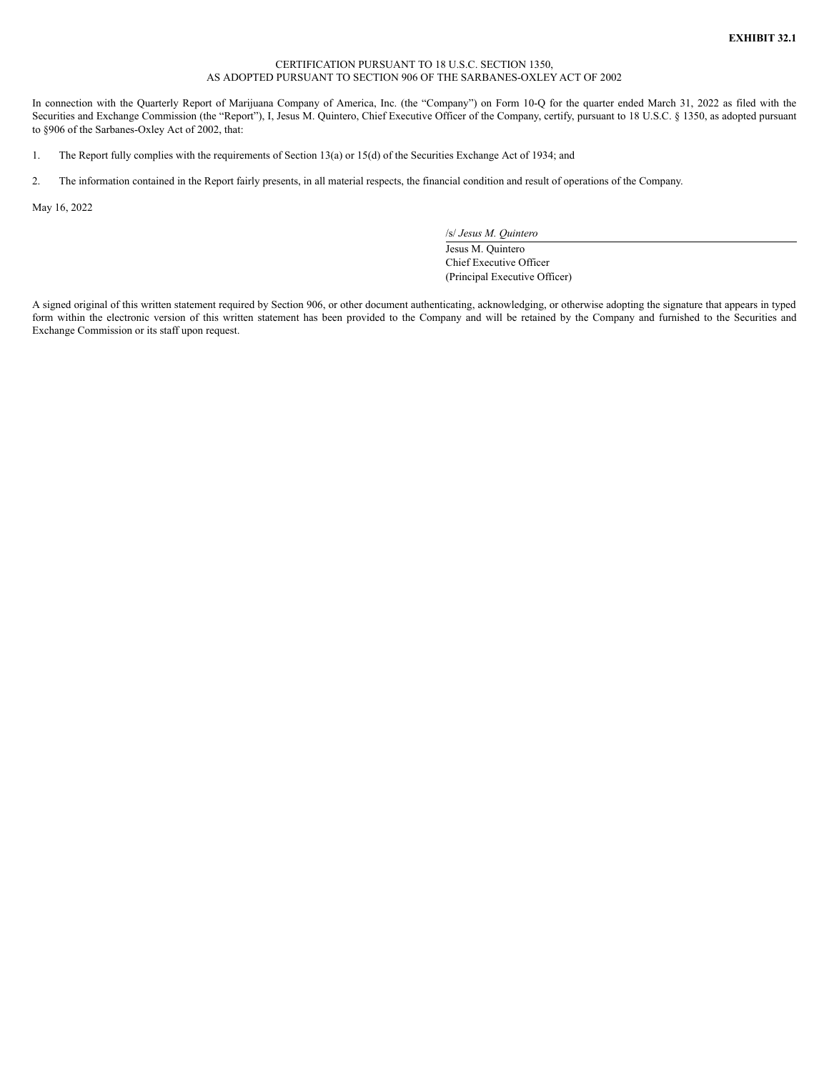**EXHIBIT 32.1**

CERTIFICATION PURSUANT TO 18 U.S.C. SECTION 1350,
AS ADOPTED PURSUANT TO SECTION 906 OF THE SARBANES-OXLEY ACT OF 2002

In connection with the Quarterly Report of Marijuana Company of America, Inc. (the "Company") on Form 10-Q for the quarter ended March 31, 2022 as filed with the Securities and Exchange Commission (the "Report"), I, Jesus M. Quintero, Chief Executive Officer of the Company, certify, pursuant to 18 U.S.C. § 1350, as adopted pursuant to §906 of the Sarbanes-Oxley Act of 2002, that:

1. The Report fully complies with the requirements of Section 13(a) or 15(d) of the Securities Exchange Act of 1934; and
2. The information contained in the Report fairly presents, in all material respects, the financial condition and result of operations of the Company.

May 16, 2022

/s/ *Jesus M. Quintero*
Jesus M. Quintero
Chief Executive Officer
(Principal Executive Officer)

A signed original of this written statement required by Section 906, or other document authenticating, acknowledging, or otherwise adopting the signature that appears in typed form within the electronic version of this written statement has been provided to the Company and will be retained by the Company and furnished to the Securities and Exchange Commission or its staff upon request.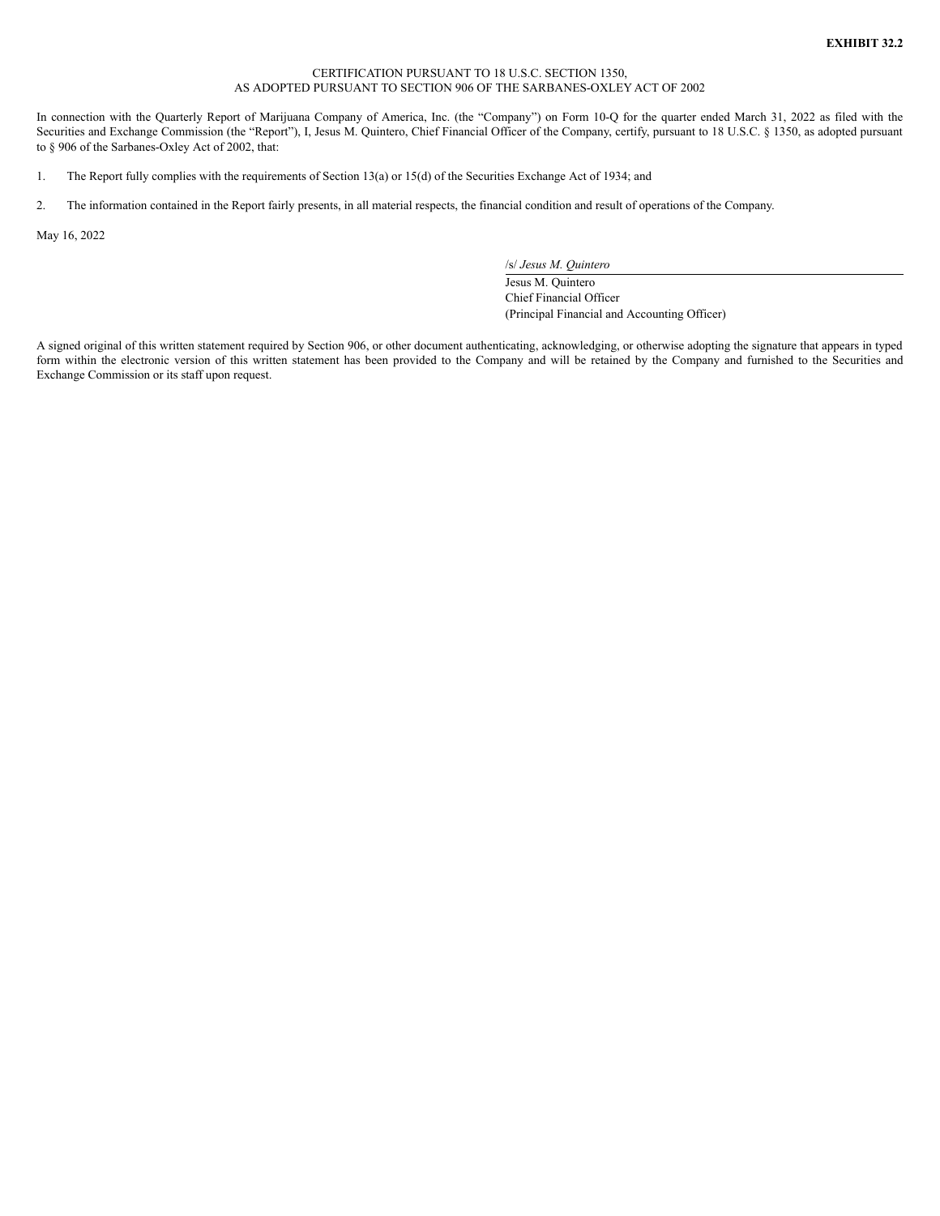**EXHIBIT 32.2**

CERTIFICATION PURSUANT TO 18 U.S.C. SECTION 1350,
AS ADOPTED PURSUANT TO SECTION 906 OF THE SARBANES-OXLEY ACT OF 2002

In connection with the Quarterly Report of Marijuana Company of America, Inc. (the "Company") on Form 10-Q for the quarter ended March 31, 2022 as filed with the Securities and Exchange Commission (the "Report"), I, Jesus M. Quintero, Chief Financial Officer of the Company, certify, pursuant to 18 U.S.C. § 1350, as adopted pursuant to § 906 of the Sarbanes-Oxley Act of 2002, that:

1. The Report fully complies with the requirements of Section 13(a) or 15(d) of the Securities Exchange Act of 1934; and

2. The information contained in the Report fairly presents, in all material respects, the financial condition and result of operations of the Company.

May 16, 2022

/s/ *Jesus M. Quintero*
Jesus M. Quintero
Chief Financial Officer
(Principal Financial and Accounting Officer)

A signed original of this written statement required by Section 906, or other document authenticating, acknowledging, or otherwise adopting the signature that appears in typed form within the electronic version of this written statement has been provided to the Company and will be retained by the Company and furnished to the Securities and Exchange Commission or its staff upon request.